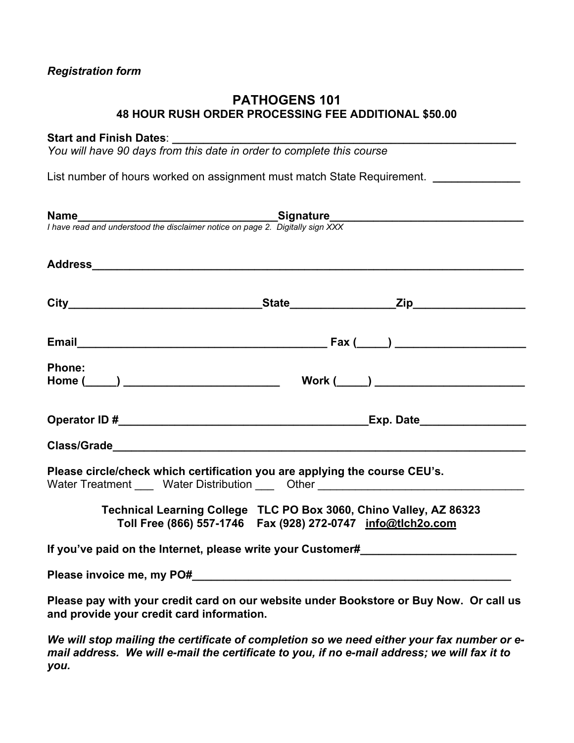*Registration form*

# PATHOGENS 101

### 48 HOUR RUSH ORDER PROCESSING FEE ADDITIONAL $50.00

**Start and Finish Dates**: ____________________________________________________

*You will have 90 days from this date in order to complete this course*

List number of hours worked on assignment must match State Requirement. **_____________**

**Name**________________________________**Signature**______________________________

*I have read and understood the disclaimer notice on page 2. Digitally sign XXX*

**Address**_______________________________________________________________________

**City**_______________________________**State**________________**Zip**_________________

**Email**________________________________________ **Fax (_____)** ____________________

**Phone:**
**Home (_____)** ________________________ **Work (_____)** ________________________

**Operator ID #**_______________________________________**Exp. Date**________________

**Class/Grade**___________________________________________________________________

**Please circle/check which certification you are applying the course CEU's.**
Water Treatment ___ Water Distribution ___ Other _________________________________

**Technical Learning College TLC PO Box 3060, Chino Valley, AZ 86323**
**Toll Free (866) 557-1746 Fax (928) 272-0747 info@tlch2o.com**

**If you've paid on the Internet, please write your Customer#________________________**

**Please invoice me, my PO#_____________________________________________________**

**Please pay with your credit card on our website under Bookstore or Buy Now. Or call us and provide your credit card information.**

***We will stop mailing the certificate of completion so we need either your fax number or e-mail address. We will e-mail the certificate to you, if no e-mail address; we will fax it to you.***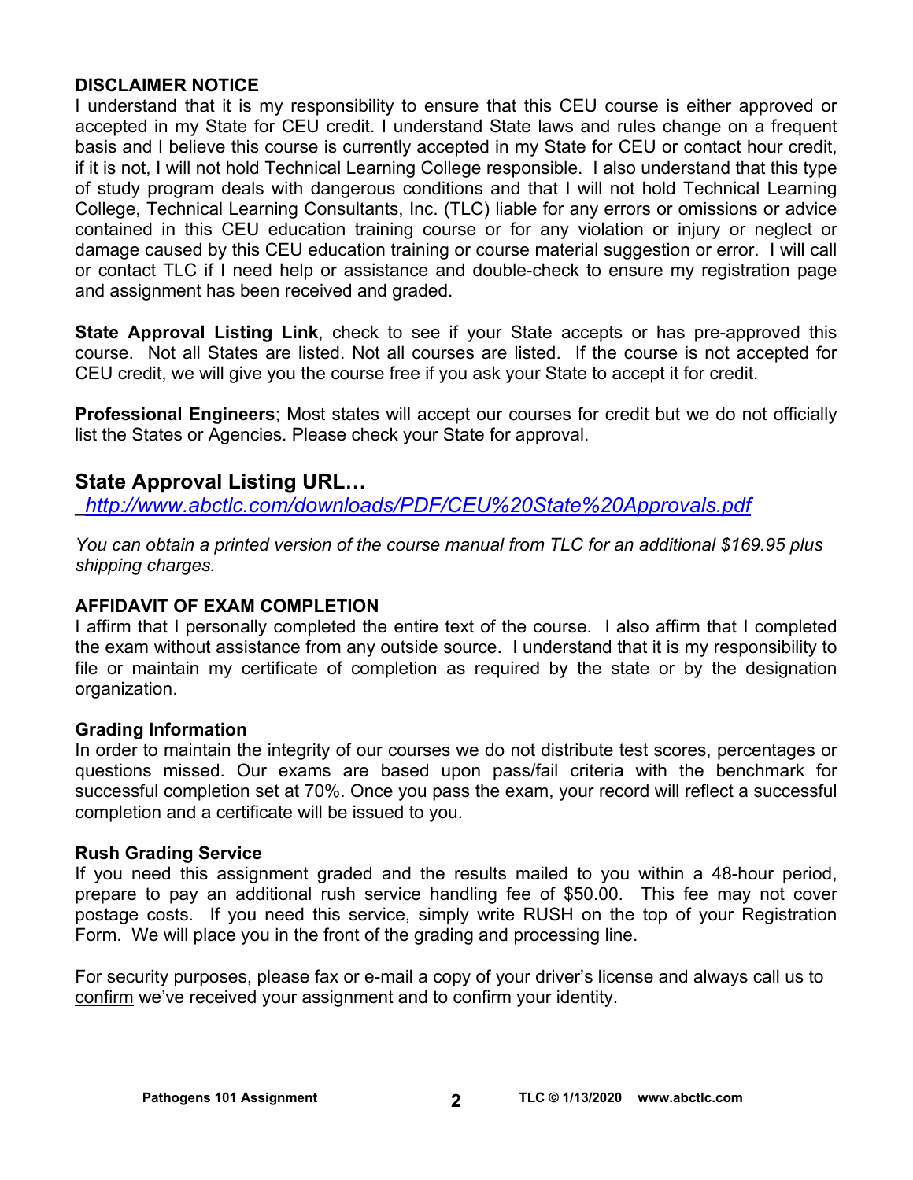**DISCLAIMER NOTICE**

I understand that it is my responsibility to ensure that this CEU course is either approved or accepted in my State for CEU credit. I understand State laws and rules change on a frequent basis and I believe this course is currently accepted in my State for CEU or contact hour credit, if it is not, I will not hold Technical Learning College responsible. I also understand that this type of study program deals with dangerous conditions and that I will not hold Technical Learning College, Technical Learning Consultants, Inc. (TLC) liable for any errors or omissions or advice contained in this CEU education training course or for any violation or injury or neglect or damage caused by this CEU education training or course material suggestion or error. I will call or contact TLC if I need help or assistance and double-check to ensure my registration page and assignment has been received and graded.

**State Approval Listing Link**, check to see if your State accepts or has pre-approved this course. Not all States are listed. Not all courses are listed. If the course is not accepted for CEU credit, we will give you the course free if you ask your State to accept it for credit.

**Professional Engineers**; Most states will accept our courses for credit but we do not officially list the States or Agencies. Please check your State for approval.

## State Approval Listing URL…

*http://www.abctlc.com/downloads/PDF/CEU%20State%20Approvals.pdf*

*You can obtain a printed version of the course manual from TLC for an additional $169.95 plus shipping charges.*

**AFFIDAVIT OF EXAM COMPLETION**

I affirm that I personally completed the entire text of the course. I also affirm that I completed the exam without assistance from any outside source. I understand that it is my responsibility to file or maintain my certificate of completion as required by the state or by the designation organization.

**Grading Information**

In order to maintain the integrity of our courses we do not distribute test scores, percentages or questions missed. Our exams are based upon pass/fail criteria with the benchmark for successful completion set at 70%. Once you pass the exam, your record will reflect a successful completion and a certificate will be issued to you.

**Rush Grading Service**

If you need this assignment graded and the results mailed to you within a 48-hour period, prepare to pay an additional rush service handling fee of $50.00. This fee may not cover postage costs. If you need this service, simply write RUSH on the top of your Registration Form. We will place you in the front of the grading and processing line.

For security purposes, please fax or e-mail a copy of your driver's license and always call us to confirm we've received your assignment and to confirm your identity.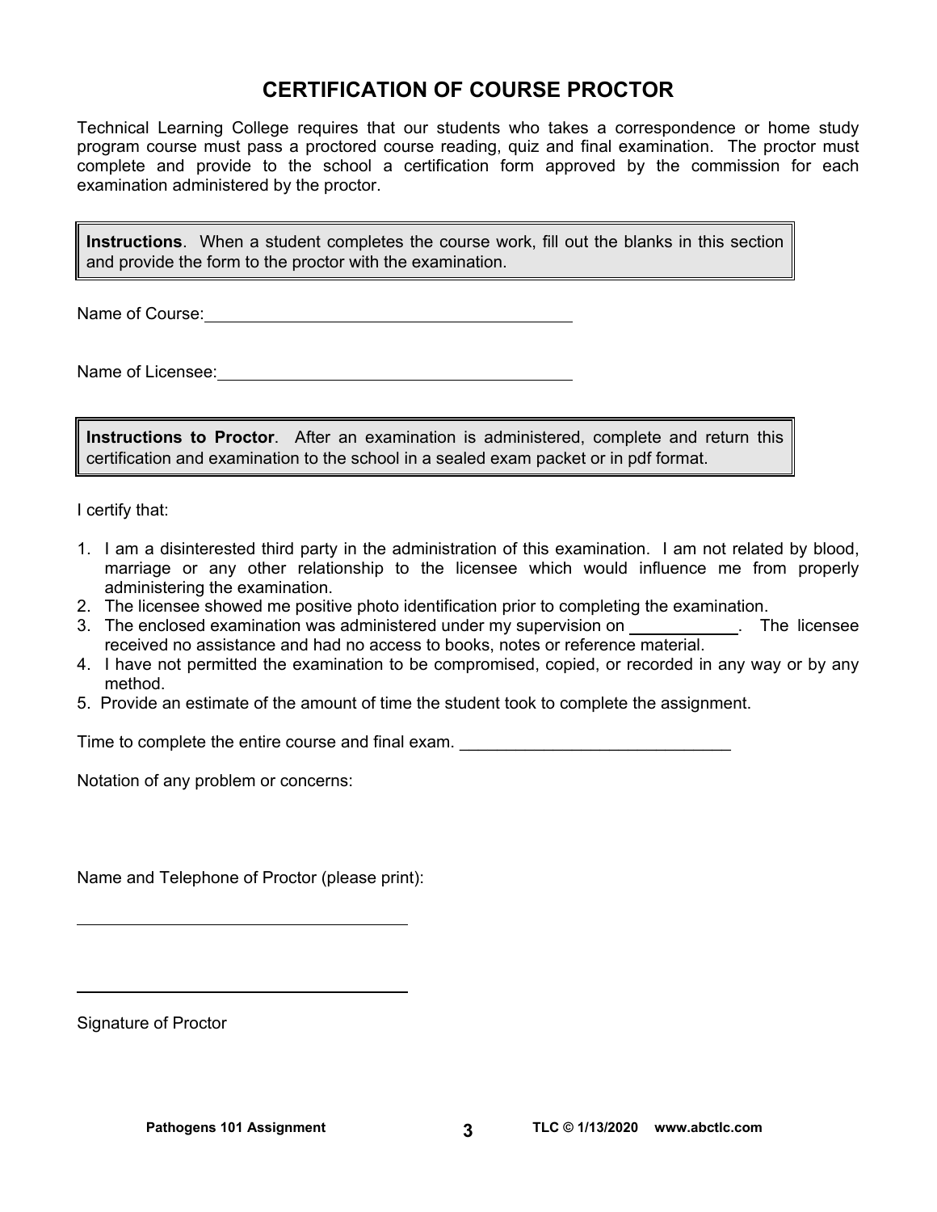# CERTIFICATION OF COURSE PROCTOR

Technical Learning College requires that our students who takes a correspondence or home study program course must pass a proctored course reading, quiz and final examination. The proctor must complete and provide to the school a certification form approved by the commission for each examination administered by the proctor.

**Instructions**. When a student completes the course work, fill out the blanks in this section and provide the form to the proctor with the examination.

Name of Course: ________________________________________

Name of Licensee: ________________________________________

**Instructions to Proctor**. After an examination is administered, complete and return this certification and examination to the school in a sealed exam packet or in pdf format.

I certify that:

1. I am a disinterested third party in the administration of this examination. I am not related by blood, marriage or any other relationship to the licensee which would influence me from properly administering the examination.
2. The licensee showed me positive photo identification prior to completing the examination.
3. The enclosed examination was administered under my supervision on ____________. The licensee received no assistance and had no access to books, notes or reference material.
4. I have not permitted the examination to be compromised, copied, or recorded in any way or by any method.
5. Provide an estimate of the amount of time the student took to complete the assignment.

Time to complete the entire course and final exam. ______________________________

Notation of any problem or concerns:

Name and Telephone of Proctor (please print):

_____________________________________

_____________________________________

Signature of Proctor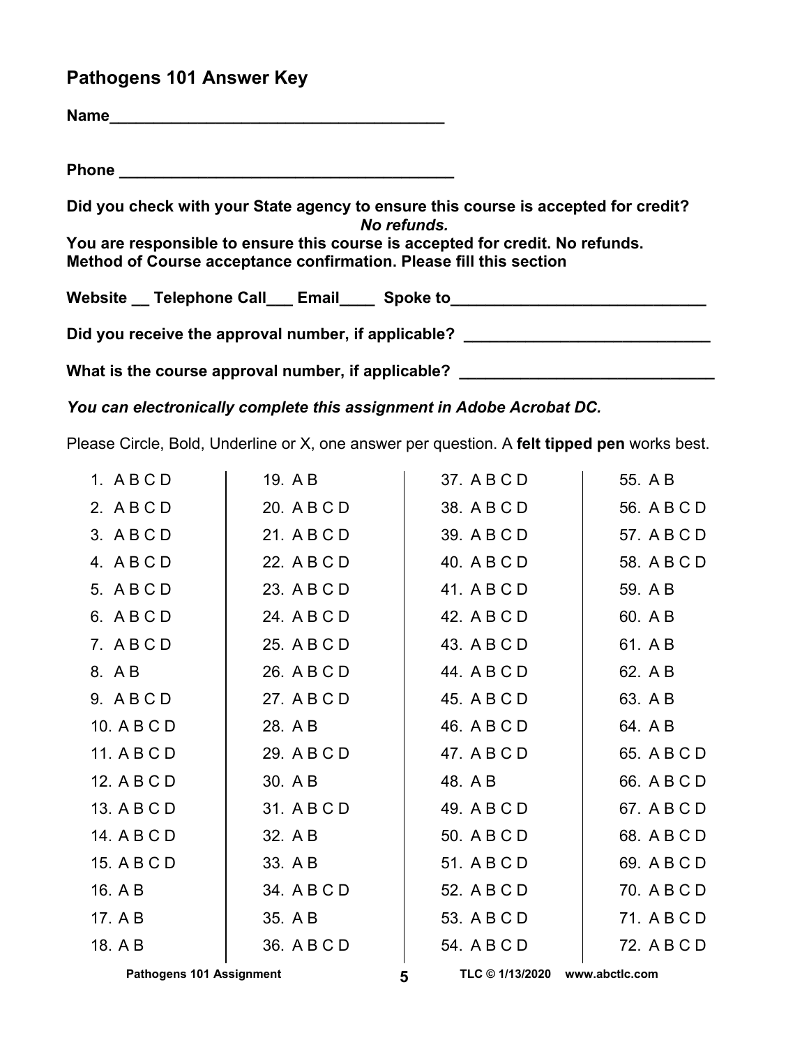## Pathogens 101 Answer Key

**Name_______________________________________**

**Phone _______________________________________**

**Did you check with your State agency to ensure this course is accepted for credit?**
***No refunds.***
**You are responsible to ensure this course is accepted for credit. No refunds.**
**Method of Course acceptance confirmation. Please fill this section**

**Website __ Telephone Call___ Email____ Spoke to_____________________________**

**Did you receive the approval number, if applicable? ____________________________**

**What is the course approval number, if applicable? _____________________________**

***You can electronically complete this assignment in Adobe Acrobat DC.***

Please Circle, Bold, Underline or X, one answer per question. A **felt tipped pen** works best.

| | | | |
|---|---|---|---|
| 1. A B C D | 19. A B | 37. A B C D | 55. A B |
| 2. A B C D | 20. A B C D | 38. A B C D | 56. A B C D |
| 3. A B C D | 21. A B C D | 39. A B C D | 57. A B C D |
| 4. A B C D | 22. A B C D | 40. A B C D | 58. A B C D |
| 5. A B C D | 23. A B C D | 41. A B C D | 59. A B |
| 6. A B C D | 24. A B C D | 42. A B C D | 60. A B |
| 7. A B C D | 25. A B C D | 43. A B C D | 61. A B |
| 8. A B | 26. A B C D | 44. A B C D | 62. A B |
| 9. A B C D | 27. A B C D | 45. A B C D | 63. A B |
| 10. A B C D | 28. A B | 46. A B C D | 64. A B |
| 11. A B C D | 29. A B C D | 47. A B C D | 65. A B C D |
| 12. A B C D | 30. A B | 48. A B | 66. A B C D |
| 13. A B C D | 31. A B C D | 49. A B C D | 67. A B C D |
| 14. A B C D | 32. A B | 50. A B C D | 68. A B C D |
| 15. A B C D | 33. A B | 51. A B C D | 69. A B C D |
| 16. A B | 34. A B C D | 52. A B C D | 70. A B C D |
| 17. A B | 35. A B | 53. A B C D | 71. A B C D |
| 18. A B | 36. A B C D | 54. A B C D | 72. A B C D |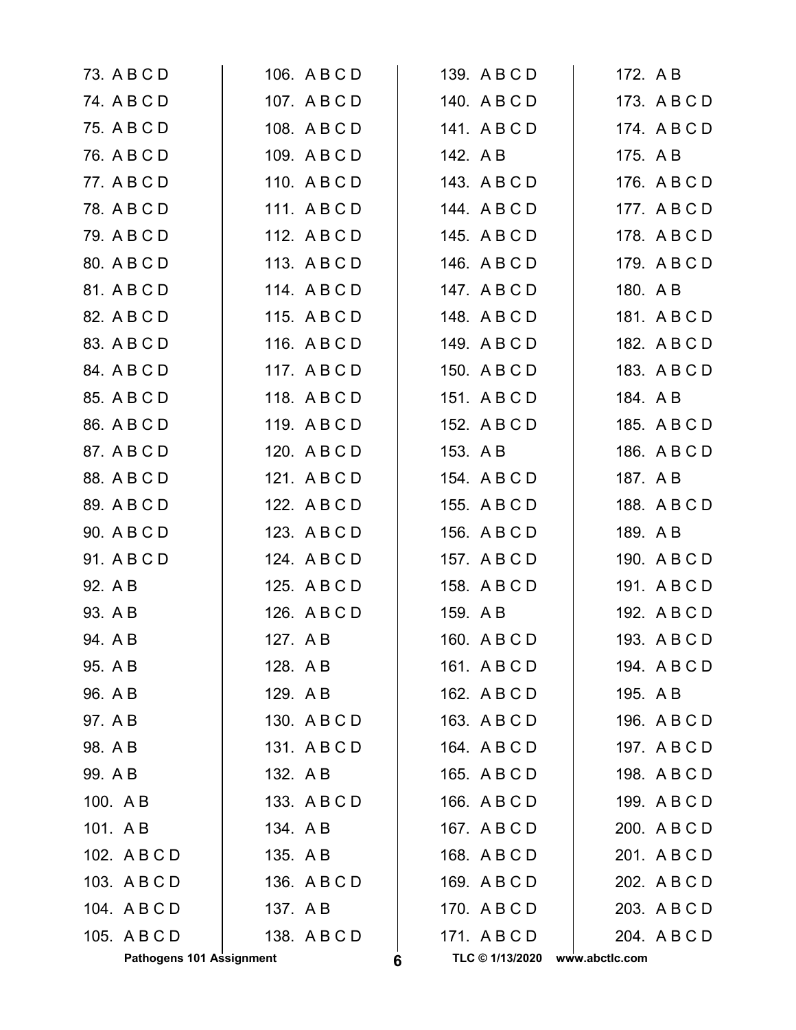73. A B C D
74. A B C D
75. A B C D
76. A B C D
77. A B C D
78. A B C D
79. A B C D
80. A B C D
81. A B C D
82. A B C D
83. A B C D
84. A B C D
85. A B C D
86. A B C D
87. A B C D
88. A B C D
89. A B C D
90. A B C D
91. A B C D
92. A B
93. A B
94. A B
95. A B
96. A B
97. A B
98. A B
99. A B
100. A B
101. A B
102. A B C D
103. A B C D
104. A B C D
105. A B C D
106. A B C D
107. A B C D
108. A B C D
109. A B C D
110. A B C D
111. A B C D
112. A B C D
113. A B C D
114. A B C D
115. A B C D
116. A B C D
117. A B C D
118. A B C D
119. A B C D
120. A B C D
121. A B C D
122. A B C D
123. A B C D
124. A B C D
125. A B C D
126. A B C D
127. A B
128. A B
129. A B
130. A B C D
131. A B C D
132. A B
133. A B C D
134. A B
135. A B
136. A B C D
137. A B
138. A B C D
139. A B C D
140. A B C D
141. A B C D
142. A B
143. A B C D
144. A B C D
145. A B C D
146. A B C D
147. A B C D
148. A B C D
149. A B C D
150. A B C D
151. A B C D
152. A B C D
153. A B
154. A B C D
155. A B C D
156. A B C D
157. A B C D
158. A B C D
159. A B
160. A B C D
161. A B C D
162. A B C D
163. A B C D
164. A B C D
165. A B C D
166. A B C D
167. A B C D
168. A B C D
169. A B C D
170. A B C D
171. A B C D
172. A B
173. A B C D
174. A B C D
175. A B
176. A B C D
177. A B C D
178. A B C D
179. A B C D
180. A B
181. A B C D
182. A B C D
183. A B C D
184. A B
185. A B C D
186. A B C D
187. A B
188. A B C D
189. A B
190. A B C D
191. A B C D
192. A B C D
193. A B C D
194. A B C D
195. A B
196. A B C D
197. A B C D
198. A B C D
199. A B C D
200. A B C D
201. A B C D
202. A B C D
203. A B C D
204. A B C D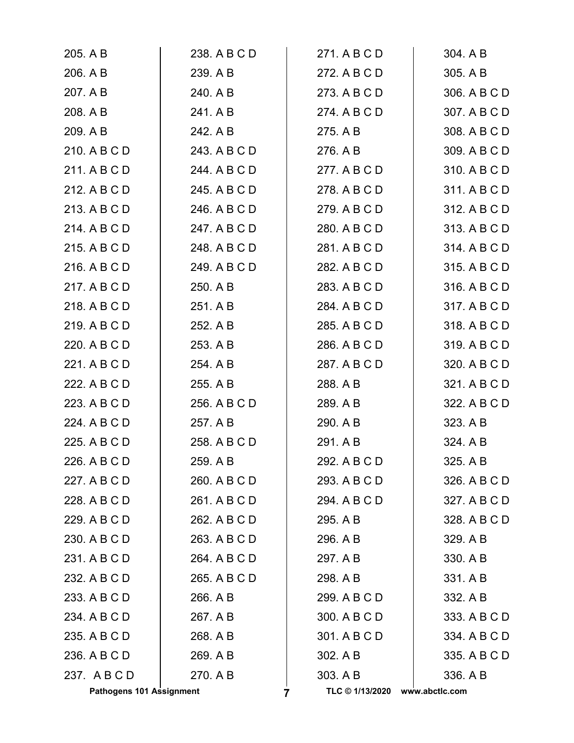205. A B
206. A B
207. A B
208. A B
209. A B
210. A B C D
211. A B C D
212. A B C D
213. A B C D
214. A B C D
215. A B C D
216. A B C D
217. A B C D
218. A B C D
219. A B C D
220. A B C D
221. A B C D
222. A B C D
223. A B C D
224. A B C D
225. A B C D
226. A B C D
227. A B C D
228. A B C D
229. A B C D
230. A B C D
231. A B C D
232. A B C D
233. A B C D
234. A B C D
235. A B C D
236. A B C D
237. A B C D
238. A B C D
239. A B
240. A B
241. A B
242. A B
243. A B C D
244. A B C D
245. A B C D
246. A B C D
247. A B C D
248. A B C D
249. A B C D
250. A B
251. A B
252. A B
253. A B
254. A B
255. A B
256. A B C D
257. A B
258. A B C D
259. A B
260. A B C D
261. A B C D
262. A B C D
263. A B C D
264. A B C D
265. A B C D
266. A B
267. A B
268. A B
269. A B
270. A B
271. A B C D
272. A B C D
273. A B C D
274. A B C D
275. A B
276. A B
277. A B C D
278. A B C D
279. A B C D
280. A B C D
281. A B C D
282. A B C D
283. A B C D
284. A B C D
285. A B C D
286. A B C D
287. A B C D
288. A B
289. A B
290. A B
291. A B
292. A B C D
293. A B C D
294. A B C D
295. A B
296. A B
297. A B
298. A B
299. A B C D
300. A B C D
301. A B C D
302. A B
303. A B
304. A B
305. A B
306. A B C D
307. A B C D
308. A B C D
309. A B C D
310. A B C D
311. A B C D
312. A B C D
313. A B C D
314. A B C D
315. A B C D
316. A B C D
317. A B C D
318. A B C D
319. A B C D
320. A B C D
321. A B C D
322. A B C D
323. A B
324. A B
325. A B
326. A B C D
327. A B C D
328. A B C D
329. A B
330. A B
331. A B
332. A B
333. A B C D
334. A B C D
335. A B C D
336. A B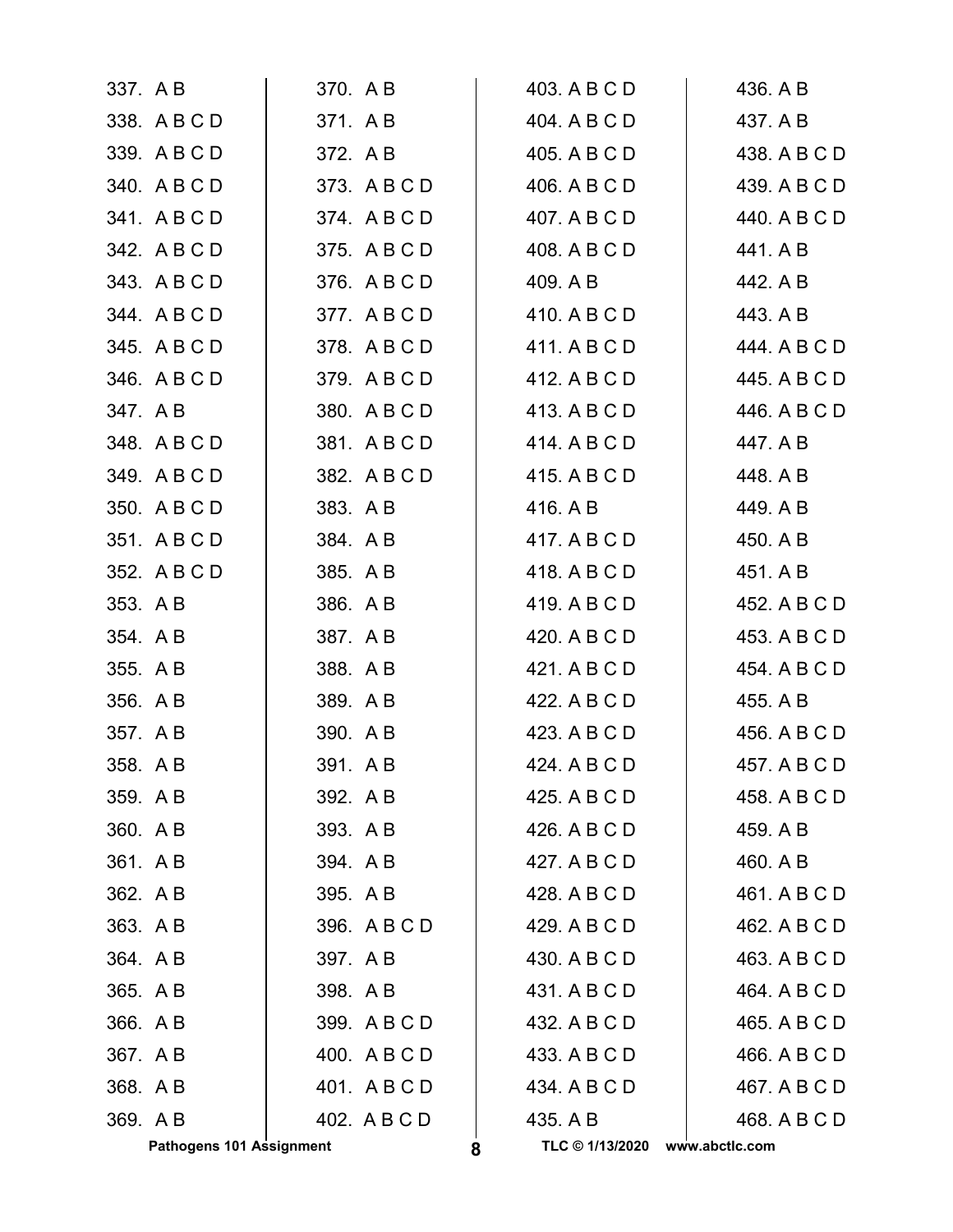337. A B
338. A B C D
339. A B C D
340. A B C D
341. A B C D
342. A B C D
343. A B C D
344. A B C D
345. A B C D
346. A B C D
347. A B
348. A B C D
349. A B C D
350. A B C D
351. A B C D
352. A B C D
353. A B
354. A B
355. A B
356. A B
357. A B
358. A B
359. A B
360. A B
361. A B
362. A B
363. A B
364. A B
365. A B
366. A B
367. A B
368. A B
369. A B
370. A B
371. A B
372. A B
373. A B C D
374. A B C D
375. A B C D
376. A B C D
377. A B C D
378. A B C D
379. A B C D
380. A B C D
381. A B C D
382. A B C D
383. A B
384. A B
385. A B
386. A B
387. A B
388. A B
389. A B
390. A B
391. A B
392. A B
393. A B
394. A B
395. A B
396. A B C D
397. A B
398. A B
399. A B C D
400. A B C D
401. A B C D
402. A B C D
403. A B C D
404. A B C D
405. A B C D
406. A B C D
407. A B C D
408. A B C D
409. A B
410. A B C D
411. A B C D
412. A B C D
413. A B C D
414. A B C D
415. A B C D
416. A B
417. A B C D
418. A B C D
419. A B C D
420. A B C D
421. A B C D
422. A B C D
423. A B C D
424. A B C D
425. A B C D
426. A B C D
427. A B C D
428. A B C D
429. A B C D
430. A B C D
431. A B C D
432. A B C D
433. A B C D
434. A B C D
435. A B
436. A B
437. A B
438. A B C D
439. A B C D
440. A B C D
441. A B
442. A B
443. A B
444. A B C D
445. A B C D
446. A B C D
447. A B
448. A B
449. A B
450. A B
451. A B
452. A B C D
453. A B C D
454. A B C D
455. A B
456. A B C D
457. A B C D
458. A B C D
459. A B
460. A B
461. A B C D
462. A B C D
463. A B C D
464. A B C D
465. A B C D
466. A B C D
467. A B C D
468. A B C D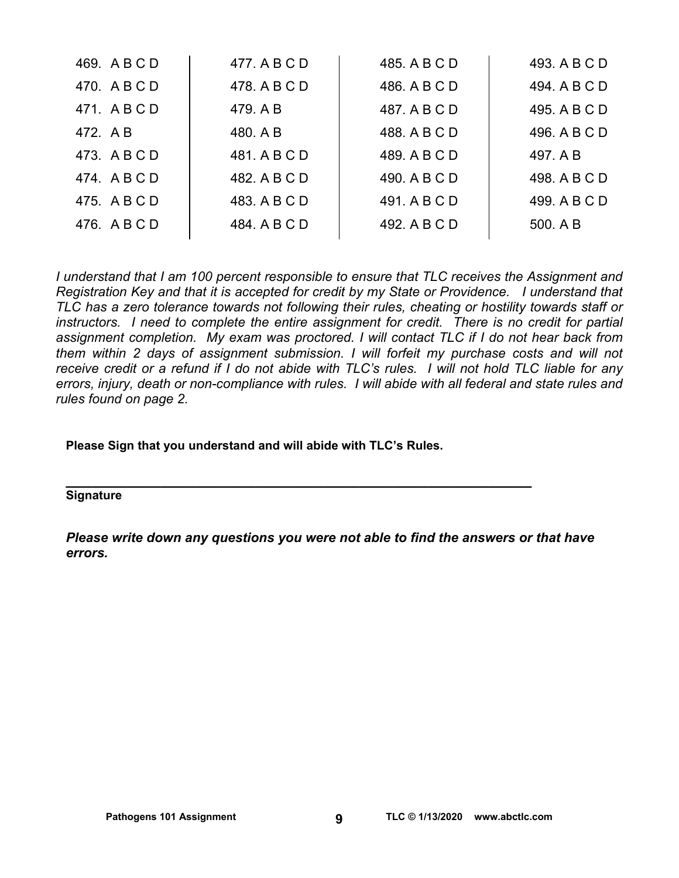| | | | |
|---|---|---|---|
| 469. A B C D | 477. A B C D | 485. A B C D | 493. A B C D |
| 470. A B C D | 478. A B C D | 486. A B C D | 494. A B C D |
| 471. A B C D | 479. A B | 487. A B C D | 495. A B C D |
| 472. A B | 480. A B | 488. A B C D | 496. A B C D |
| 473. A B C D | 481. A B C D | 489. A B C D | 497. A B |
| 474. A B C D | 482. A B C D | 490. A B C D | 498. A B C D |
| 475. A B C D | 483. A B C D | 491. A B C D | 499. A B C D |
| 476. A B C D | 484. A B C D | 492. A B C D | 500. A B |

*I understand that I am 100 percent responsible to ensure that TLC receives the Assignment and Registration Key and that it is accepted for credit by my State or Providence. I understand that TLC has a zero tolerance towards not following their rules, cheating or hostility towards staff or instructors. I need to complete the entire assignment for credit. There is no credit for partial assignment completion. My exam was proctored. I will contact TLC if I do not hear back from them within 2 days of assignment submission. I will forfeit my purchase costs and will not receive credit or a refund if I do not abide with TLC's rules. I will not hold TLC liable for any errors, injury, death or non-compliance with rules. I will abide with all federal and state rules and rules found on page 2.*

**Please Sign that you understand and will abide with TLC's Rules.**

________________________________________________________________

**Signature**

***Please write down any questions you were not able to find the answers or that have errors.***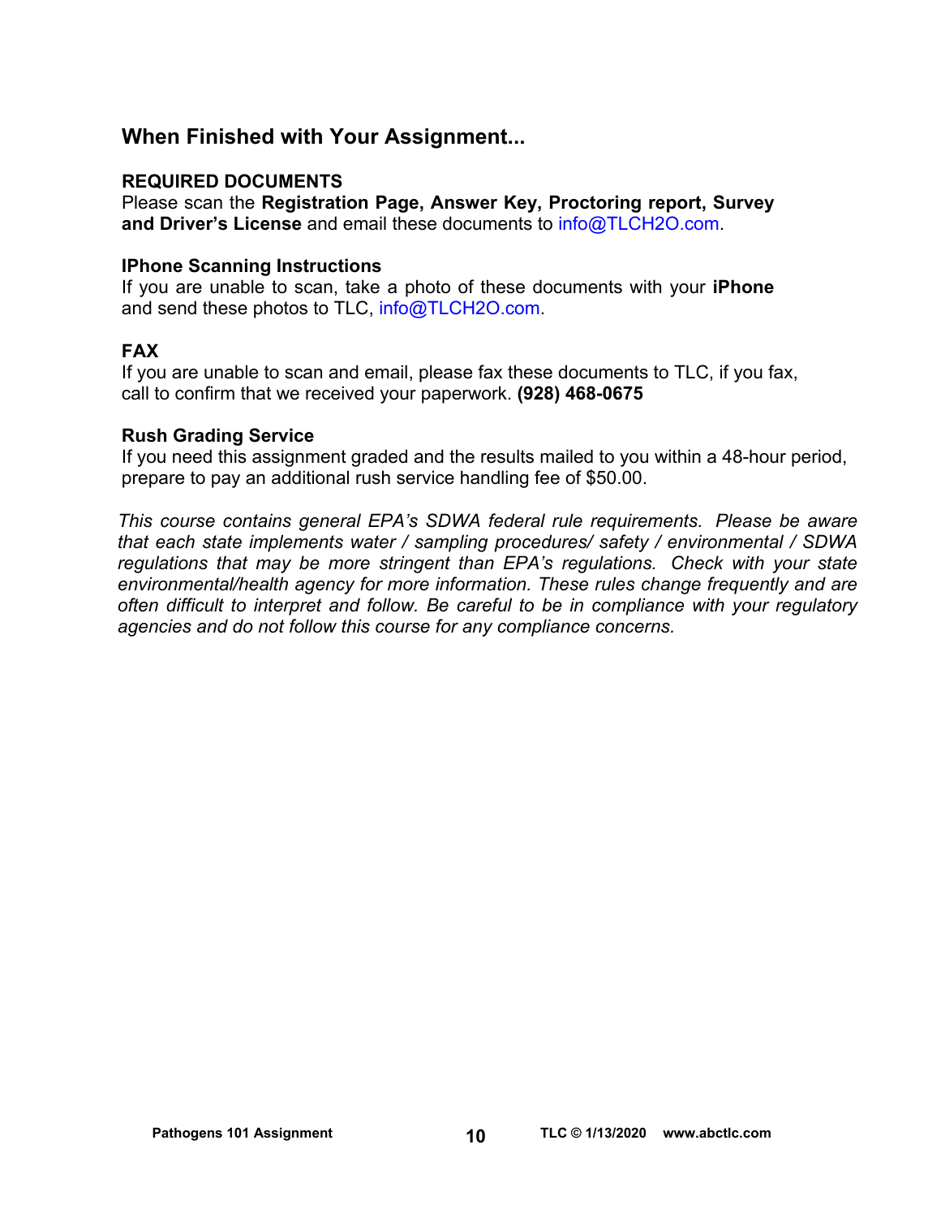## When Finished with Your Assignment...

**REQUIRED DOCUMENTS**
Please scan the **Registration Page, Answer Key, Proctoring report, Survey and Driver's License** and email these documents to info@TLCH2O.com.

**IPhone Scanning Instructions**
If you are unable to scan, take a photo of these documents with your **iPhone** and send these photos to TLC, info@TLCH2O.com.

**FAX**
If you are unable to scan and email, please fax these documents to TLC, if you fax, call to confirm that we received your paperwork. **(928) 468-0675**

**Rush Grading Service**
If you need this assignment graded and the results mailed to you within a 48-hour period, prepare to pay an additional rush service handling fee of $50.00.

*This course contains general EPA's SDWA federal rule requirements. Please be aware that each state implements water / sampling procedures/ safety / environmental / SDWA regulations that may be more stringent than EPA's regulations. Check with your state environmental/health agency for more information. These rules change frequently and are often difficult to interpret and follow. Be careful to be in compliance with your regulatory agencies and do not follow this course for any compliance concerns.*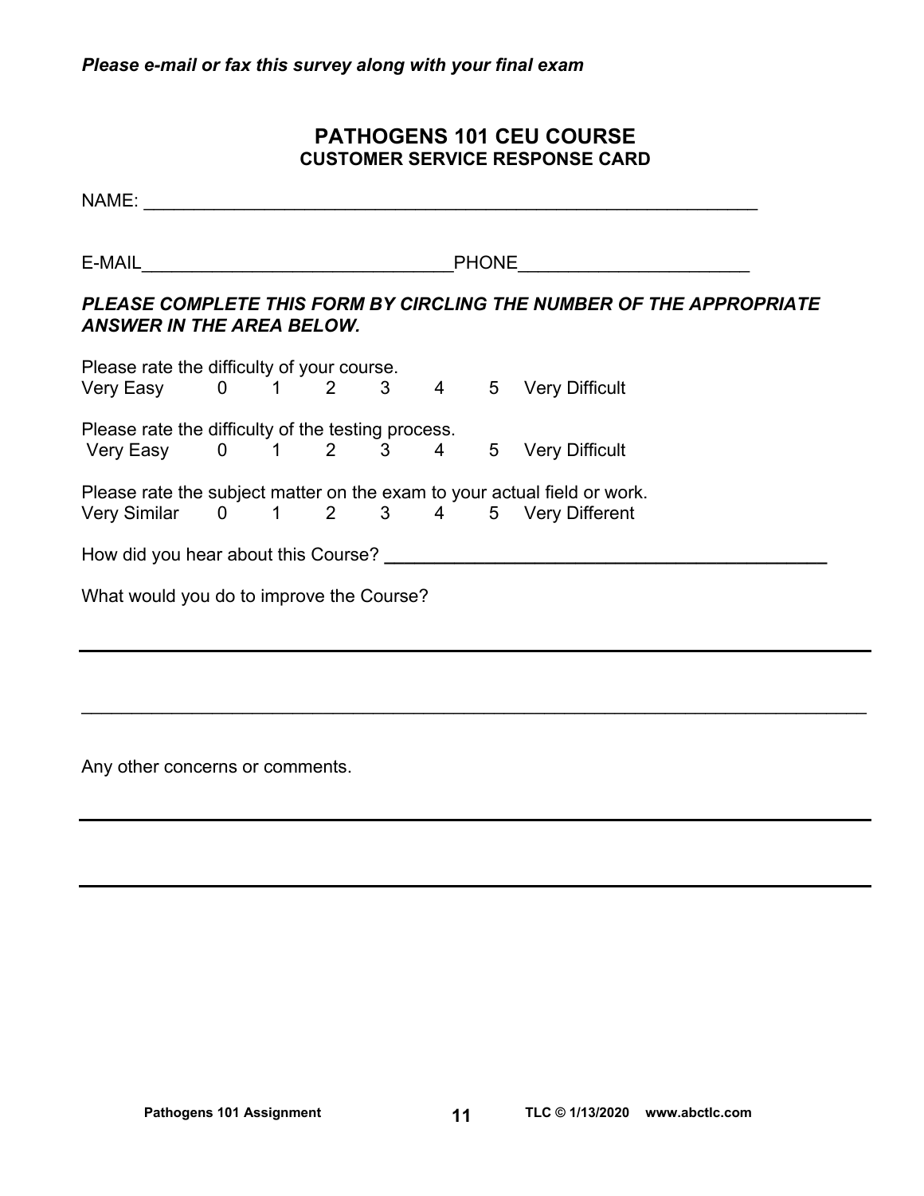*Please e-mail or fax this survey along with your final exam*

## PATHOGENS 101 CEU COURSE
### CUSTOMER SERVICE RESPONSE CARD

NAME: _______________________________________________________________

E-MAIL________________________________PHONE_______________________

***PLEASE COMPLETE THIS FORM BY CIRCLING THE NUMBER OF THE APPROPRIATE ANSWER IN THE AREA BELOW.***

Please rate the difficulty of your course.
Very Easy 0 1 2 3 4 5 Very Difficult

Please rate the difficulty of the testing process.
Very Easy 0 1 2 3 4 5 Very Difficult

Please rate the subject matter on the exam to your actual field or work.
Very Similar 0 1 2 3 4 5 Very Different

How did you hear about this Course? _______________________________________

What would you do to improve the Course?

_______________________________________________________________________________

_______________________________________________________________________________

Any other concerns or comments.

_______________________________________________________________________________

_______________________________________________________________________________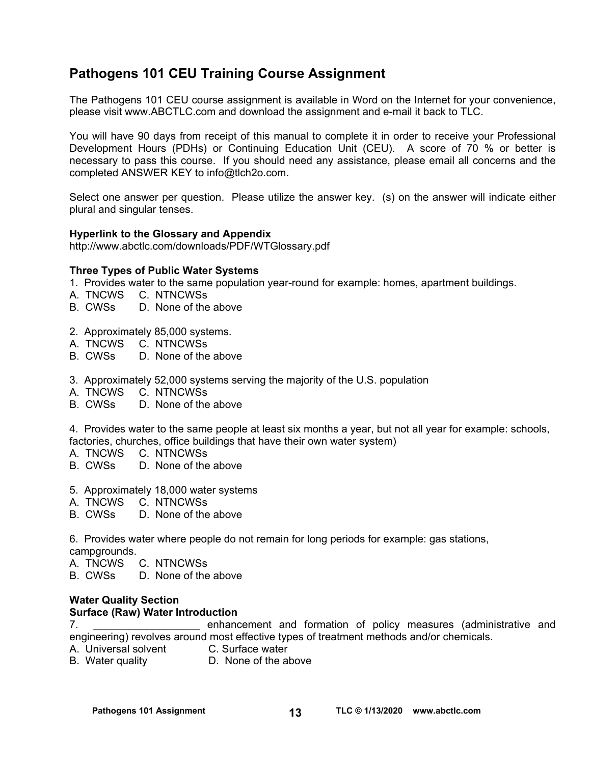## Pathogens 101 CEU Training Course Assignment

The Pathogens 101 CEU course assignment is available in Word on the Internet for your convenience, please visit www.ABCTLC.com and download the assignment and e-mail it back to TLC.

You will have 90 days from receipt of this manual to complete it in order to receive your Professional Development Hours (PDHs) or Continuing Education Unit (CEU). A score of 70 % or better is necessary to pass this course. If you should need any assistance, please email all concerns and the completed ANSWER KEY to info@tlch2o.com.

Select one answer per question. Please utilize the answer key. (s) on the answer will indicate either plural and singular tenses.

**Hyperlink to the Glossary and Appendix**
http://www.abctlc.com/downloads/PDF/WTGlossary.pdf

**Three Types of Public Water Systems**

1. Provides water to the same population year-round for example: homes, apartment buildings.
A. TNCWS C. NTNCWSs
B. CWSs D. None of the above

2. Approximately 85,000 systems.
A. TNCWS C. NTNCWSs
B. CWSs D. None of the above

3. Approximately 52,000 systems serving the majority of the U.S. population
A. TNCWS C. NTNCWSs
B. CWSs D. None of the above

4. Provides water to the same people at least six months a year, but not all year for example: schools, factories, churches, office buildings that have their own water system)
A. TNCWS C. NTNCWSs
B. CWSs D. None of the above

5. Approximately 18,000 water systems
A. TNCWS C. NTNCWSs
B. CWSs D. None of the above

6. Provides water where people do not remain for long periods for example: gas stations, campgrounds.
A. TNCWS C. NTNCWSs
B. CWSs D. None of the above

**Water Quality Section**
**Surface (Raw) Water Introduction**

7. __________________ enhancement and formation of policy measures (administrative and engineering) revolves around most effective types of treatment methods and/or chemicals.
A. Universal solvent C. Surface water
B. Water quality D. None of the above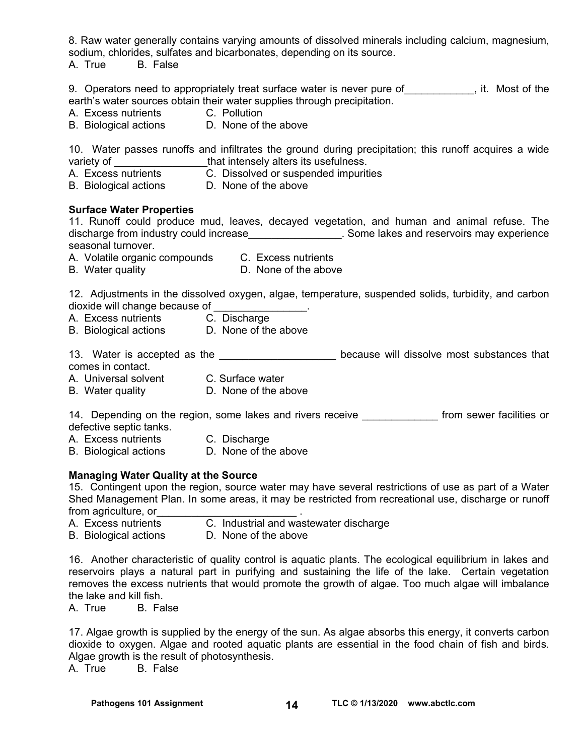8. Raw water generally contains varying amounts of dissolved minerals including calcium, magnesium, sodium, chlorides, sulfates and bicarbonates, depending on its source.
A. True B. False

9. Operators need to appropriately treat surface water is never pure of____________, it. Most of the earth's water sources obtain their water supplies through precipitation.
A. Excess nutrients C. Pollution
B. Biological actions D. None of the above

10. Water passes runoffs and infiltrates the ground during precipitation; this runoff acquires a wide variety of ________________that intensely alters its usefulness.
A. Excess nutrients C. Dissolved or suspended impurities
B. Biological actions D. None of the above

**Surface Water Properties**

11. Runoff could produce mud, leaves, decayed vegetation, and human and animal refuse. The discharge from industry could increase________________. Some lakes and reservoirs may experience seasonal turnover.
A. Volatile organic compounds C. Excess nutrients
B. Water quality D. None of the above

12. Adjustments in the dissolved oxygen, algae, temperature, suspended solids, turbidity, and carbon dioxide will change because of ________________.
A. Excess nutrients C. Discharge
B. Biological actions D. None of the above

13. Water is accepted as the ____________________ because will dissolve most substances that comes in contact.
A. Universal solvent C. Surface water
B. Water quality D. None of the above

14. Depending on the region, some lakes and rivers receive _____________ from sewer facilities or defective septic tanks.
A. Excess nutrients C. Discharge
B. Biological actions D. None of the above

**Managing Water Quality at the Source**

15. Contingent upon the region, source water may have several restrictions of use as part of a Water Shed Management Plan. In some areas, it may be restricted from recreational use, discharge or runoff from agriculture, or_________________________ .
A. Excess nutrients C. Industrial and wastewater discharge
B. Biological actions D. None of the above

16. Another characteristic of quality control is aquatic plants. The ecological equilibrium in lakes and reservoirs plays a natural part in purifying and sustaining the life of the lake. Certain vegetation removes the excess nutrients that would promote the growth of algae. Too much algae will imbalance the lake and kill fish.
A. True B. False

17. Algae growth is supplied by the energy of the sun. As algae absorbs this energy, it converts carbon dioxide to oxygen. Algae and rooted aquatic plants are essential in the food chain of fish and birds. Algae growth is the result of photosynthesis.
A. True B. False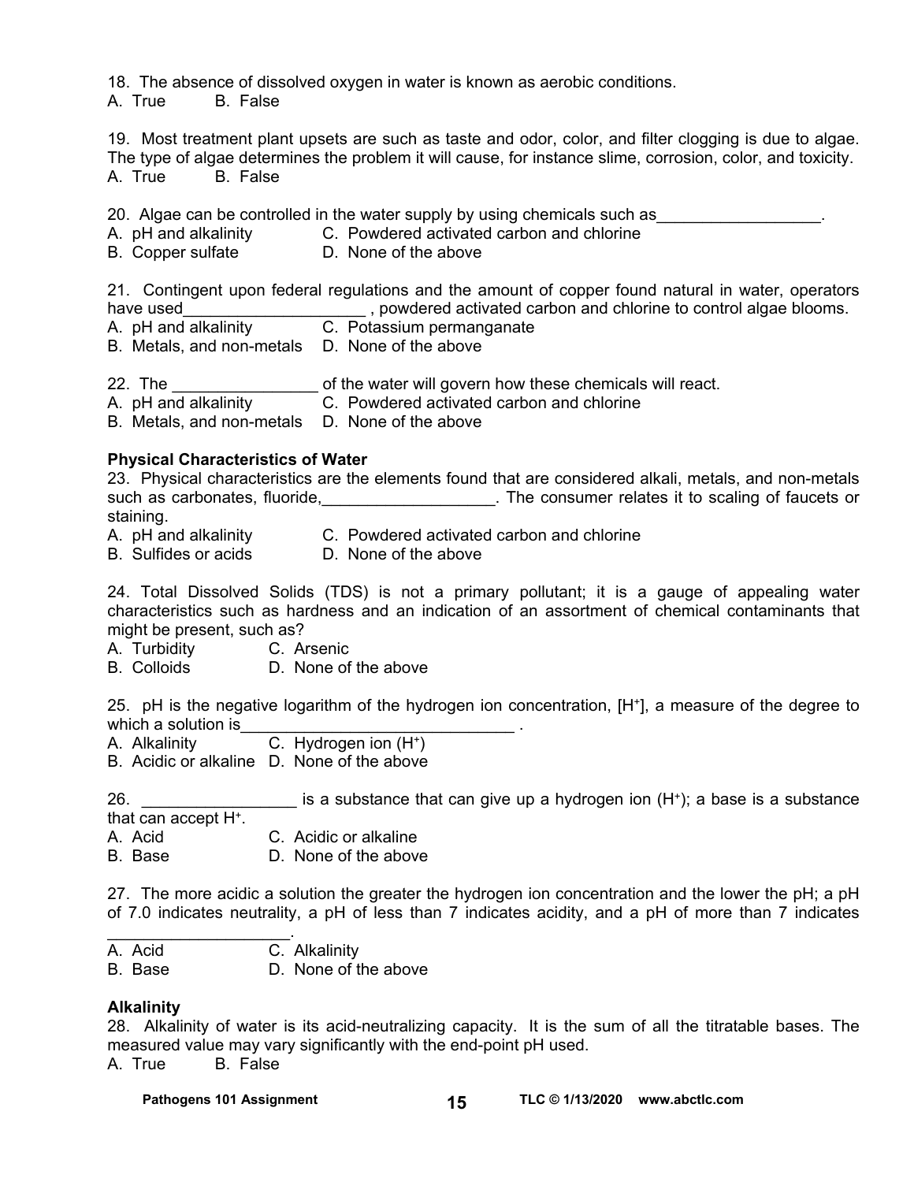18. The absence of dissolved oxygen in water is known as aerobic conditions.
A. True B. False

19. Most treatment plant upsets are such as taste and odor, color, and filter clogging is due to algae. The type of algae determines the problem it will cause, for instance slime, corrosion, color, and toxicity.
A. True B. False

20. Algae can be controlled in the water supply by using chemicals such as__________________.
A. pH and alkalinity C. Powdered activated carbon and chlorine
B. Copper sulfate D. None of the above

21. Contingent upon federal regulations and the amount of copper found natural in water, operators have used____________________ , powdered activated carbon and chlorine to control algae blooms.
A. pH and alkalinity C. Potassium permanganate
B. Metals, and non-metals D. None of the above

22. The ________________ of the water will govern how these chemicals will react.
A. pH and alkalinity C. Powdered activated carbon and chlorine
B. Metals, and non-metals D. None of the above

**Physical Characteristics of Water**

23. Physical characteristics are the elements found that are considered alkali, metals, and non-metals such as carbonates, fluoride,___________________. The consumer relates it to scaling of faucets or staining.
A. pH and alkalinity C. Powdered activated carbon and chlorine
B. Sulfides or acids D. None of the above

24. Total Dissolved Solids (TDS) is not a primary pollutant; it is a gauge of appealing water characteristics such as hardness and an indication of an assortment of chemical contaminants that might be present, such as?
A. Turbidity C. Arsenic
B. Colloids D. None of the above

25. pH is the negative logarithm of the hydrogen ion concentration, $[H^+]$, a measure of the degree to which a solution is______________________________ .
A. Alkalinity C. Hydrogen ion $(H^+)$
B. Acidic or alkaline D. None of the above

26. _________________ is a substance that can give up a hydrogen ion $(H^+)$; a base is a substance that can accept $H^+$.
A. Acid C. Acidic or alkaline
B. Base D. None of the above

27. The more acidic a solution the greater the hydrogen ion concentration and the lower the pH; a pH of 7.0 indicates neutrality, a pH of less than 7 indicates acidity, and a pH of more than 7 indicates ____________________.
A. Acid C. Alkalinity
B. Base D. None of the above

**Alkalinity**

28. Alkalinity of water is its acid-neutralizing capacity. It is the sum of all the titratable bases. The measured value may vary significantly with the end-point pH used.
A. True B. False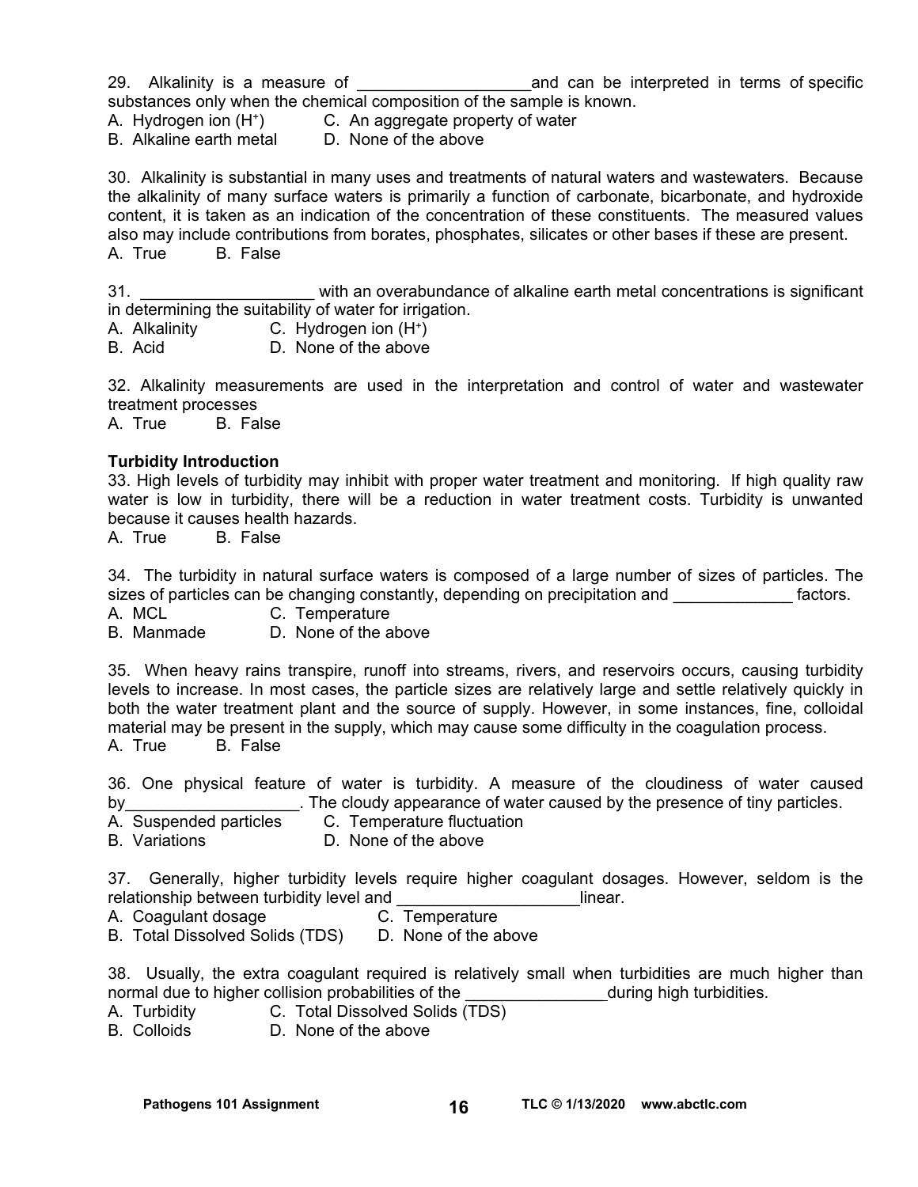29. Alkalinity is a measure of ___________________and can be interpreted in terms of specific substances only when the chemical composition of the sample is known.
A. Hydrogen ion ($H^+$)
B. Alkaline earth metal
C. An aggregate property of water
D. None of the above

30. Alkalinity is substantial in many uses and treatments of natural waters and wastewaters. Because the alkalinity of many surface waters is primarily a function of carbonate, bicarbonate, and hydroxide content, it is taken as an indication of the concentration of these constituents. The measured values also may include contributions from borates, phosphates, silicates or other bases if these are present.
A. True B. False

31. ___________________ with an overabundance of alkaline earth metal concentrations is significant in determining the suitability of water for irrigation.
A. Alkalinity
B. Acid
C. Hydrogen ion ($H^+$)
D. None of the above

32. Alkalinity measurements are used in the interpretation and control of water and wastewater treatment processes
A. True B. False

**Turbidity Introduction**

33. High levels of turbidity may inhibit with proper water treatment and monitoring. If high quality raw water is low in turbidity, there will be a reduction in water treatment costs. Turbidity is unwanted because it causes health hazards.
A. True B. False

34. The turbidity in natural surface waters is composed of a large number of sizes of particles. The sizes of particles can be changing constantly, depending on precipitation and _____________ factors.
A. MCL
B. Manmade
C. Temperature
D. None of the above

35. When heavy rains transpire, runoff into streams, rivers, and reservoirs occurs, causing turbidity levels to increase. In most cases, the particle sizes are relatively large and settle relatively quickly in both the water treatment plant and the source of supply. However, in some instances, fine, colloidal material may be present in the supply, which may cause some difficulty in the coagulation process.
A. True B. False

36. One physical feature of water is turbidity. A measure of the cloudiness of water caused by___________________. The cloudy appearance of water caused by the presence of tiny particles.
A. Suspended particles
B. Variations
C. Temperature fluctuation
D. None of the above

37. Generally, higher turbidity levels require higher coagulant dosages. However, seldom is the relationship between turbidity level and ____________________linear.
A. Coagulant dosage
B. Total Dissolved Solids (TDS)
C. Temperature
D. None of the above

38. Usually, the extra coagulant required is relatively small when turbidities are much higher than normal due to higher collision probabilities of the _______________during high turbidities.
A. Turbidity
B. Colloids
C. Total Dissolved Solids (TDS)
D. None of the above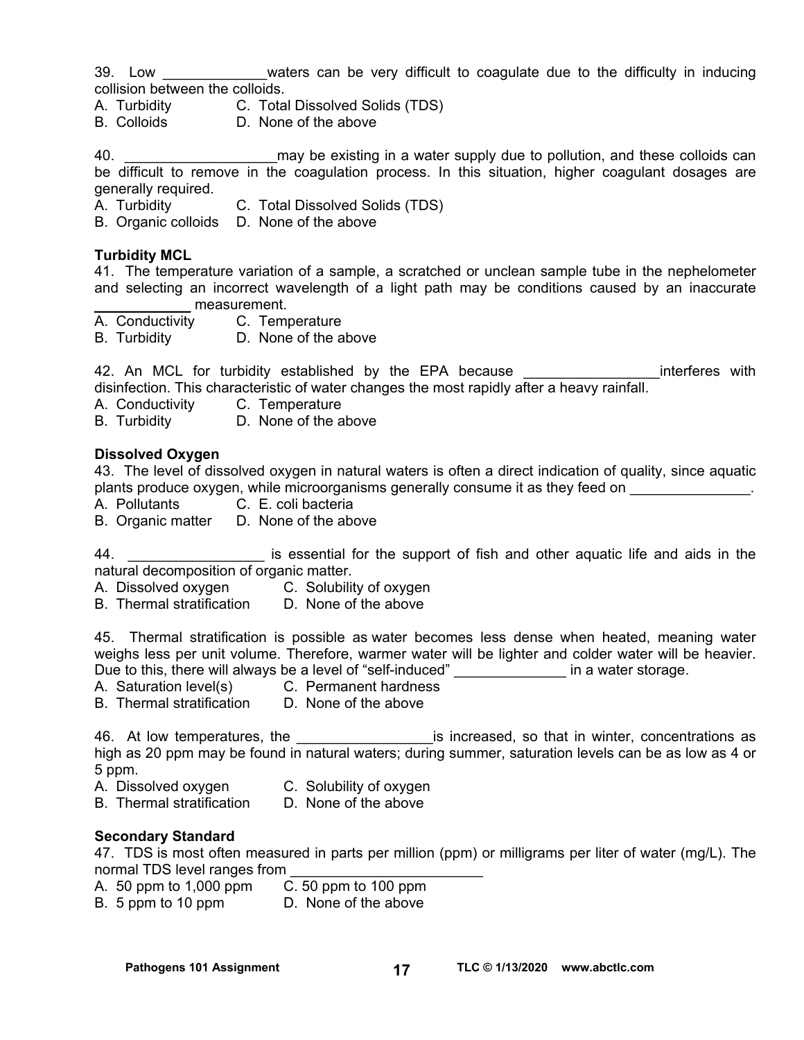39. Low _____________waters can be very difficult to coagulate due to the difficulty in inducing collision between the colloids.
A. Turbidity    C. Total Dissolved Solids (TDS)
B. Colloids    D. None of the above

40. ___________________may be existing in a water supply due to pollution, and these colloids can be difficult to remove in the coagulation process. In this situation, higher coagulant dosages are generally required.
A. Turbidity    C. Total Dissolved Solids (TDS)
B. Organic colloids    D. None of the above

**Turbidity MCL**

41. The temperature variation of a sample, a scratched or unclean sample tube in the nephelometer and selecting an incorrect wavelength of a light path may be conditions caused by an inaccurate ____________ measurement.
A. Conductivity    C. Temperature
B. Turbidity    D. None of the above

42. An MCL for turbidity established by the EPA because _________________interferes with disinfection. This characteristic of water changes the most rapidly after a heavy rainfall.
A. Conductivity    C. Temperature
B. Turbidity    D. None of the above

**Dissolved Oxygen**

43. The level of dissolved oxygen in natural waters is often a direct indication of quality, since aquatic plants produce oxygen, while microorganisms generally consume it as they feed on _______________.
A. Pollutants    C. E. coli bacteria
B. Organic matter    D. None of the above

44. _________________ is essential for the support of fish and other aquatic life and aids in the natural decomposition of organic matter.
A. Dissolved oxygen    C. Solubility of oxygen
B. Thermal stratification    D. None of the above

45. Thermal stratification is possible as water becomes less dense when heated, meaning water weighs less per unit volume. Therefore, warmer water will be lighter and colder water will be heavier. Due to this, there will always be a level of "self-induced" ______________ in a water storage.
A. Saturation level(s)    C. Permanent hardness
B. Thermal stratification    D. None of the above

46. At low temperatures, the _________________is increased, so that in winter, concentrations as high as 20 ppm may be found in natural waters; during summer, saturation levels can be as low as 4 or 5 ppm.
A. Dissolved oxygen    C. Solubility of oxygen
B. Thermal stratification    D. None of the above

**Secondary Standard**

47. TDS is most often measured in parts per million (ppm) or milligrams per liter of water (mg/L). The normal TDS level ranges from ________________________
A. 50 ppm to 1,000 ppm    C. 50 ppm to 100 ppm
B. 5 ppm to 10 ppm    D. None of the above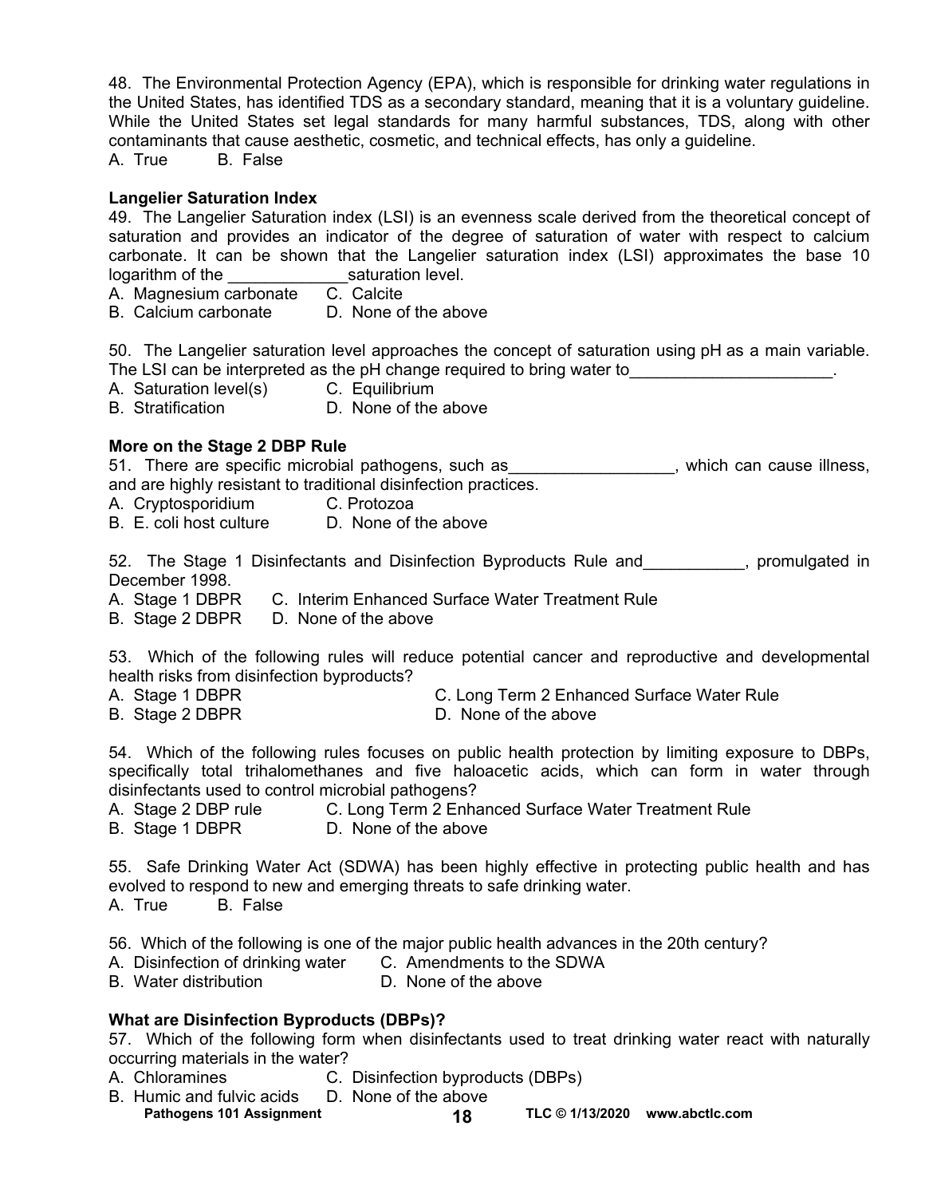48. The Environmental Protection Agency (EPA), which is responsible for drinking water regulations in the United States, has identified TDS as a secondary standard, meaning that it is a voluntary guideline. While the United States set legal standards for many harmful substances, TDS, along with other contaminants that cause aesthetic, cosmetic, and technical effects, has only a guideline.
A. True B. False

**Langelier Saturation Index**

49. The Langelier Saturation index (LSI) is an evenness scale derived from the theoretical concept of saturation and provides an indicator of the degree of saturation of water with respect to calcium carbonate. It can be shown that the Langelier saturation index (LSI) approximates the base 10 logarithm of the _____________saturation level.
A. Magnesium carbonate C. Calcite
B. Calcium carbonate D. None of the above

50. The Langelier saturation level approaches the concept of saturation using pH as a main variable. The LSI can be interpreted as the pH change required to bring water to______________________.
A. Saturation level(s) C. Equilibrium
B. Stratification D. None of the above

**More on the Stage 2 DBP Rule**

51. There are specific microbial pathogens, such as__________________, which can cause illness, and are highly resistant to traditional disinfection practices.
A. Cryptosporidium C. Protozoa
B. E. coli host culture D. None of the above

52. The Stage 1 Disinfectants and Disinfection Byproducts Rule and___________, promulgated in December 1998.
A. Stage 1 DBPR C. Interim Enhanced Surface Water Treatment Rule
B. Stage 2 DBPR D. None of the above

53. Which of the following rules will reduce potential cancer and reproductive and developmental health risks from disinfection byproducts?
A. Stage 1 DBPR C. Long Term 2 Enhanced Surface Water Rule
B. Stage 2 DBPR D. None of the above

54. Which of the following rules focuses on public health protection by limiting exposure to DBPs, specifically total trihalomethanes and five haloacetic acids, which can form in water through disinfectants used to control microbial pathogens?
A. Stage 2 DBP rule C. Long Term 2 Enhanced Surface Water Treatment Rule
B. Stage 1 DBPR D. None of the above

55. Safe Drinking Water Act (SDWA) has been highly effective in protecting public health and has evolved to respond to new and emerging threats to safe drinking water.
A. True B. False

56. Which of the following is one of the major public health advances in the 20th century?
A. Disinfection of drinking water C. Amendments to the SDWA
B. Water distribution D. None of the above

**What are Disinfection Byproducts (DBPs)?**

57. Which of the following form when disinfectants used to treat drinking water react with naturally occurring materials in the water?
A. Chloramines C. Disinfection byproducts (DBPs)
B. Humic and fulvic acids D. None of the above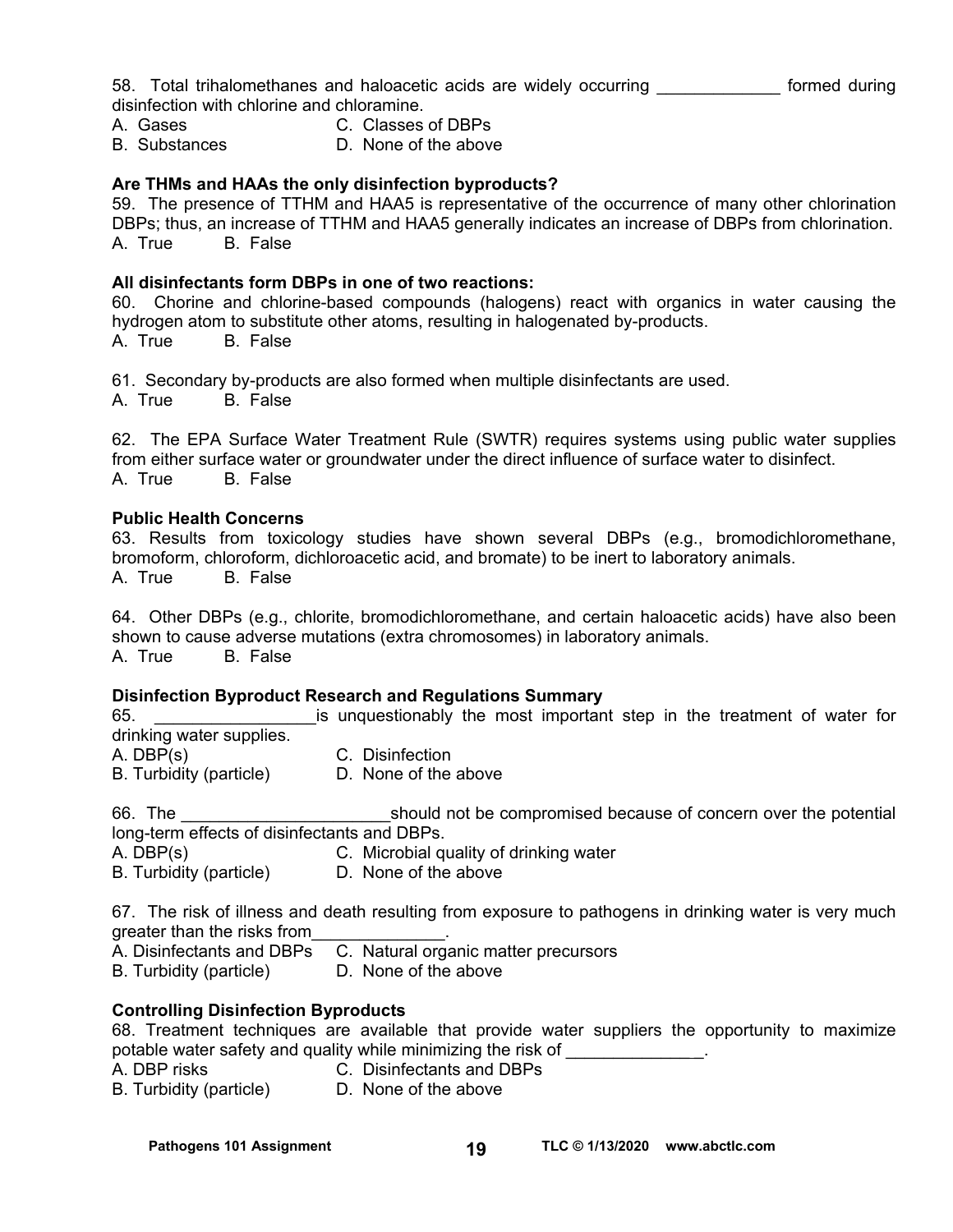58. Total trihalomethanes and haloacetic acids are widely occurring _____________ formed during disinfection with chlorine and chloramine.

A. Gases  
B. Substances  
C. Classes of DBPs  
D. None of the above

**Are THMs and HAAs the only disinfection byproducts?**

59. The presence of TTHM and HAA5 is representative of the occurrence of many other chlorination DBPs; thus, an increase of TTHM and HAA5 generally indicates an increase of DBPs from chlorination.

A. True B. False

**All disinfectants form DBPs in one of two reactions:**

60. Chorine and chlorine-based compounds (halogens) react with organics in water causing the hydrogen atom to substitute other atoms, resulting in halogenated by-products.

A. True B. False

61. Secondary by-products are also formed when multiple disinfectants are used.

A. True B. False

62. The EPA Surface Water Treatment Rule (SWTR) requires systems using public water supplies from either surface water or groundwater under the direct influence of surface water to disinfect.

A. True B. False

**Public Health Concerns**

63. Results from toxicology studies have shown several DBPs (e.g., bromodichloromethane, bromoform, chloroform, dichloroacetic acid, and bromate) to be inert to laboratory animals.

A. True B. False

64. Other DBPs (e.g., chlorite, bromodichloromethane, and certain haloacetic acids) have also been shown to cause adverse mutations (extra chromosomes) in laboratory animals.

A. True B. False

**Disinfection Byproduct Research and Regulations Summary**

65. _________________is unquestionably the most important step in the treatment of water for drinking water supplies.

A. DBP(s)  
B. Turbidity (particle)  
C. Disinfection  
D. None of the above

66. The _______________________should not be compromised because of concern over the potential long-term effects of disinfectants and DBPs.

A. DBP(s)  
B. Turbidity (particle)  
C. Microbial quality of drinking water  
D. None of the above

67. The risk of illness and death resulting from exposure to pathogens in drinking water is very much greater than the risks from______________.

A. Disinfectants and DBPs  
B. Turbidity (particle)  
C. Natural organic matter precursors  
D. None of the above

**Controlling Disinfection Byproducts**

68. Treatment techniques are available that provide water suppliers the opportunity to maximize potable water safety and quality while minimizing the risk of _______________.

A. DBP risks  
B. Turbidity (particle)  
C. Disinfectants and DBPs  
D. None of the above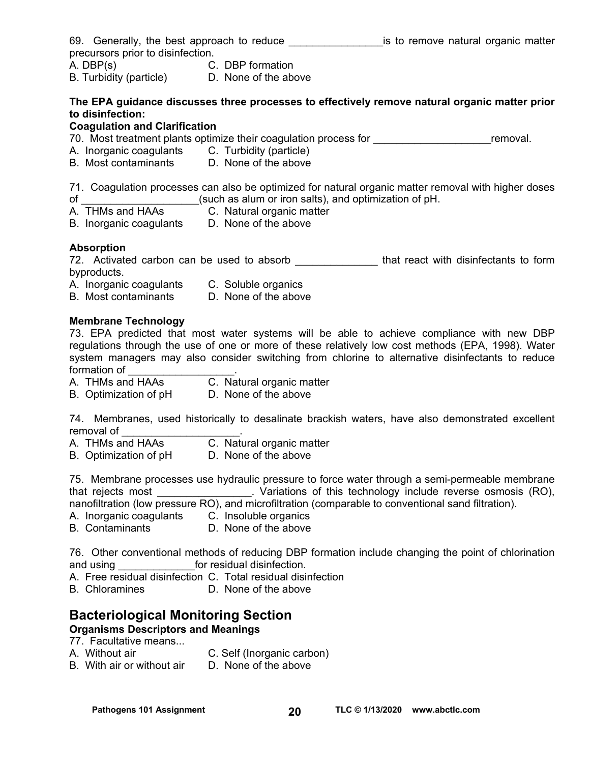69. Generally, the best approach to reduce ________________is to remove natural organic matter precursors prior to disinfection.
A. DBP(s)
B. Turbidity (particle)
C. DBP formation
D. None of the above

**The EPA guidance discusses three processes to effectively remove natural organic matter prior to disinfection:**

**Coagulation and Clarification**

70. Most treatment plants optimize their coagulation process for ____________________removal.
A. Inorganic coagulants
B. Most contaminants
C. Turbidity (particle)
D. None of the above

71. Coagulation processes can also be optimized for natural organic matter removal with higher doses of ____________________(such as alum or iron salts), and optimization of pH.
A. THMs and HAAs
B. Inorganic coagulants
C. Natural organic matter
D. None of the above

**Absorption**

72. Activated carbon can be used to absorb ______________ that react with disinfectants to form byproducts.
A. Inorganic coagulants
B. Most contaminants
C. Soluble organics
D. None of the above

**Membrane Technology**

73. EPA predicted that most water systems will be able to achieve compliance with new DBP regulations through the use of one or more of these relatively low cost methods (EPA, 1998). Water system managers may also consider switching from chlorine to alternative disinfectants to reduce formation of __________________.
A. THMs and HAAs
B. Optimization of pH
C. Natural organic matter
D. None of the above

74. Membranes, used historically to desalinate brackish waters, have also demonstrated excellent removal of ____________________.
A. THMs and HAAs
B. Optimization of pH
C. Natural organic matter
D. None of the above

75. Membrane processes use hydraulic pressure to force water through a semi-permeable membrane that rejects most ________________. Variations of this technology include reverse osmosis (RO), nanofiltration (low pressure RO), and microfiltration (comparable to conventional sand filtration).
A. Inorganic coagulants
B. Contaminants
C. Insoluble organics
D. None of the above

76. Other conventional methods of reducing DBP formation include changing the point of chlorination and using _____________for residual disinfection.
A. Free residual disinfection
B. Chloramines
C. Total residual disinfection
D. None of the above

## Bacteriological Monitoring Section

**Organisms Descriptors and Meanings**

77. Facultative means...
A. Without air
B. With air or without air
C. Self (Inorganic carbon)
D. None of the above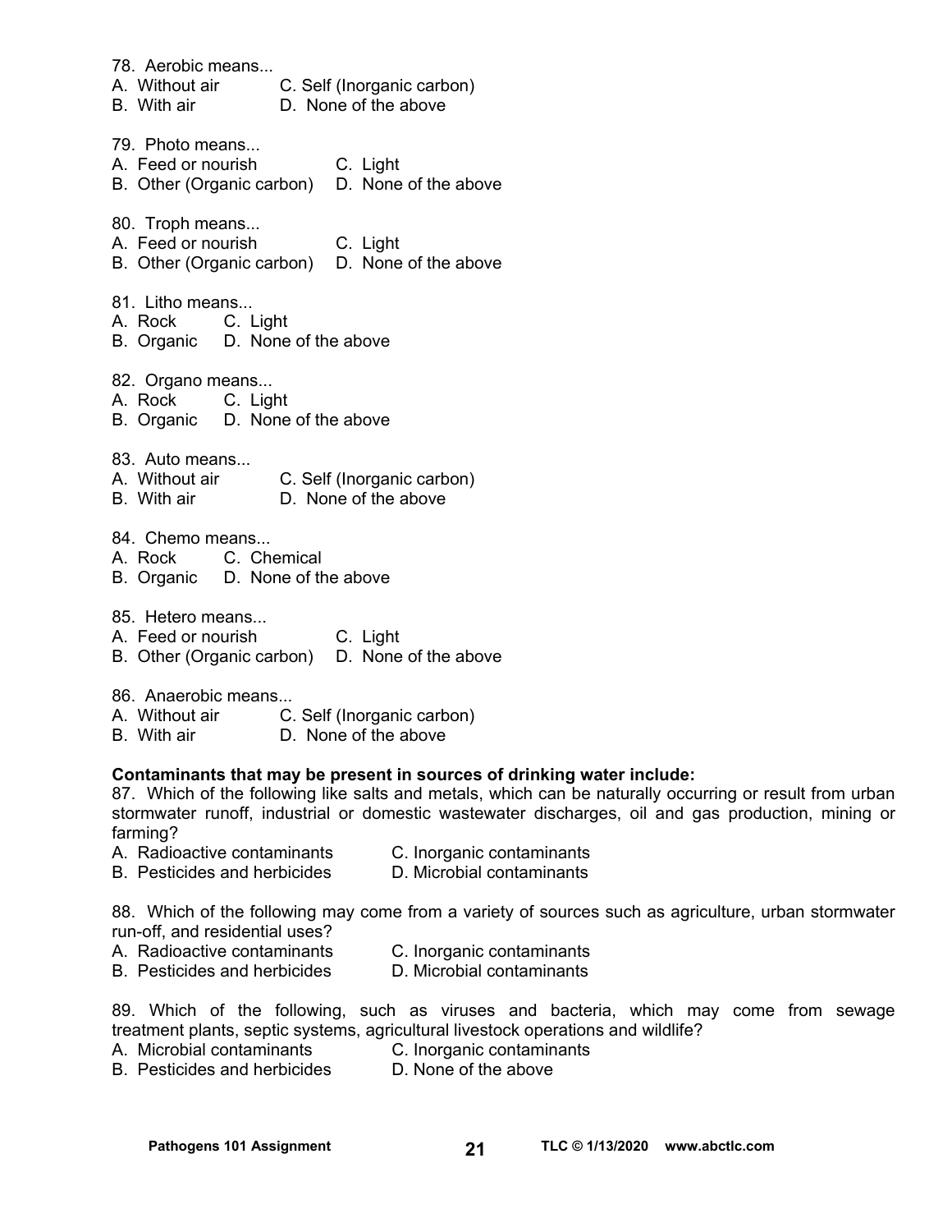78. Aerobic means...
A. Without air C. Self (Inorganic carbon)
B. With air D. None of the above

79. Photo means...
A. Feed or nourish C. Light
B. Other (Organic carbon) D. None of the above

80. Troph means...
A. Feed or nourish C. Light
B. Other (Organic carbon) D. None of the above

81. Litho means...
A. Rock C. Light
B. Organic D. None of the above

82. Organo means...
A. Rock C. Light
B. Organic D. None of the above

83. Auto means...
A. Without air C. Self (Inorganic carbon)
B. With air D. None of the above

84. Chemo means...
A. Rock C. Chemical
B. Organic D. None of the above

85. Hetero means...
A. Feed or nourish C. Light
B. Other (Organic carbon) D. None of the above

86. Anaerobic means...
A. Without air C. Self (Inorganic carbon)
B. With air D. None of the above

**Contaminants that may be present in sources of drinking water include:**

87. Which of the following like salts and metals, which can be naturally occurring or result from urban stormwater runoff, industrial or domestic wastewater discharges, oil and gas production, mining or farming?
A. Radioactive contaminants C. Inorganic contaminants
B. Pesticides and herbicides D. Microbial contaminants

88. Which of the following may come from a variety of sources such as agriculture, urban stormwater run-off, and residential uses?
A. Radioactive contaminants C. Inorganic contaminants
B. Pesticides and herbicides D. Microbial contaminants

89. Which of the following, such as viruses and bacteria, which may come from sewage treatment plants, septic systems, agricultural livestock operations and wildlife?
A. Microbial contaminants C. Inorganic contaminants
B. Pesticides and herbicides D. None of the above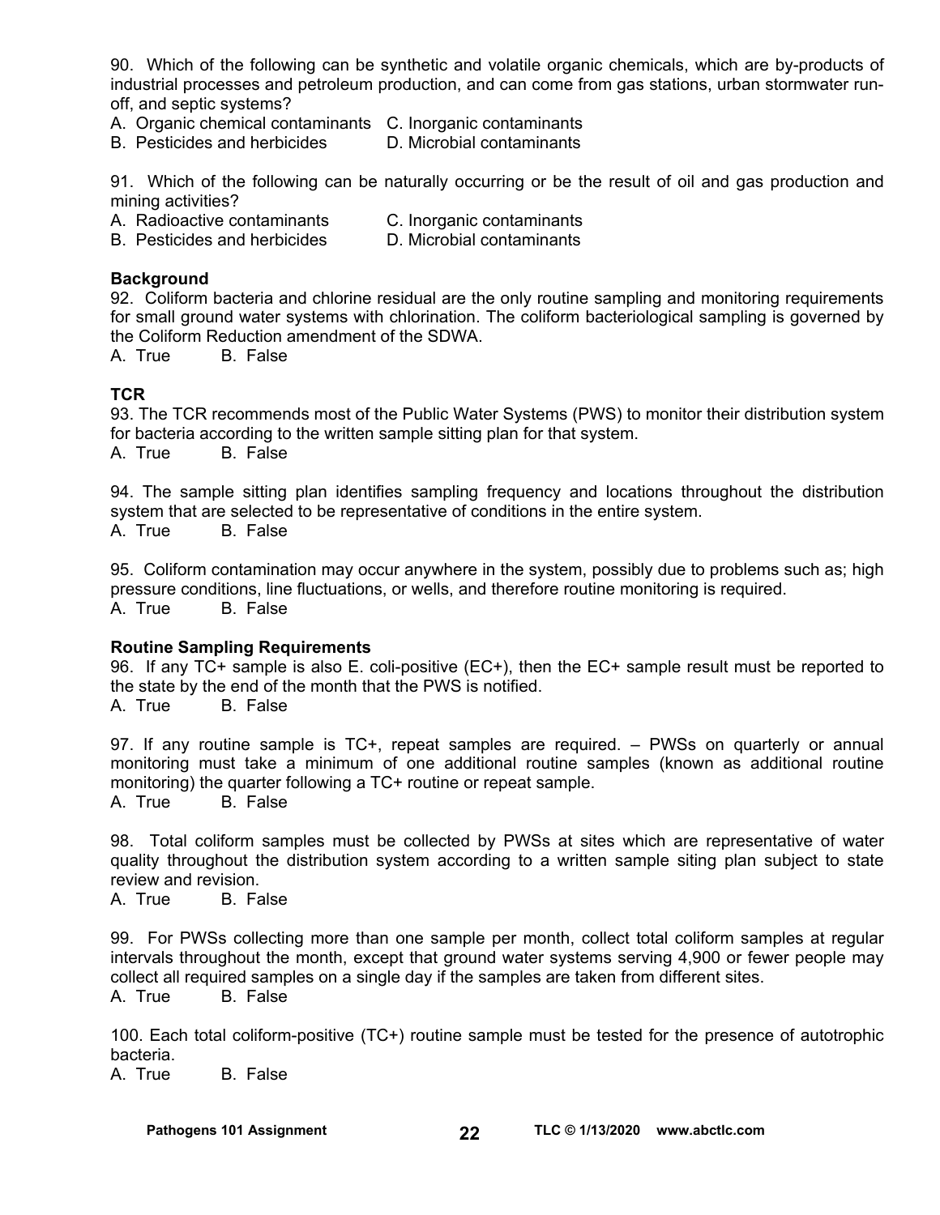90. Which of the following can be synthetic and volatile organic chemicals, which are by-products of industrial processes and petroleum production, and can come from gas stations, urban stormwater run-off, and septic systems?

A. Organic chemical contaminants   C. Inorganic contaminants
B. Pesticides and herbicides   D. Microbial contaminants

91. Which of the following can be naturally occurring or be the result of oil and gas production and mining activities?

A. Radioactive contaminants   C. Inorganic contaminants
B. Pesticides and herbicides   D. Microbial contaminants

**Background**

92. Coliform bacteria and chlorine residual are the only routine sampling and monitoring requirements for small ground water systems with chlorination. The coliform bacteriological sampling is governed by the Coliform Reduction amendment of the SDWA.

A. True   B. False

**TCR**

93. The TCR recommends most of the Public Water Systems (PWS) to monitor their distribution system for bacteria according to the written sample sitting plan for that system.

A. True   B. False

94. The sample sitting plan identifies sampling frequency and locations throughout the distribution system that are selected to be representative of conditions in the entire system.

A. True   B. False

95. Coliform contamination may occur anywhere in the system, possibly due to problems such as; high pressure conditions, line fluctuations, or wells, and therefore routine monitoring is required.

A. True   B. False

**Routine Sampling Requirements**

96. If any TC+ sample is also E. coli-positive (EC+), then the EC+ sample result must be reported to the state by the end of the month that the PWS is notified.

A. True   B. False

97. If any routine sample is TC+, repeat samples are required. – PWSs on quarterly or annual monitoring must take a minimum of one additional routine samples (known as additional routine monitoring) the quarter following a TC+ routine or repeat sample.

A. True   B. False

98. Total coliform samples must be collected by PWSs at sites which are representative of water quality throughout the distribution system according to a written sample siting plan subject to state review and revision.

A. True   B. False

99. For PWSs collecting more than one sample per month, collect total coliform samples at regular intervals throughout the month, except that ground water systems serving 4,900 or fewer people may collect all required samples on a single day if the samples are taken from different sites.

A. True   B. False

100. Each total coliform-positive (TC+) routine sample must be tested for the presence of autotrophic bacteria.

A. True   B. False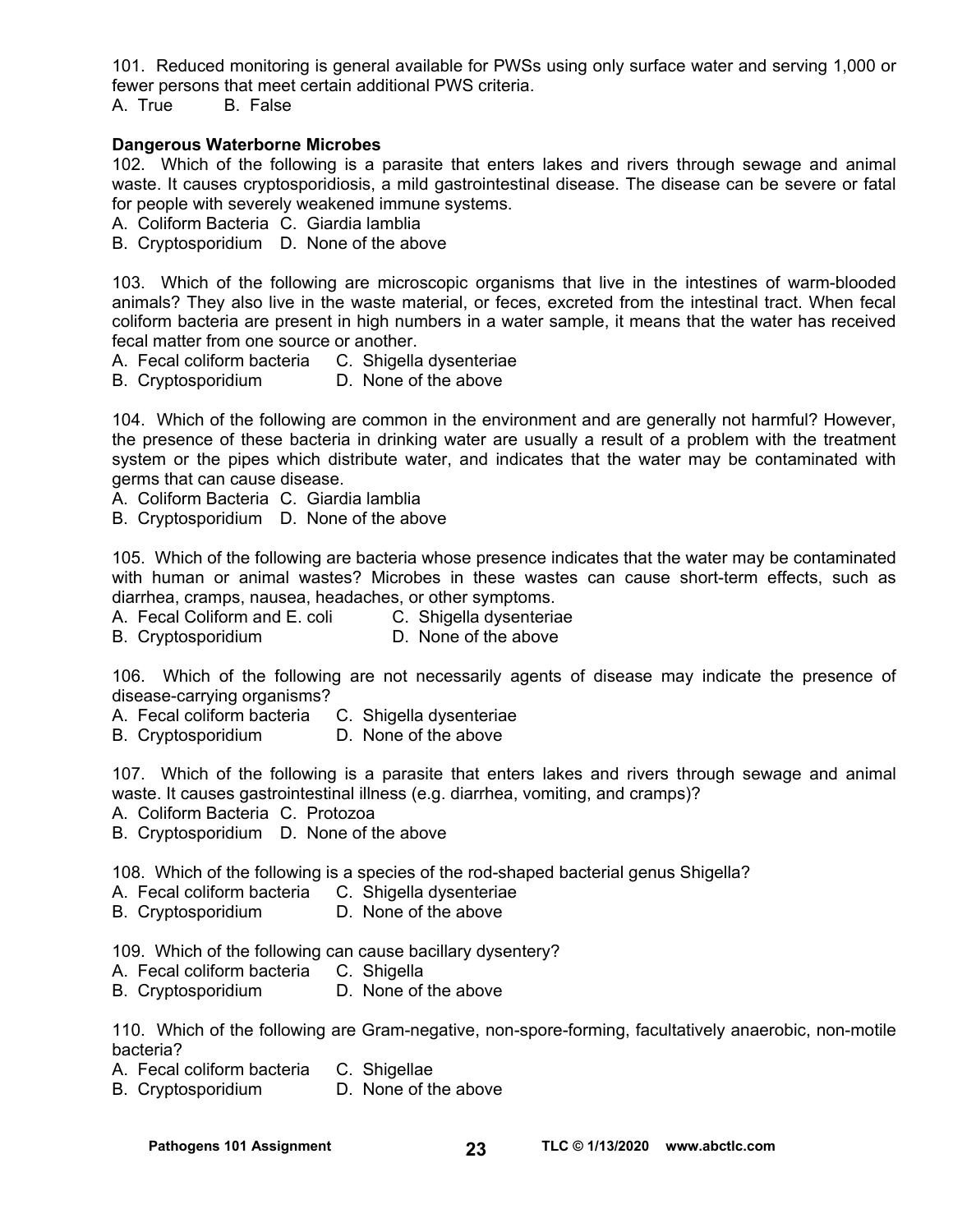101. Reduced monitoring is general available for PWSs using only surface water and serving 1,000 or fewer persons that meet certain additional PWS criteria.
A. True B. False

**Dangerous Waterborne Microbes**

102. Which of the following is a parasite that enters lakes and rivers through sewage and animal waste. It causes cryptosporidiosis, a mild gastrointestinal disease. The disease can be severe or fatal for people with severely weakened immune systems.
A. Coliform Bacteria C. Giardia lamblia
B. Cryptosporidium D. None of the above

103. Which of the following are microscopic organisms that live in the intestines of warm-blooded animals? They also live in the waste material, or feces, excreted from the intestinal tract. When fecal coliform bacteria are present in high numbers in a water sample, it means that the water has received fecal matter from one source or another.
A. Fecal coliform bacteria C. Shigella dysenteriae
B. Cryptosporidium D. None of the above

104. Which of the following are common in the environment and are generally not harmful? However, the presence of these bacteria in drinking water are usually a result of a problem with the treatment system or the pipes which distribute water, and indicates that the water may be contaminated with germs that can cause disease.
A. Coliform Bacteria C. Giardia lamblia
B. Cryptosporidium D. None of the above

105. Which of the following are bacteria whose presence indicates that the water may be contaminated with human or animal wastes? Microbes in these wastes can cause short-term effects, such as diarrhea, cramps, nausea, headaches, or other symptoms.
A. Fecal Coliform and E. coli C. Shigella dysenteriae
B. Cryptosporidium D. None of the above

106. Which of the following are not necessarily agents of disease may indicate the presence of disease-carrying organisms?
A. Fecal coliform bacteria C. Shigella dysenteriae
B. Cryptosporidium D. None of the above

107. Which of the following is a parasite that enters lakes and rivers through sewage and animal waste. It causes gastrointestinal illness (e.g. diarrhea, vomiting, and cramps)?
A. Coliform Bacteria C. Protozoa
B. Cryptosporidium D. None of the above

108. Which of the following is a species of the rod-shaped bacterial genus Shigella?
A. Fecal coliform bacteria C. Shigella dysenteriae
B. Cryptosporidium D. None of the above

109. Which of the following can cause bacillary dysentery?
A. Fecal coliform bacteria C. Shigella
B. Cryptosporidium D. None of the above

110. Which of the following are Gram-negative, non-spore-forming, facultatively anaerobic, non-motile bacteria?
A. Fecal coliform bacteria C. Shigellae
B. Cryptosporidium D. None of the above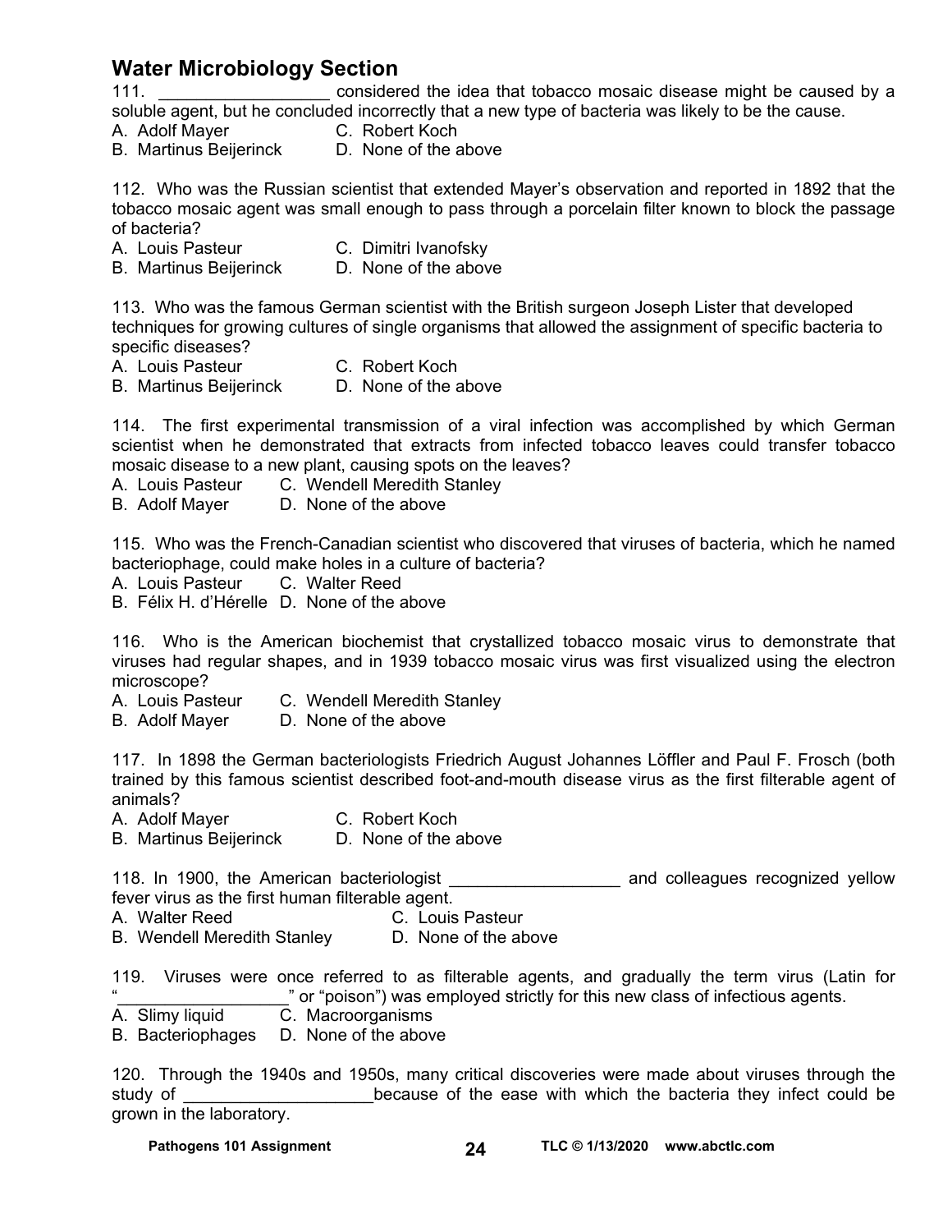## Water Microbiology Section

111. __________________ considered the idea that tobacco mosaic disease might be caused by a soluble agent, but he concluded incorrectly that a new type of bacteria was likely to be the cause.
A. Adolf Mayer C. Robert Koch
B. Martinus Beijerinck D. None of the above

112. Who was the Russian scientist that extended Mayer's observation and reported in 1892 that the tobacco mosaic agent was small enough to pass through a porcelain filter known to block the passage of bacteria?
A. Louis Pasteur C. Dimitri Ivanofsky
B. Martinus Beijerinck D. None of the above

113. Who was the famous German scientist with the British surgeon Joseph Lister that developed techniques for growing cultures of single organisms that allowed the assignment of specific bacteria to specific diseases?
A. Louis Pasteur C. Robert Koch
B. Martinus Beijerinck D. None of the above

114. The first experimental transmission of a viral infection was accomplished by which German scientist when he demonstrated that extracts from infected tobacco leaves could transfer tobacco mosaic disease to a new plant, causing spots on the leaves?
A. Louis Pasteur C. Wendell Meredith Stanley
B. Adolf Mayer D. None of the above

115. Who was the French-Canadian scientist who discovered that viruses of bacteria, which he named bacteriophage, could make holes in a culture of bacteria?
A. Louis Pasteur C. Walter Reed
B. Félix H. d'Hérelle D. None of the above

116. Who is the American biochemist that crystallized tobacco mosaic virus to demonstrate that viruses had regular shapes, and in 1939 tobacco mosaic virus was first visualized using the electron microscope?
A. Louis Pasteur C. Wendell Meredith Stanley
B. Adolf Mayer D. None of the above

117. In 1898 the German bacteriologists Friedrich August Johannes Löffler and Paul F. Frosch (both trained by this famous scientist described foot-and-mouth disease virus as the first filterable agent of animals?
A. Adolf Mayer C. Robert Koch
B. Martinus Beijerinck D. None of the above

118. In 1900, the American bacteriologist __________________ and colleagues recognized yellow fever virus as the first human filterable agent.
A. Walter Reed C. Louis Pasteur
B. Wendell Meredith Stanley D. None of the above

119. Viruses were once referred to as filterable agents, and gradually the term virus (Latin for "__________________" or "poison") was employed strictly for this new class of infectious agents.
A. Slimy liquid C. Macroorganisms
B. Bacteriophages D. None of the above

120. Through the 1940s and 1950s, many critical discoveries were made about viruses through the study of ____________________because of the ease with which the bacteria they infect could be grown in the laboratory.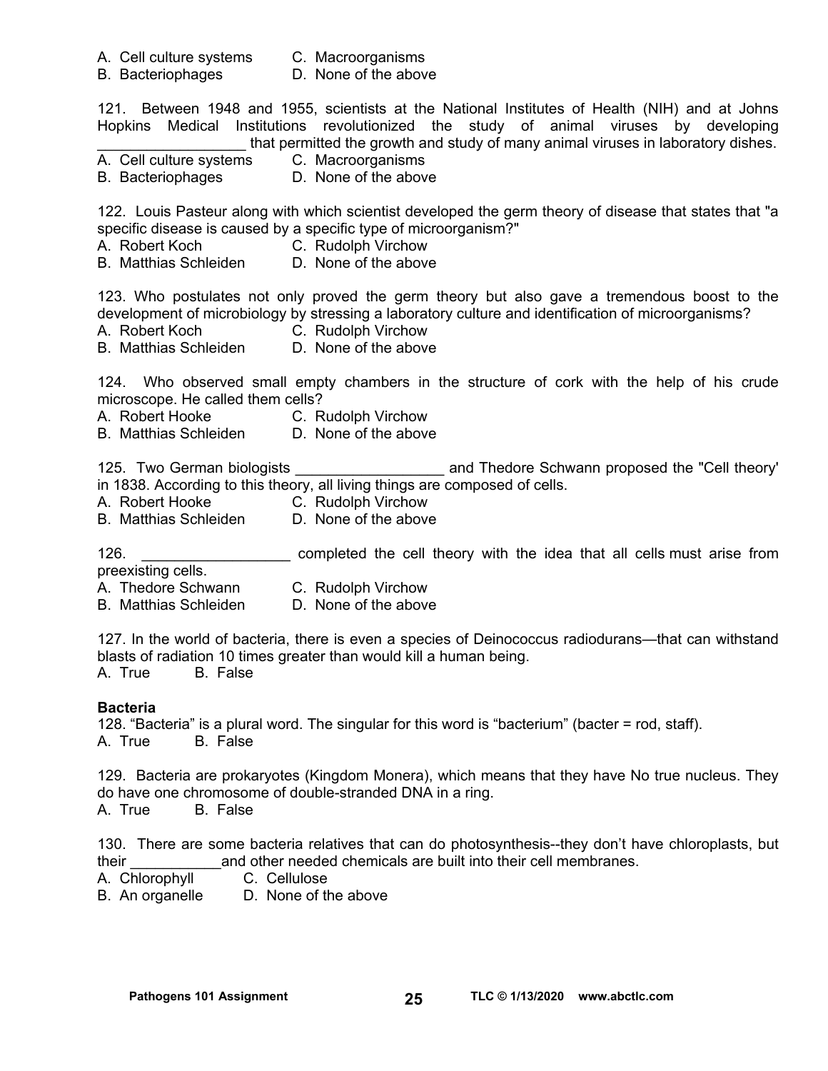A. Cell culture systems C. Macroorganisms
B. Bacteriophages D. None of the above

121. Between 1948 and 1955, scientists at the National Institutes of Health (NIH) and at Johns Hopkins Medical Institutions revolutionized the study of animal viruses by developing __________________ that permitted the growth and study of many animal viruses in laboratory dishes.
A. Cell culture systems C. Macroorganisms
B. Bacteriophages D. None of the above

122. Louis Pasteur along with which scientist developed the germ theory of disease that states that "a specific disease is caused by a specific type of microorganism?"
A. Robert Koch C. Rudolph Virchow
B. Matthias Schleiden D. None of the above

123. Who postulates not only proved the germ theory but also gave a tremendous boost to the development of microbiology by stressing a laboratory culture and identification of microorganisms?
A. Robert Koch C. Rudolph Virchow
B. Matthias Schleiden D. None of the above

124. Who observed small empty chambers in the structure of cork with the help of his crude microscope. He called them cells?
A. Robert Hooke C. Rudolph Virchow
B. Matthias Schleiden D. None of the above

125. Two German biologists __________________ and Thedore Schwann proposed the "Cell theory' in 1838. According to this theory, all living things are composed of cells.
A. Robert Hooke C. Rudolph Virchow
B. Matthias Schleiden D. None of the above

126. __________________ completed the cell theory with the idea that all cells must arise from preexisting cells.
A. Thedore Schwann C. Rudolph Virchow
B. Matthias Schleiden D. None of the above

127. In the world of bacteria, there is even a species of Deinococcus radiodurans—that can withstand blasts of radiation 10 times greater than would kill a human being.
A. True B. False

**Bacteria**

128. "Bacteria" is a plural word. The singular for this word is "bacterium" (bacter = rod, staff).
A. True B. False

129. Bacteria are prokaryotes (Kingdom Monera), which means that they have No true nucleus. They do have one chromosome of double-stranded DNA in a ring.
A. True B. False

130. There are some bacteria relatives that can do photosynthesis--they don't have chloroplasts, but their ___________and other needed chemicals are built into their cell membranes.
A. Chlorophyll C. Cellulose
B. An organelle D. None of the above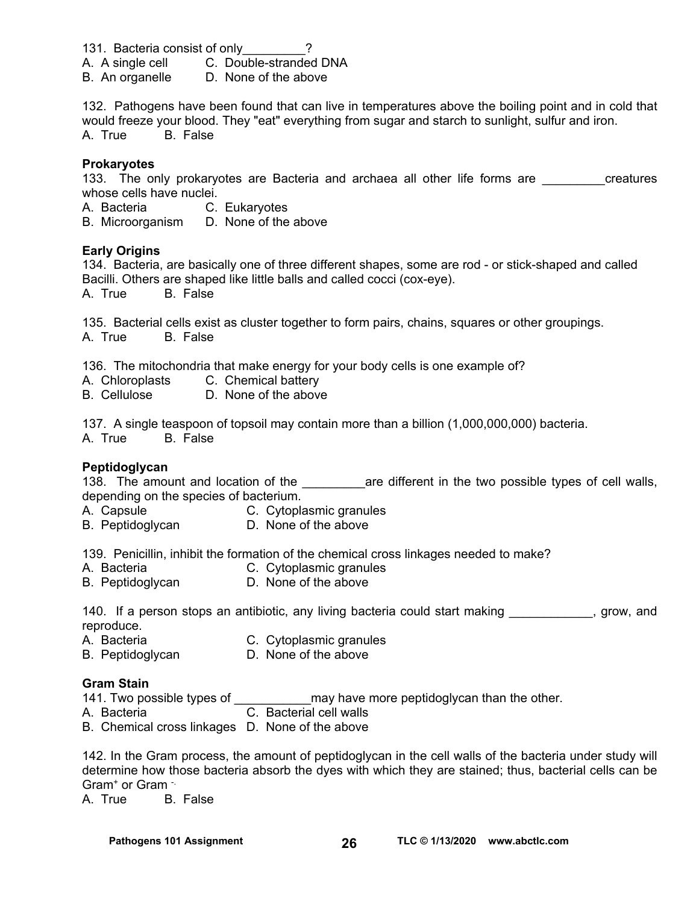131. Bacteria consist of only_________?
A. A single cell  C. Double-stranded DNA
B. An organelle  D. None of the above

132. Pathogens have been found that can live in temperatures above the boiling point and in cold that would freeze your blood. They "eat" everything from sugar and starch to sunlight, sulfur and iron.
A. True  B. False

**Prokaryotes**

133. The only prokaryotes are Bacteria and archaea all other life forms are _________creatures whose cells have nuclei.
A. Bacteria  C. Eukaryotes
B. Microorganism  D. None of the above

**Early Origins**

134. Bacteria, are basically one of three different shapes, some are rod - or stick-shaped and called Bacilli. Others are shaped like little balls and called cocci (cox-eye).
A. True  B. False

135. Bacterial cells exist as cluster together to form pairs, chains, squares or other groupings.
A. True  B. False

136. The mitochondria that make energy for your body cells is one example of?
A. Chloroplasts  C. Chemical battery
B. Cellulose  D. None of the above

137. A single teaspoon of topsoil may contain more than a billion (1,000,000,000) bacteria.
A. True  B. False

**Peptidoglycan**

138. The amount and location of the _________are different in the two possible types of cell walls, depending on the species of bacterium.
A. Capsule  C. Cytoplasmic granules
B. Peptidoglycan  D. None of the above

139. Penicillin, inhibit the formation of the chemical cross linkages needed to make?
A. Bacteria  C. Cytoplasmic granules
B. Peptidoglycan  D. None of the above

140. If a person stops an antibiotic, any living bacteria could start making ____________, grow, and reproduce.
A. Bacteria  C. Cytoplasmic granules
B. Peptidoglycan  D. None of the above

**Gram Stain**

141. Two possible types of ___________may have more peptidoglycan than the other.
A. Bacteria  C. Bacterial cell walls
B. Chemical cross linkages  D. None of the above

142. In the Gram process, the amount of peptidoglycan in the cell walls of the bacteria under study will determine how those bacteria absorb the dyes with which they are stained; thus, bacterial cells can be Gram$^+$ or Gram $^-$.
A. True  B. False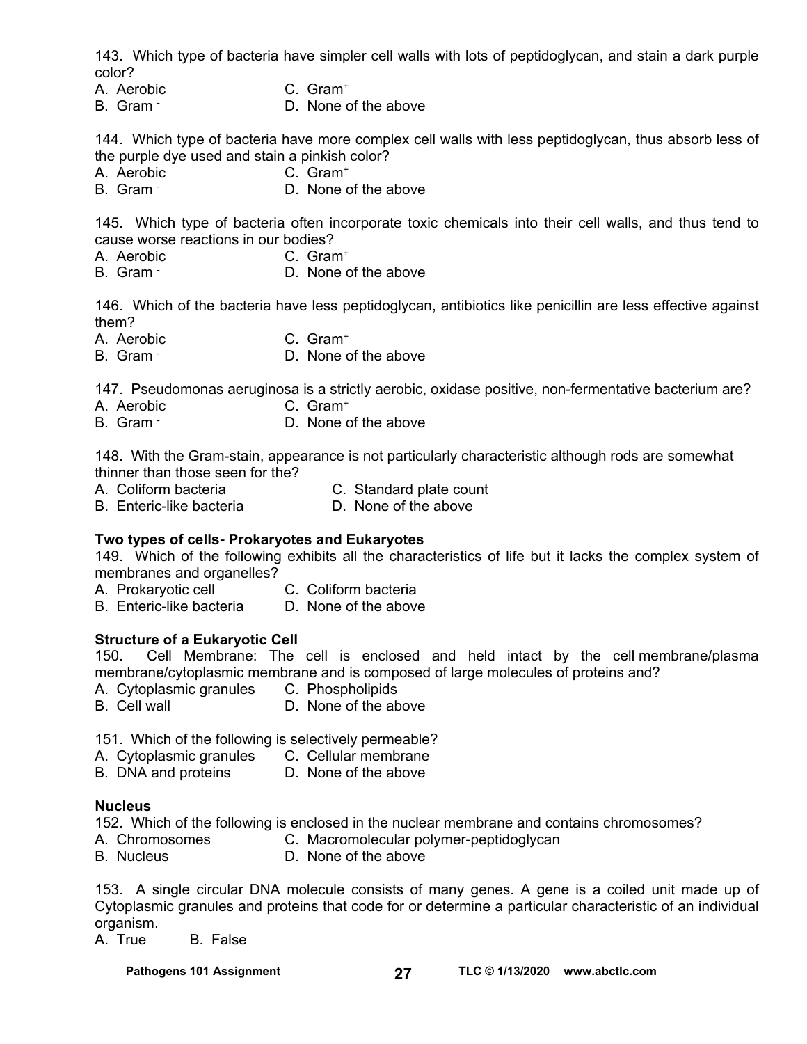143. Which type of bacteria have simpler cell walls with lots of peptidoglycan, and stain a dark purple color?
A. Aerobic
B. Gram $^-$
C. Gram$^+$
D. None of the above

144. Which type of bacteria have more complex cell walls with less peptidoglycan, thus absorb less of the purple dye used and stain a pinkish color?
A. Aerobic
B. Gram $^-$
C. Gram$^+$
D. None of the above

145. Which type of bacteria often incorporate toxic chemicals into their cell walls, and thus tend to cause worse reactions in our bodies?
A. Aerobic
B. Gram $^-$
C. Gram$^+$
D. None of the above

146. Which of the bacteria have less peptidoglycan, antibiotics like penicillin are less effective against them?
A. Aerobic
B. Gram $^-$
C. Gram$^+$
D. None of the above

147. Pseudomonas aeruginosa is a strictly aerobic, oxidase positive, non-fermentative bacterium are?
A. Aerobic
B. Gram $^-$
C. Gram$^+$
D. None of the above

148. With the Gram-stain, appearance is not particularly characteristic although rods are somewhat thinner than those seen for the?
A. Coliform bacteria
B. Enteric-like bacteria
C. Standard plate count
D. None of the above

**Two types of cells- Prokaryotes and Eukaryotes**

149. Which of the following exhibits all the characteristics of life but it lacks the complex system of membranes and organelles?
A. Prokaryotic cell
B. Enteric-like bacteria
C. Coliform bacteria
D. None of the above

**Structure of a Eukaryotic Cell**

150. Cell Membrane: The cell is enclosed and held intact by the cell membrane/plasma membrane/cytoplasmic membrane and is composed of large molecules of proteins and?
A. Cytoplasmic granules
B. Cell wall
C. Phospholipids
D. None of the above

151. Which of the following is selectively permeable?
A. Cytoplasmic granules
B. DNA and proteins
C. Cellular membrane
D. None of the above

**Nucleus**

152. Which of the following is enclosed in the nuclear membrane and contains chromosomes?
A. Chromosomes
B. Nucleus
C. Macromolecular polymer-peptidoglycan
D. None of the above

153. A single circular DNA molecule consists of many genes. A gene is a coiled unit made up of Cytoplasmic granules and proteins that code for or determine a particular characteristic of an individual organism.
A. True
B. False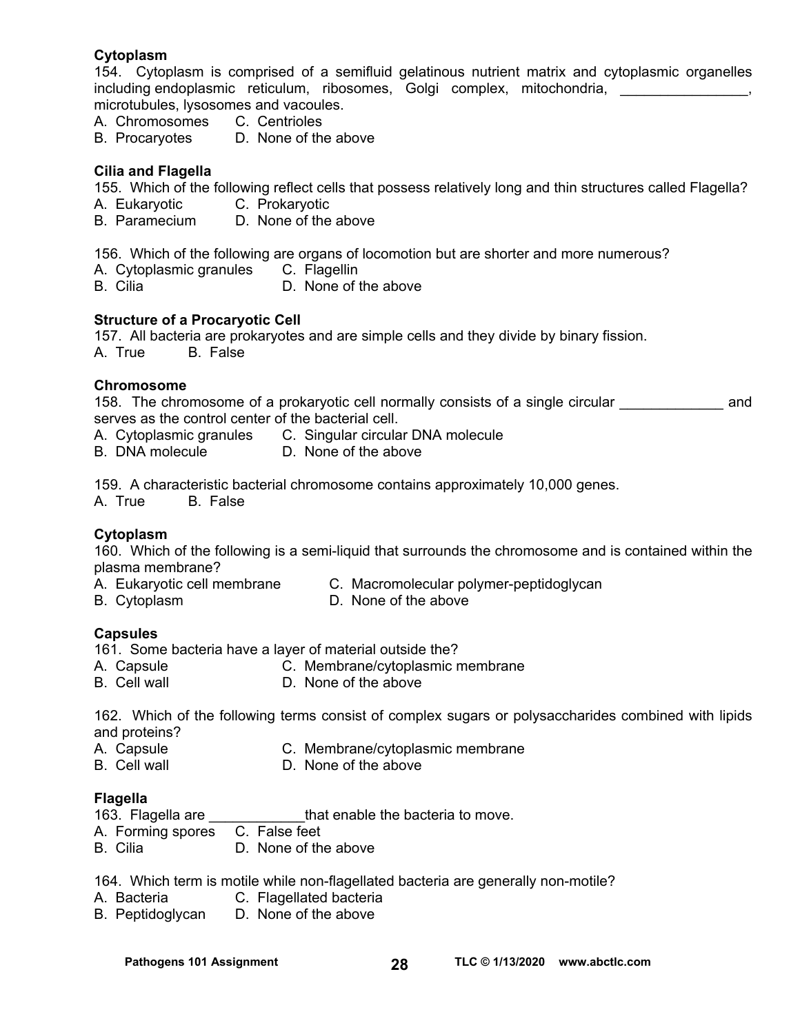**Cytoplasm**

154. Cytoplasm is comprised of a semifluid gelatinous nutrient matrix and cytoplasmic organelles including endoplasmic reticulum, ribosomes, Golgi complex, mitochondria, ________________, microtubules, lysosomes and vacoules.

A. Chromosomes  C. Centrioles
B. Procaryotes  D. None of the above

**Cilia and Flagella**

155. Which of the following reflect cells that possess relatively long and thin structures called Flagella?

A. Eukaryotic  C. Prokaryotic
B. Paramecium  D. None of the above

156. Which of the following are organs of locomotion but are shorter and more numerous?

A. Cytoplasmic granules  C. Flagellin
B. Cilia  D. None of the above

**Structure of a Procaryotic Cell**

157. All bacteria are prokaryotes and are simple cells and they divide by binary fission.

A. True  B. False

**Chromosome**

158. The chromosome of a prokaryotic cell normally consists of a single circular _____________ and serves as the control center of the bacterial cell.

A. Cytoplasmic granules  C. Singular circular DNA molecule
B. DNA molecule  D. None of the above

159. A characteristic bacterial chromosome contains approximately 10,000 genes.

A. True  B. False

**Cytoplasm**

160. Which of the following is a semi-liquid that surrounds the chromosome and is contained within the plasma membrane?

A. Eukaryotic cell membrane  C. Macromolecular polymer-peptidoglycan
B. Cytoplasm  D. None of the above

**Capsules**

161. Some bacteria have a layer of material outside the?

A. Capsule  C. Membrane/cytoplasmic membrane
B. Cell wall  D. None of the above

162. Which of the following terms consist of complex sugars or polysaccharides combined with lipids and proteins?

A. Capsule  C. Membrane/cytoplasmic membrane
B. Cell wall  D. None of the above

**Flagella**

163. Flagella are ____________that enable the bacteria to move.

A. Forming spores  C. False feet
B. Cilia  D. None of the above

164. Which term is motile while non-flagellated bacteria are generally non-motile?

A. Bacteria  C. Flagellated bacteria
B. Peptidoglycan  D. None of the above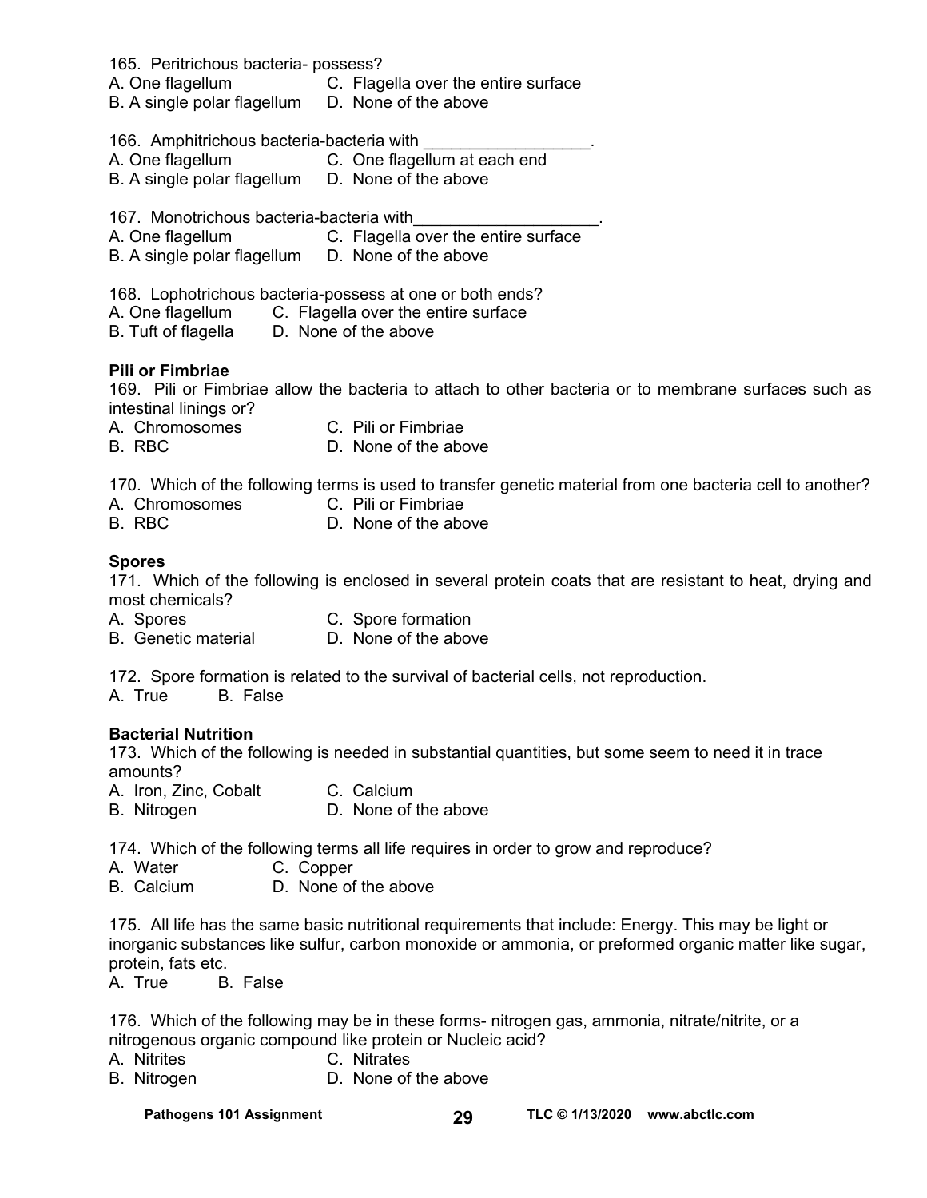165. Peritrichous bacteria- possess?
A. One flagellum
B. A single polar flagellum
C. Flagella over the entire surface
D. None of the above

166. Amphitrichous bacteria-bacteria with _________________.
A. One flagellum
B. A single polar flagellum
C. One flagellum at each end
D. None of the above

167. Monotrichous bacteria-bacteria with___________________.
A. One flagellum
B. A single polar flagellum
C. Flagella over the entire surface
D. None of the above

168. Lophotrichous bacteria-possess at one or both ends?
A. One flagellum
B. Tuft of flagella
C. Flagella over the entire surface
D. None of the above

**Pili or Fimbriae**

169. Pili or Fimbriae allow the bacteria to attach to other bacteria or to membrane surfaces such as intestinal linings or?
A. Chromosomes
B. RBC
C. Pili or Fimbriae
D. None of the above

170. Which of the following terms is used to transfer genetic material from one bacteria cell to another?
A. Chromosomes
B. RBC
C. Pili or Fimbriae
D. None of the above

**Spores**

171. Which of the following is enclosed in several protein coats that are resistant to heat, drying and most chemicals?
A. Spores
B. Genetic material
C. Spore formation
D. None of the above

172. Spore formation is related to the survival of bacterial cells, not reproduction.
A. True B. False

**Bacterial Nutrition**

173. Which of the following is needed in substantial quantities, but some seem to need it in trace amounts?
A. Iron, Zinc, Cobalt
B. Nitrogen
C. Calcium
D. None of the above

174. Which of the following terms all life requires in order to grow and reproduce?
A. Water
B. Calcium
C. Copper
D. None of the above

175. All life has the same basic nutritional requirements that include: Energy. This may be light or inorganic substances like sulfur, carbon monoxide or ammonia, or preformed organic matter like sugar, protein, fats etc.
A. True B. False

176. Which of the following may be in these forms- nitrogen gas, ammonia, nitrate/nitrite, or a nitrogenous organic compound like protein or Nucleic acid?
A. Nitrites
B. Nitrogen
C. Nitrates
D. None of the above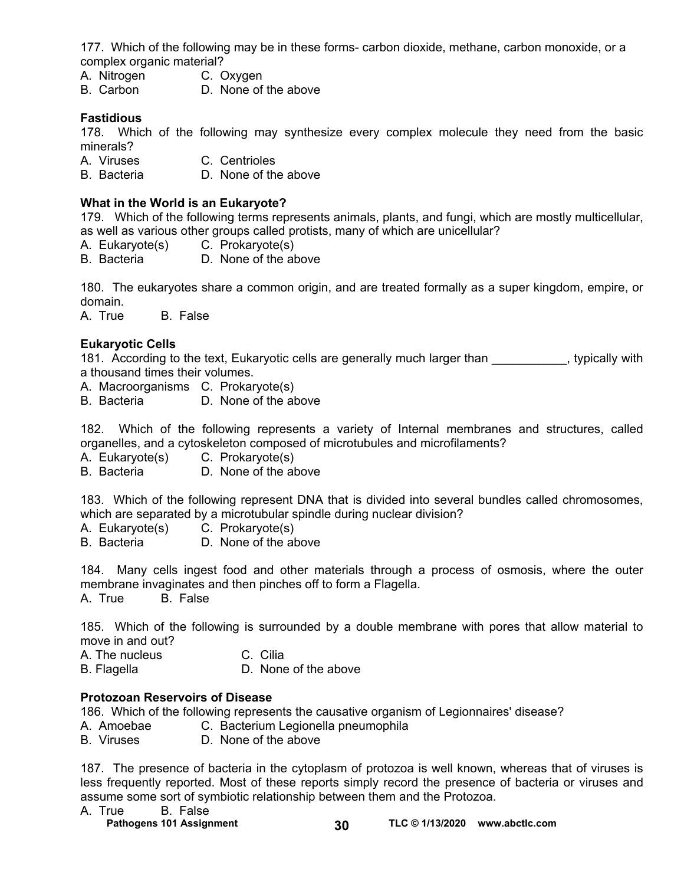177. Which of the following may be in these forms- carbon dioxide, methane, carbon monoxide, or a complex organic material?

A. Nitrogen    C. Oxygen
B. Carbon    D. None of the above

**Fastidious**

178. Which of the following may synthesize every complex molecule they need from the basic minerals?

A. Viruses    C. Centrioles
B. Bacteria    D. None of the above

**What in the World is an Eukaryote?**

179. Which of the following terms represents animals, plants, and fungi, which are mostly multicellular, as well as various other groups called protists, many of which are unicellular?

A. Eukaryote(s)    C. Prokaryote(s)
B. Bacteria    D. None of the above

180. The eukaryotes share a common origin, and are treated formally as a super kingdom, empire, or domain.

A. True    B. False

**Eukaryotic Cells**

181. According to the text, Eukaryotic cells are generally much larger than ___________, typically with a thousand times their volumes.

A. Macroorganisms    C. Prokaryote(s)
B. Bacteria    D. None of the above

182. Which of the following represents a variety of Internal membranes and structures, called organelles, and a cytoskeleton composed of microtubules and microfilaments?

A. Eukaryote(s)    C. Prokaryote(s)
B. Bacteria    D. None of the above

183. Which of the following represent DNA that is divided into several bundles called chromosomes, which are separated by a microtubular spindle during nuclear division?

A. Eukaryote(s)    C. Prokaryote(s)
B. Bacteria    D. None of the above

184. Many cells ingest food and other materials through a process of osmosis, where the outer membrane invaginates and then pinches off to form a Flagella.

A. True    B. False

185. Which of the following is surrounded by a double membrane with pores that allow material to move in and out?

A. The nucleus    C. Cilia
B. Flagella    D. None of the above

**Protozoan Reservoirs of Disease**

186. Which of the following represents the causative organism of Legionnaires' disease?

A. Amoebae    C. Bacterium Legionella pneumophila
B. Viruses    D. None of the above

187. The presence of bacteria in the cytoplasm of protozoa is well known, whereas that of viruses is less frequently reported. Most of these reports simply record the presence of bacteria or viruses and assume some sort of symbiotic relationship between them and the Protozoa.

A. True    B. False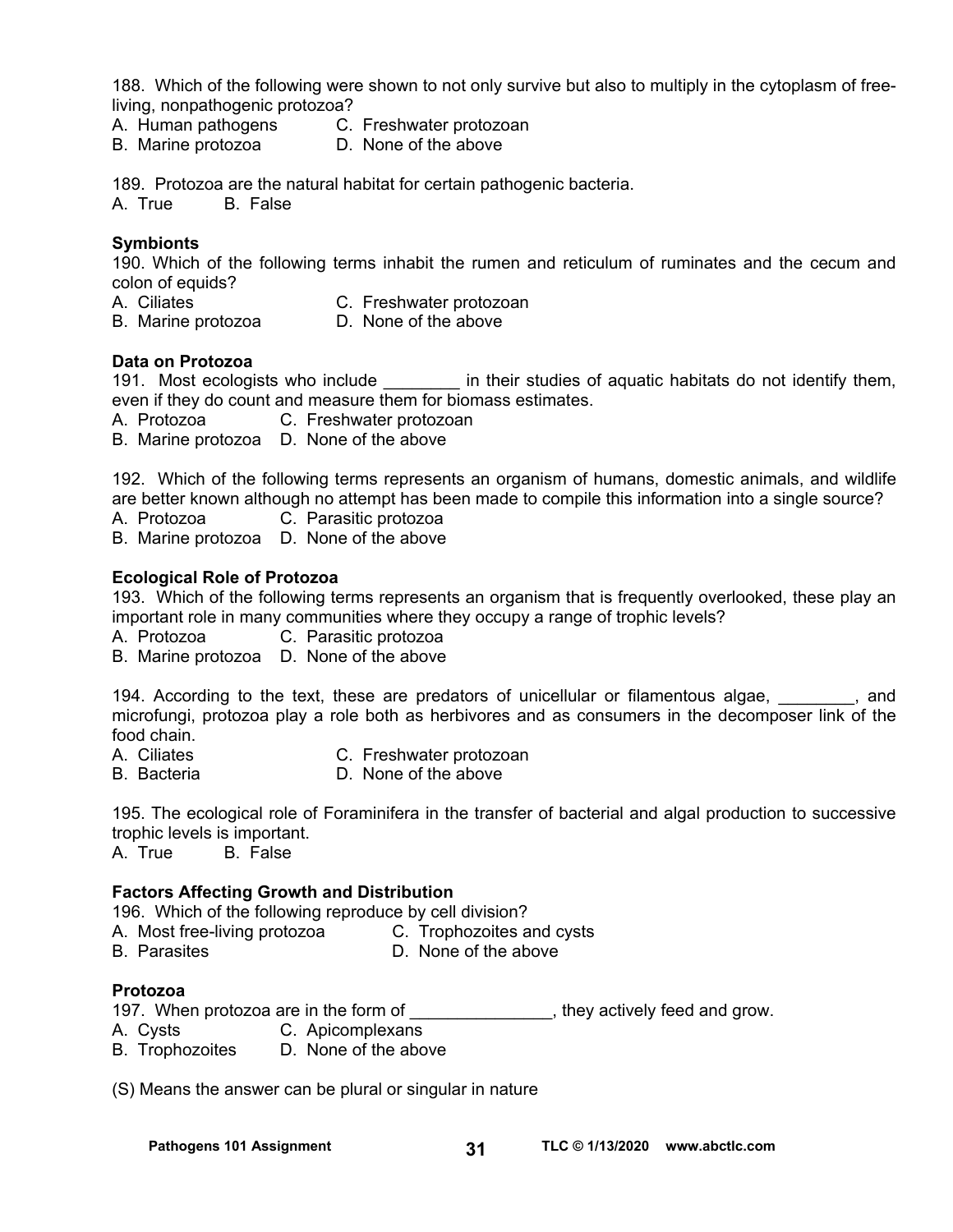188. Which of the following were shown to not only survive but also to multiply in the cytoplasm of free-living, nonpathogenic protozoa?
A. Human pathogens
B. Marine protozoa
C. Freshwater protozoan
D. None of the above

189. Protozoa are the natural habitat for certain pathogenic bacteria.
A. True B. False

**Symbionts**

190. Which of the following terms inhabit the rumen and reticulum of ruminates and the cecum and colon of equids?
A. Ciliates
B. Marine protozoa
C. Freshwater protozoan
D. None of the above

**Data on Protozoa**

191. Most ecologists who include ________ in their studies of aquatic habitats do not identify them, even if they do count and measure them for biomass estimates.
A. Protozoa
B. Marine protozoa
C. Freshwater protozoan
D. None of the above

192. Which of the following terms represents an organism of humans, domestic animals, and wildlife are better known although no attempt has been made to compile this information into a single source?
A. Protozoa
B. Marine protozoa
C. Parasitic protozoa
D. None of the above

**Ecological Role of Protozoa**

193. Which of the following terms represents an organism that is frequently overlooked, these play an important role in many communities where they occupy a range of trophic levels?
A. Protozoa
B. Marine protozoa
C. Parasitic protozoa
D. None of the above

194. According to the text, these are predators of unicellular or filamentous algae, ________, and microfungi, protozoa play a role both as herbivores and as consumers in the decomposer link of the food chain.
A. Ciliates
B. Bacteria
C. Freshwater protozoan
D. None of the above

195. The ecological role of Foraminifera in the transfer of bacterial and algal production to successive trophic levels is important.
A. True B. False

**Factors Affecting Growth and Distribution**

196. Which of the following reproduce by cell division?
A. Most free-living protozoa
B. Parasites
C. Trophozoites and cysts
D. None of the above

**Protozoa**

197. When protozoa are in the form of _______________, they actively feed and grow.
A. Cysts
B. Trophozoites
C. Apicomplexans
D. None of the above

(S) Means the answer can be plural or singular in nature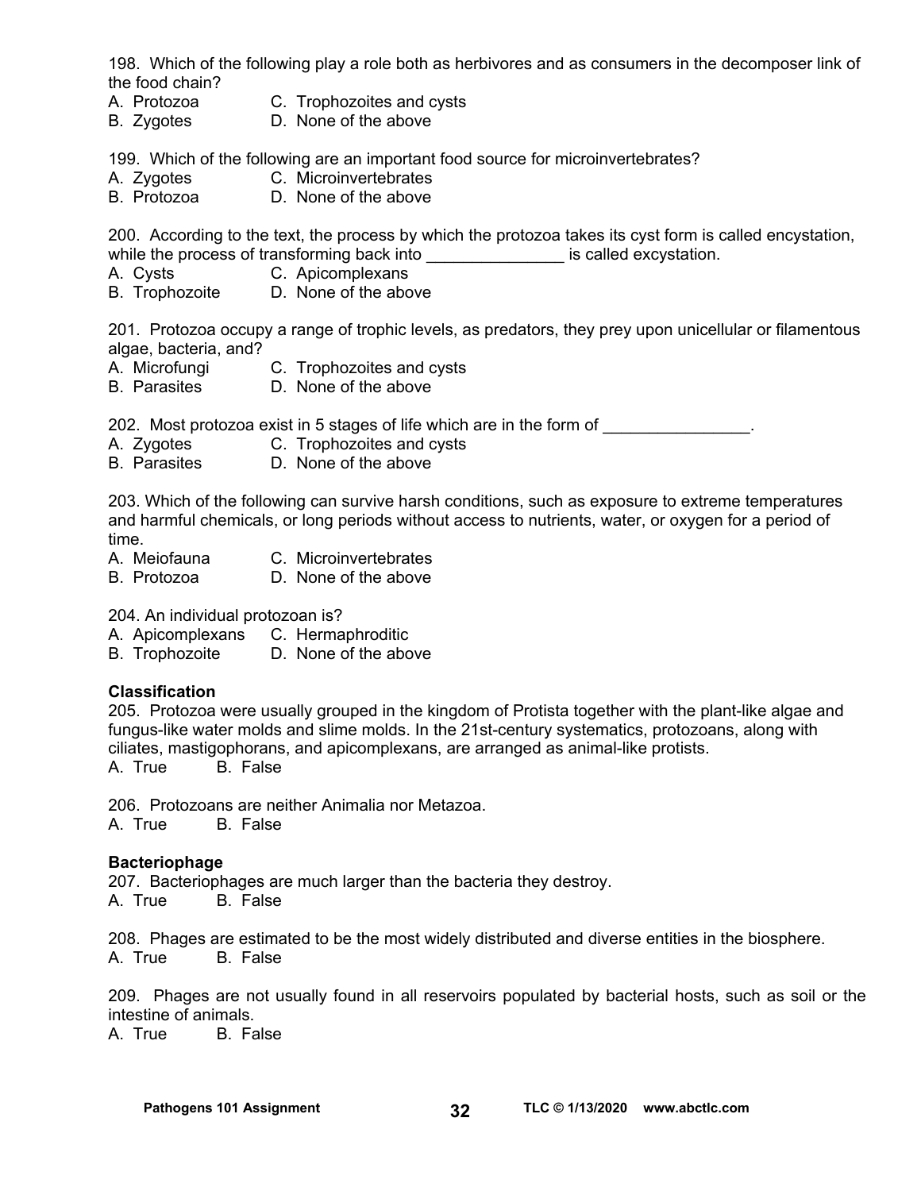198. Which of the following play a role both as herbivores and as consumers in the decomposer link of the food chain?

A. Protozoa C. Trophozoites and cysts
B. Zygotes D. None of the above

199. Which of the following are an important food source for microinvertebrates?

A. Zygotes C. Microinvertebrates
B. Protozoa D. None of the above

200. According to the text, the process by which the protozoa takes its cyst form is called encystation, while the process of transforming back into _______________ is called excystation.

A. Cysts C. Apicomplexans
B. Trophozoite D. None of the above

201. Protozoa occupy a range of trophic levels, as predators, they prey upon unicellular or filamentous algae, bacteria, and?

A. Microfungi C. Trophozoites and cysts
B. Parasites D. None of the above

202. Most protozoa exist in 5 stages of life which are in the form of ________________.

A. Zygotes C. Trophozoites and cysts
B. Parasites D. None of the above

203. Which of the following can survive harsh conditions, such as exposure to extreme temperatures and harmful chemicals, or long periods without access to nutrients, water, or oxygen for a period of time.

A. Meiofauna C. Microinvertebrates
B. Protozoa D. None of the above

204. An individual protozoan is?

A. Apicomplexans C. Hermaphroditic
B. Trophozoite D. None of the above

**Classification**

205. Protozoa were usually grouped in the kingdom of Protista together with the plant-like algae and fungus-like water molds and slime molds. In the 21st-century systematics, protozoans, along with ciliates, mastigophorans, and apicomplexans, are arranged as animal-like protists.

A. True B. False

206. Protozoans are neither Animalia nor Metazoa.

A. True B. False

**Bacteriophage**

207. Bacteriophages are much larger than the bacteria they destroy.

A. True B. False

208. Phages are estimated to be the most widely distributed and diverse entities in the biosphere.

A. True B. False

209. Phages are not usually found in all reservoirs populated by bacterial hosts, such as soil or the intestine of animals.

A. True B. False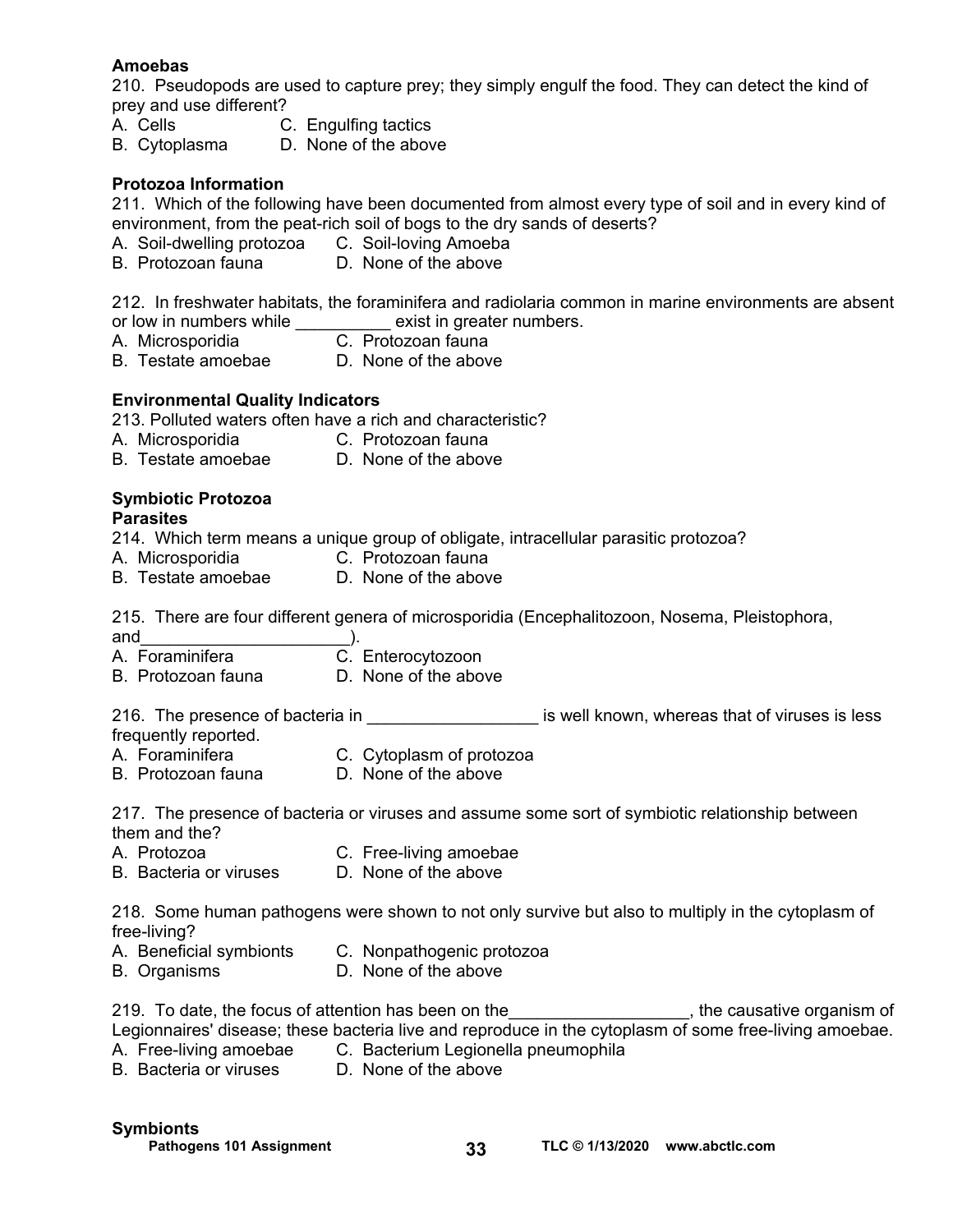**Amoebas**

210. Pseudopods are used to capture prey; they simply engulf the food. They can detect the kind of prey and use different?

A. Cells  
B. Cytoplasma  
C. Engulfing tactics  
D. None of the above

**Protozoa Information**

211. Which of the following have been documented from almost every type of soil and in every kind of environment, from the peat-rich soil of bogs to the dry sands of deserts?

A. Soil-dwelling protozoa  
B. Protozoan fauna  
C. Soil-loving Amoeba  
D. None of the above

212. In freshwater habitats, the foraminifera and radiolaria common in marine environments are absent or low in numbers while __________ exist in greater numbers.

A. Microsporidia  
B. Testate amoebae  
C. Protozoan fauna  
D. None of the above

**Environmental Quality Indicators**

213. Polluted waters often have a rich and characteristic?

A. Microsporidia  
B. Testate amoebae  
C. Protozoan fauna  
D. None of the above

**Symbiotic Protozoa**

**Parasites**

214. Which term means a unique group of obligate, intracellular parasitic protozoa?

A. Microsporidia  
B. Testate amoebae  
C. Protozoan fauna  
D. None of the above

215. There are four different genera of microsporidia (Encephalitozoon, Nosema, Pleistophora, and______________________).

A. Foraminifera  
B. Protozoan fauna  
C. Enterocytozoon  
D. None of the above

216. The presence of bacteria in __________________ is well known, whereas that of viruses is less frequently reported.

A. Foraminifera  
B. Protozoan fauna  
C. Cytoplasm of protozoa  
D. None of the above

217. The presence of bacteria or viruses and assume some sort of symbiotic relationship between them and the?

A. Protozoa  
B. Bacteria or viruses  
C. Free-living amoebae  
D. None of the above

218. Some human pathogens were shown to not only survive but also to multiply in the cytoplasm of free-living?

A. Beneficial symbionts  
B. Organisms  
C. Nonpathogenic protozoa  
D. None of the above

219. To date, the focus of attention has been on the___________________, the causative organism of Legionnaires' disease; these bacteria live and reproduce in the cytoplasm of some free-living amoebae.

A. Free-living amoebae  
B. Bacteria or viruses  
C. Bacterium Legionella pneumophila  
D. None of the above

**Symbionts**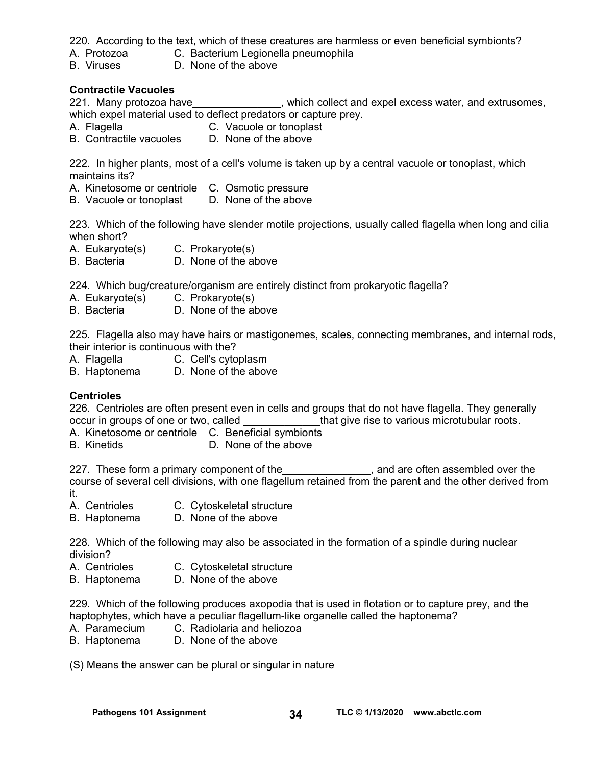220. According to the text, which of these creatures are harmless or even beneficial symbionts?
A. Protozoa C. Bacterium Legionella pneumophila
B. Viruses D. None of the above

**Contractile Vacuoles**

221. Many protozoa have_______________, which collect and expel excess water, and extrusomes, which expel material used to deflect predators or capture prey.
A. Flagella C. Vacuole or tonoplast
B. Contractile vacuoles D. None of the above

222. In higher plants, most of a cell's volume is taken up by a central vacuole or tonoplast, which maintains its?
A. Kinetosome or centriole C. Osmotic pressure
B. Vacuole or tonoplast D. None of the above

223. Which of the following have slender motile projections, usually called flagella when long and cilia when short?
A. Eukaryote(s) C. Prokaryote(s)
B. Bacteria D. None of the above

224. Which bug/creature/organism are entirely distinct from prokaryotic flagella?
A. Eukaryote(s) C. Prokaryote(s)
B. Bacteria D. None of the above

225. Flagella also may have hairs or mastigonemes, scales, connecting membranes, and internal rods, their interior is continuous with the?
A. Flagella C. Cell's cytoplasm
B. Haptonema D. None of the above

**Centrioles**

226. Centrioles are often present even in cells and groups that do not have flagella. They generally occur in groups of one or two, called _____________that give rise to various microtubular roots.
A. Kinetosome or centriole C. Beneficial symbionts
B. Kinetids D. None of the above

227. These form a primary component of the_______________, and are often assembled over the course of several cell divisions, with one flagellum retained from the parent and the other derived from it.
A. Centrioles C. Cytoskeletal structure
B. Haptonema D. None of the above

228. Which of the following may also be associated in the formation of a spindle during nuclear division?
A. Centrioles C. Cytoskeletal structure
B. Haptonema D. None of the above

229. Which of the following produces axopodia that is used in flotation or to capture prey, and the haptophytes, which have a peculiar flagellum-like organelle called the haptonema?
A. Paramecium C. Radiolaria and heliozoa
B. Haptonema D. None of the above

(S) Means the answer can be plural or singular in nature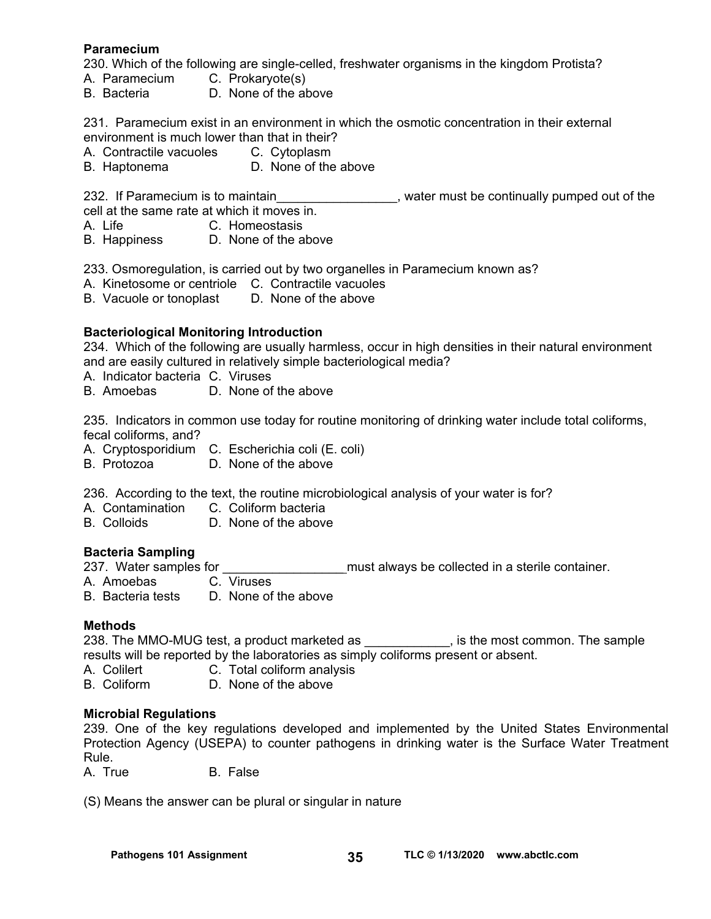**Paramecium**

230. Which of the following are single-celled, freshwater organisms in the kingdom Protista?
A. Paramecium C. Prokaryote(s)
B. Bacteria D. None of the above

231. Paramecium exist in an environment in which the osmotic concentration in their external environment is much lower than that in their?
A. Contractile vacuoles C. Cytoplasm
B. Haptonema D. None of the above

232. If Paramecium is to maintain_________________, water must be continually pumped out of the cell at the same rate at which it moves in.
A. Life C. Homeostasis
B. Happiness D. None of the above

233. Osmoregulation, is carried out by two organelles in Paramecium known as?
A. Kinetosome or centriole C. Contractile vacuoles
B. Vacuole or tonoplast D. None of the above

**Bacteriological Monitoring Introduction**

234. Which of the following are usually harmless, occur in high densities in their natural environment and are easily cultured in relatively simple bacteriological media?
A. Indicator bacteria C. Viruses
B. Amoebas D. None of the above

235. Indicators in common use today for routine monitoring of drinking water include total coliforms, fecal coliforms, and?
A. Cryptosporidium C. Escherichia coli (E. coli)
B. Protozoa D. None of the above

236. According to the text, the routine microbiological analysis of your water is for?
A. Contamination C. Coliform bacteria
B. Colloids D. None of the above

**Bacteria Sampling**

237. Water samples for _________________must always be collected in a sterile container.
A. Amoebas C. Viruses
B. Bacteria tests D. None of the above

**Methods**

238. The MMO-MUG test, a product marketed as ____________, is the most common. The sample results will be reported by the laboratories as simply coliforms present or absent.
A. Colilert C. Total coliform analysis
B. Coliform D. None of the above

**Microbial Regulations**

239. One of the key regulations developed and implemented by the United States Environmental Protection Agency (USEPA) to counter pathogens in drinking water is the Surface Water Treatment Rule.
A. True B. False

(S) Means the answer can be plural or singular in nature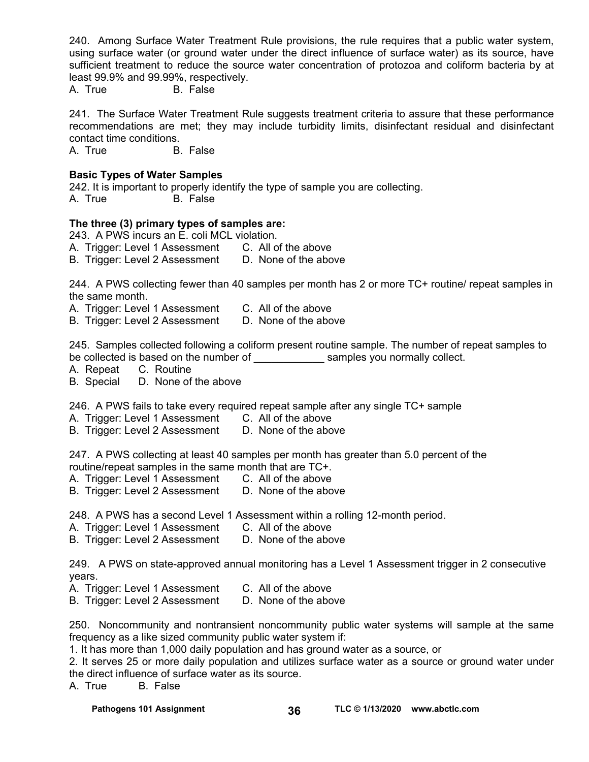240. Among Surface Water Treatment Rule provisions, the rule requires that a public water system, using surface water (or ground water under the direct influence of surface water) as its source, have sufficient treatment to reduce the source water concentration of protozoa and coliform bacteria by at least 99.9% and 99.99%, respectively.

A. True B. False

241. The Surface Water Treatment Rule suggests treatment criteria to assure that these performance recommendations are met; they may include turbidity limits, disinfectant residual and disinfectant contact time conditions.

A. True B. False

**Basic Types of Water Samples**

242. It is important to properly identify the type of sample you are collecting.

A. True B. False

**The three (3) primary types of samples are:**

243. A PWS incurs an E. coli MCL violation.

A. Trigger: Level 1 Assessment C. All of the above
B. Trigger: Level 2 Assessment D. None of the above

244. A PWS collecting fewer than 40 samples per month has 2 or more TC+ routine/ repeat samples in the same month.

A. Trigger: Level 1 Assessment C. All of the above
B. Trigger: Level 2 Assessment D. None of the above

245. Samples collected following a coliform present routine sample. The number of repeat samples to be collected is based on the number of ____________ samples you normally collect.

A. Repeat C. Routine
B. Special D. None of the above

246. A PWS fails to take every required repeat sample after any single TC+ sample

A. Trigger: Level 1 Assessment C. All of the above
B. Trigger: Level 2 Assessment D. None of the above

247. A PWS collecting at least 40 samples per month has greater than 5.0 percent of the routine/repeat samples in the same month that are TC+.

A. Trigger: Level 1 Assessment C. All of the above
B. Trigger: Level 2 Assessment D. None of the above

248. A PWS has a second Level 1 Assessment within a rolling 12-month period.

A. Trigger: Level 1 Assessment C. All of the above
B. Trigger: Level 2 Assessment D. None of the above

249. A PWS on state-approved annual monitoring has a Level 1 Assessment trigger in 2 consecutive years.

A. Trigger: Level 1 Assessment C. All of the above
B. Trigger: Level 2 Assessment D. None of the above

250. Noncommunity and nontransient noncommunity public water systems will sample at the same frequency as a like sized community public water system if:

1. It has more than 1,000 daily population and has ground water as a source, or
2. It serves 25 or more daily population and utilizes surface water as a source or ground water under the direct influence of surface water as its source.

A. True B. False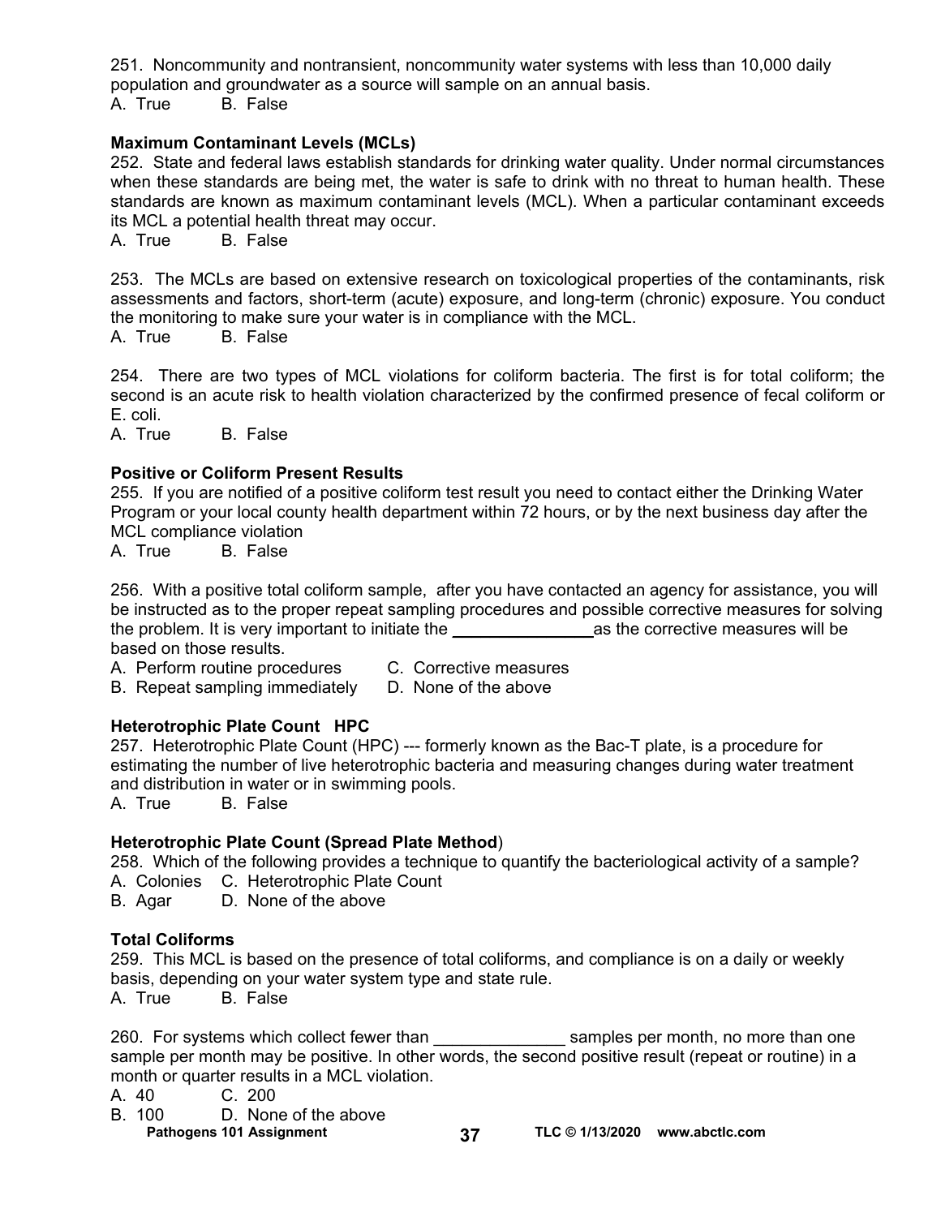251. Noncommunity and nontransient, noncommunity water systems with less than 10,000 daily population and groundwater as a source will sample on an annual basis.
A. True B. False

**Maximum Contaminant Levels (MCLs)**
252. State and federal laws establish standards for drinking water quality. Under normal circumstances when these standards are being met, the water is safe to drink with no threat to human health. These standards are known as maximum contaminant levels (MCL). When a particular contaminant exceeds its MCL a potential health threat may occur.
A. True B. False

253. The MCLs are based on extensive research on toxicological properties of the contaminants, risk assessments and factors, short-term (acute) exposure, and long-term (chronic) exposure. You conduct the monitoring to make sure your water is in compliance with the MCL.
A. True B. False

254. There are two types of MCL violations for coliform bacteria. The first is for total coliform; the second is an acute risk to health violation characterized by the confirmed presence of fecal coliform or E. coli.
A. True B. False

**Positive or Coliform Present Results**
255. If you are notified of a positive coliform test result you need to contact either the Drinking Water Program or your local county health department within 72 hours, or by the next business day after the MCL compliance violation
A. True B. False

256. With a positive total coliform sample, after you have contacted an agency for assistance, you will be instructed as to the proper repeat sampling procedures and possible corrective measures for solving the problem. It is very important to initiate the _______________ as the corrective measures will be based on those results.
A. Perform routine procedures C. Corrective measures
B. Repeat sampling immediately D. None of the above

**Heterotrophic Plate Count HPC**
257. Heterotrophic Plate Count (HPC) --- formerly known as the Bac-T plate, is a procedure for estimating the number of live heterotrophic bacteria and measuring changes during water treatment and distribution in water or in swimming pools.
A. True B. False

**Heterotrophic Plate Count (Spread Plate Method)**
258. Which of the following provides a technique to quantify the bacteriological activity of a sample?
A. Colonies C. Heterotrophic Plate Count
B. Agar D. None of the above

**Total Coliforms**
259. This MCL is based on the presence of total coliforms, and compliance is on a daily or weekly basis, depending on your water system type and state rule.
A. True B. False

260. For systems which collect fewer than ______________ samples per month, no more than one sample per month may be positive. In other words, the second positive result (repeat or routine) in a month or quarter results in a MCL violation.
A. 40 C. 200
B. 100 D. None of the above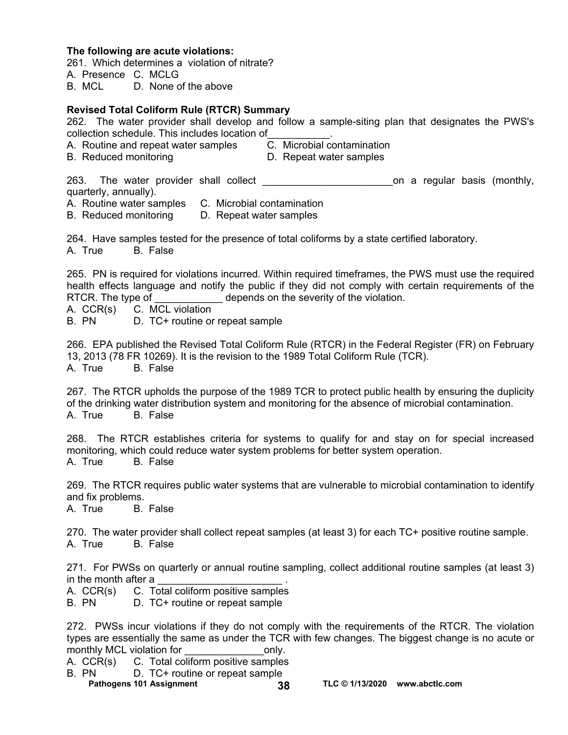**The following are acute violations:**

261. Which determines a violation of nitrate?

A. Presence C. MCLG
B. MCL D. None of the above

**Revised Total Coliform Rule (RTCR) Summary**

262. The water provider shall develop and follow a sample-siting plan that designates the PWS's collection schedule. This includes location of___________.

A. Routine and repeat water samples C. Microbial contamination
B. Reduced monitoring D. Repeat water samples

263. The water provider shall collect _______________________on a regular basis (monthly, quarterly, annually).

A. Routine water samples C. Microbial contamination
B. Reduced monitoring D. Repeat water samples

264. Have samples tested for the presence of total coliforms by a state certified laboratory.

A. True B. False

265. PN is required for violations incurred. Within required timeframes, the PWS must use the required health effects language and notify the public if they did not comply with certain requirements of the RTCR. The type of ____________ depends on the severity of the violation.

A. CCR(s) C. MCL violation
B. PN D. TC+ routine or repeat sample

266. EPA published the Revised Total Coliform Rule (RTCR) in the Federal Register (FR) on February 13, 2013 (78 FR 10269). It is the revision to the 1989 Total Coliform Rule (TCR).

A. True B. False

267. The RTCR upholds the purpose of the 1989 TCR to protect public health by ensuring the duplicity of the drinking water distribution system and monitoring for the absence of microbial contamination.

A. True B. False

268. The RTCR establishes criteria for systems to qualify for and stay on for special increased monitoring, which could reduce water system problems for better system operation.

A. True B. False

269. The RTCR requires public water systems that are vulnerable to microbial contamination to identify and fix problems.

A. True B. False

270. The water provider shall collect repeat samples (at least 3) for each TC+ positive routine sample.

A. True B. False

271. For PWSs on quarterly or annual routine sampling, collect additional routine samples (at least 3) in the month after a ______________________ .

A. CCR(s) C. Total coliform positive samples
B. PN D. TC+ routine or repeat sample

272. PWSs incur violations if they do not comply with the requirements of the RTCR. The violation types are essentially the same as under the TCR with few changes. The biggest change is no acute or monthly MCL violation for ______________only.

A. CCR(s) C. Total coliform positive samples
B. PN D. TC+ routine or repeat sample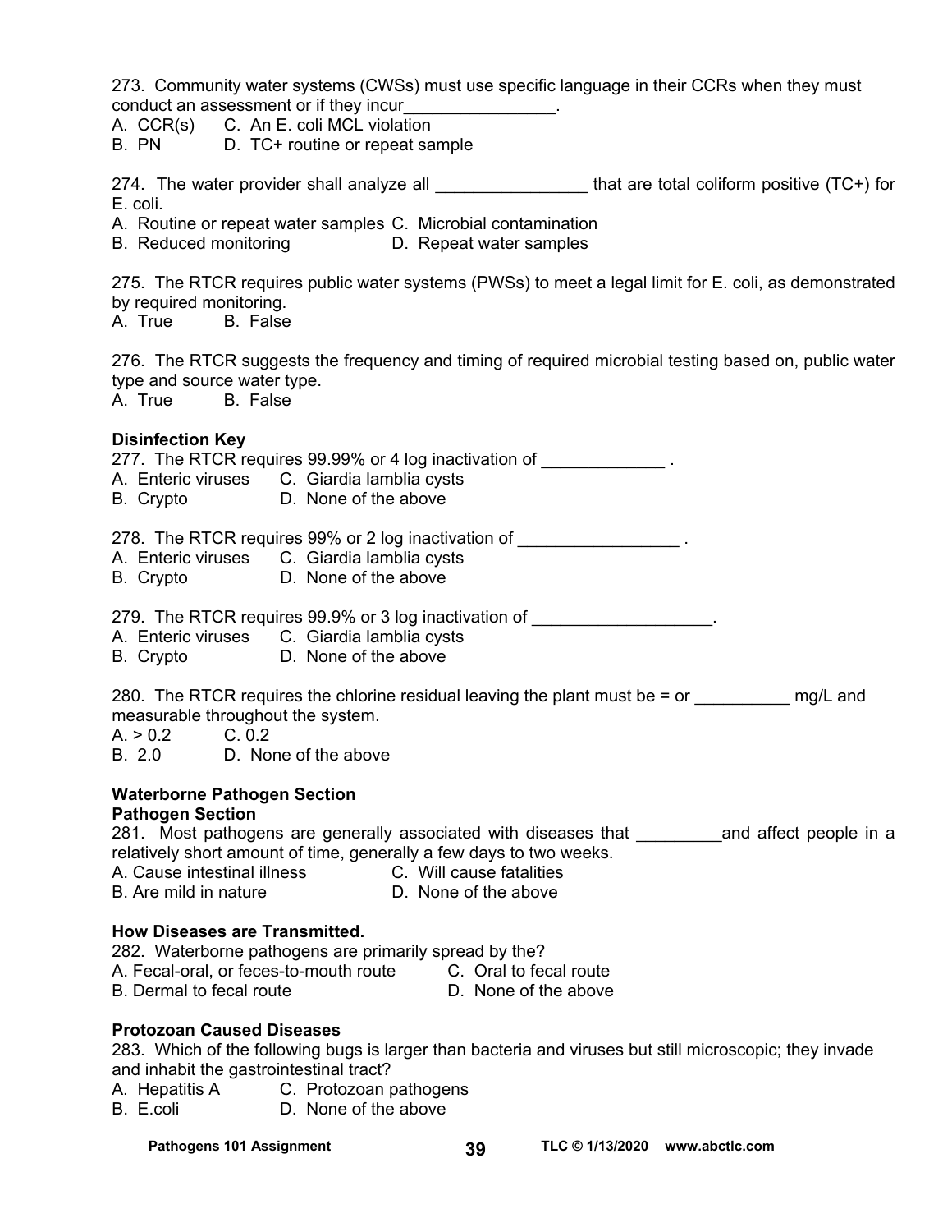273. Community water systems (CWSs) must use specific language in their CCRs when they must conduct an assessment or if they incur________________.

A. CCR(s) C. An E. coli MCL violation
B. PN D. TC+ routine or repeat sample

274. The water provider shall analyze all ________________ that are total coliform positive (TC+) for E. coli.

A. Routine or repeat water samples C. Microbial contamination
B. Reduced monitoring D. Repeat water samples

275. The RTCR requires public water systems (PWSs) to meet a legal limit for E. coli, as demonstrated by required monitoring.

A. True B. False

276. The RTCR suggests the frequency and timing of required microbial testing based on, public water type and source water type.

A. True B. False

**Disinfection Key**

277. The RTCR requires 99.99% or 4 log inactivation of _____________ .

A. Enteric viruses C. Giardia lamblia cysts
B. Crypto D. None of the above

278. The RTCR requires 99% or 2 log inactivation of _________________ .

A. Enteric viruses C. Giardia lamblia cysts
B. Crypto D. None of the above

279. The RTCR requires 99.9% or 3 log inactivation of ___________________.

A. Enteric viruses C. Giardia lamblia cysts
B. Crypto D. None of the above

280. The RTCR requires the chlorine residual leaving the plant must be = or __________ mg/L and measurable throughout the system.

A. > 0.2 C. 0.2
B. 2.0 D. None of the above

**Waterborne Pathogen Section**

**Pathogen Section**

281. Most pathogens are generally associated with diseases that _________and affect people in a relatively short amount of time, generally a few days to two weeks.

A. Cause intestinal illness C. Will cause fatalities
B. Are mild in nature D. None of the above

**How Diseases are Transmitted.**

282. Waterborne pathogens are primarily spread by the?

A. Fecal-oral, or feces-to-mouth route C. Oral to fecal route
B. Dermal to fecal route D. None of the above

**Protozoan Caused Diseases**

283. Which of the following bugs is larger than bacteria and viruses but still microscopic; they invade and inhabit the gastrointestinal tract?

A. Hepatitis A C. Protozoan pathogens
B. E.coli D. None of the above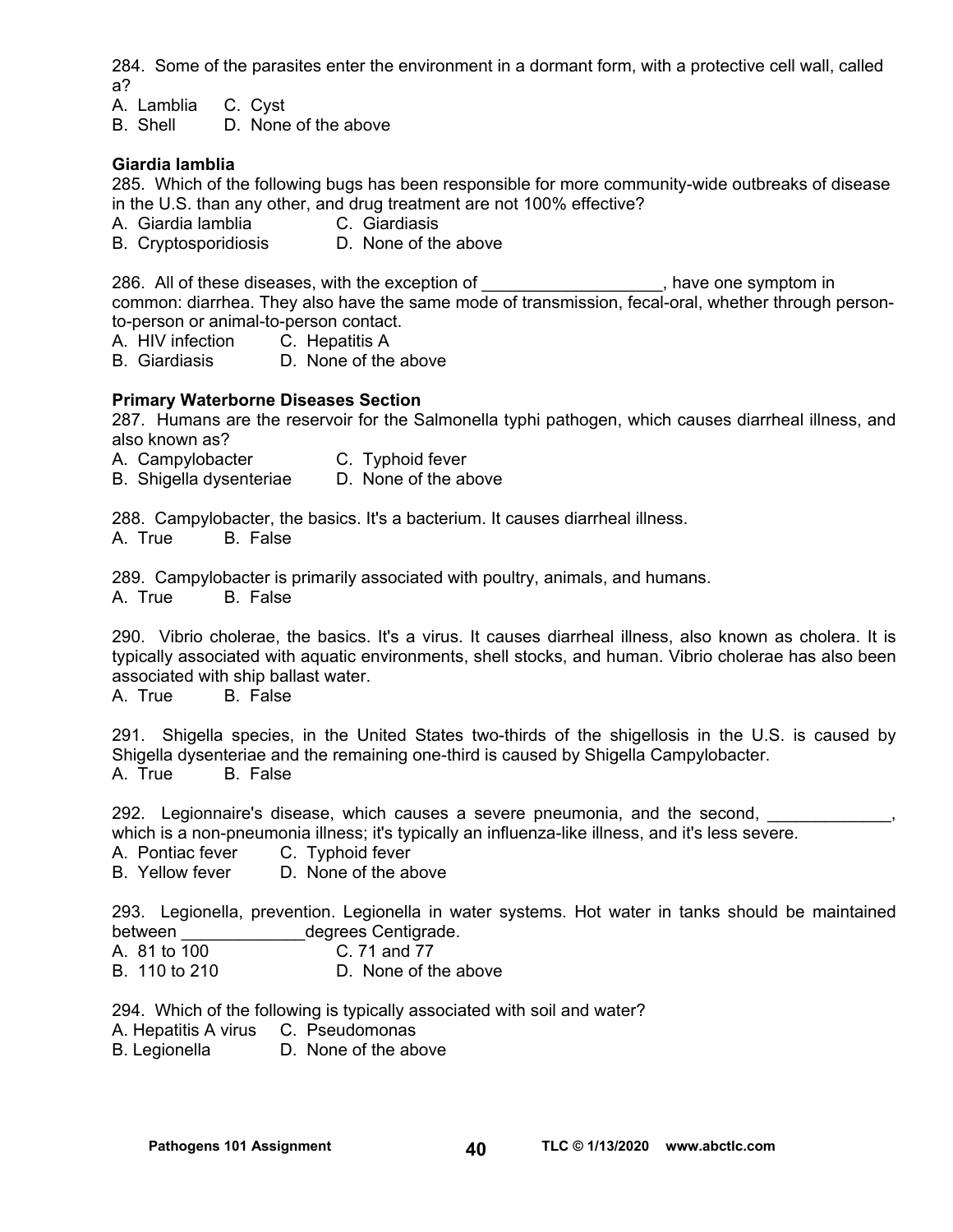284. Some of the parasites enter the environment in a dormant form, with a protective cell wall, called a?

A. Lamblia C. Cyst
B. Shell D. None of the above

**Giardia lamblia**

285. Which of the following bugs has been responsible for more community-wide outbreaks of disease in the U.S. than any other, and drug treatment are not 100% effective?

A. Giardia lamblia C. Giardiasis
B. Cryptosporidiosis D. None of the above

286. All of these diseases, with the exception of ___________________, have one symptom in common: diarrhea. They also have the same mode of transmission, fecal-oral, whether through person-to-person or animal-to-person contact.

A. HIV infection C. Hepatitis A
B. Giardiasis D. None of the above

**Primary Waterborne Diseases Section**

287. Humans are the reservoir for the Salmonella typhi pathogen, which causes diarrheal illness, and also known as?

A. Campylobacter C. Typhoid fever
B. Shigella dysenteriae D. None of the above

288. Campylobacter, the basics. It's a bacterium. It causes diarrheal illness.

A. True B. False

289. Campylobacter is primarily associated with poultry, animals, and humans.

A. True B. False

290. Vibrio cholerae, the basics. It's a virus. It causes diarrheal illness, also known as cholera. It is typically associated with aquatic environments, shell stocks, and human. Vibrio cholerae has also been associated with ship ballast water.

A. True B. False

291. Shigella species, in the United States two-thirds of the shigellosis in the U.S. is caused by Shigella dysenteriae and the remaining one-third is caused by Shigella Campylobacter.

A. True B. False

292. Legionnaire's disease, which causes a severe pneumonia, and the second, _____________, which is a non-pneumonia illness; it's typically an influenza-like illness, and it's less severe.

A. Pontiac fever C. Typhoid fever
B. Yellow fever D. None of the above

293. Legionella, prevention. Legionella in water systems. Hot water in tanks should be maintained between _____________degrees Centigrade.

A. 81 to 100 C. 71 and 77
B. 110 to 210 D. None of the above

294. Which of the following is typically associated with soil and water?

A. Hepatitis A virus C. Pseudomonas
B. Legionella D. None of the above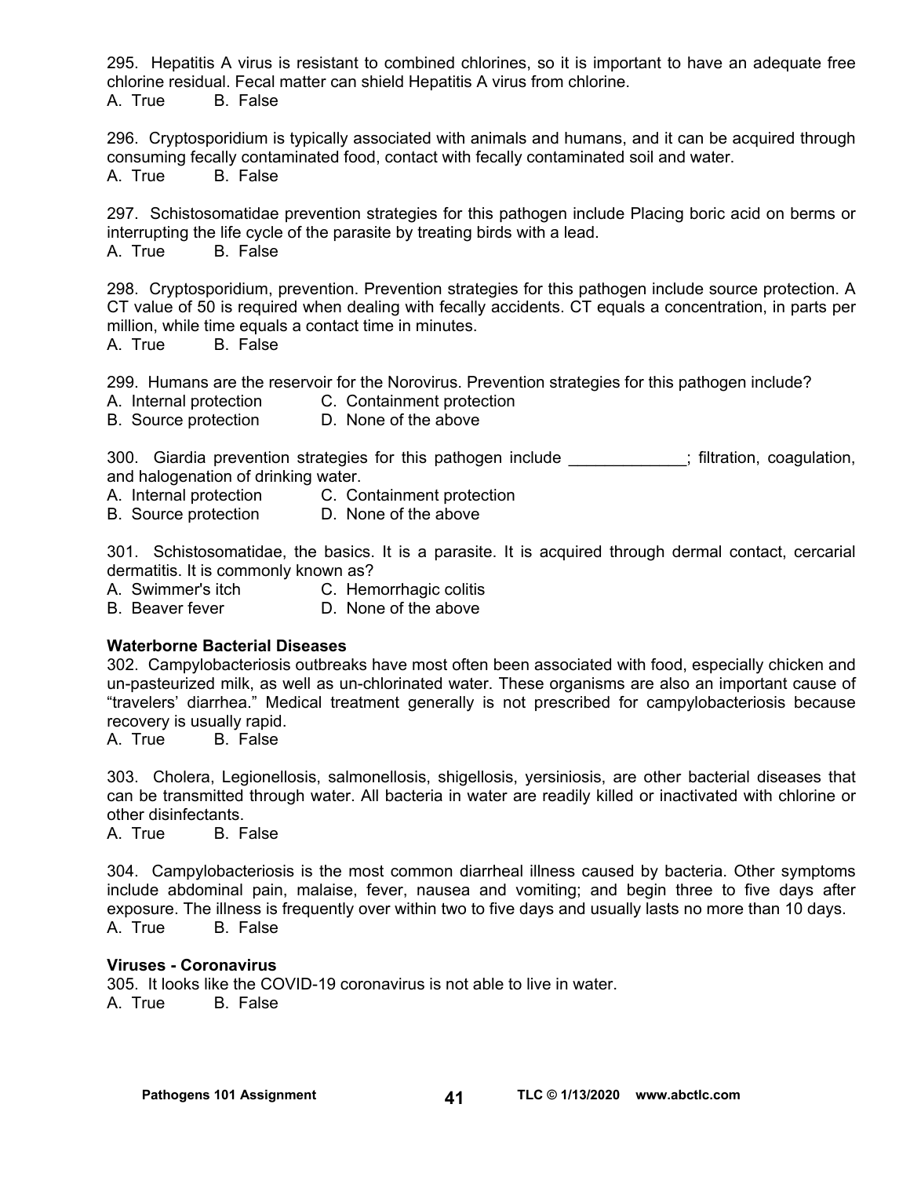295. Hepatitis A virus is resistant to combined chlorines, so it is important to have an adequate free chlorine residual. Fecal matter can shield Hepatitis A virus from chlorine.
A. True B. False

296. Cryptosporidium is typically associated with animals and humans, and it can be acquired through consuming fecally contaminated food, contact with fecally contaminated soil and water.
A. True B. False

297. Schistosomatidae prevention strategies for this pathogen include Placing boric acid on berms or interrupting the life cycle of the parasite by treating birds with a lead.
A. True B. False

298. Cryptosporidium, prevention. Prevention strategies for this pathogen include source protection. A CT value of 50 is required when dealing with fecally accidents. CT equals a concentration, in parts per million, while time equals a contact time in minutes.
A. True B. False

299. Humans are the reservoir for the Norovirus. Prevention strategies for this pathogen include?
A. Internal protection C. Containment protection
B. Source protection D. None of the above

300. Giardia prevention strategies for this pathogen include _____________; filtration, coagulation, and halogenation of drinking water.
A. Internal protection C. Containment protection
B. Source protection D. None of the above

301. Schistosomatidae, the basics. It is a parasite. It is acquired through dermal contact, cercarial dermatitis. It is commonly known as?
A. Swimmer's itch C. Hemorrhagic colitis
B. Beaver fever D. None of the above

**Waterborne Bacterial Diseases**

302. Campylobacteriosis outbreaks have most often been associated with food, especially chicken and un-pasteurized milk, as well as un-chlorinated water. These organisms are also an important cause of "travelers' diarrhea." Medical treatment generally is not prescribed for campylobacteriosis because recovery is usually rapid.
A. True B. False

303. Cholera, Legionellosis, salmonellosis, shigellosis, yersiniosis, are other bacterial diseases that can be transmitted through water. All bacteria in water are readily killed or inactivated with chlorine or other disinfectants.
A. True B. False

304. Campylobacteriosis is the most common diarrheal illness caused by bacteria. Other symptoms include abdominal pain, malaise, fever, nausea and vomiting; and begin three to five days after exposure. The illness is frequently over within two to five days and usually lasts no more than 10 days.
A. True B. False

**Viruses - Coronavirus**

305. It looks like the COVID-19 coronavirus is not able to live in water.
A. True B. False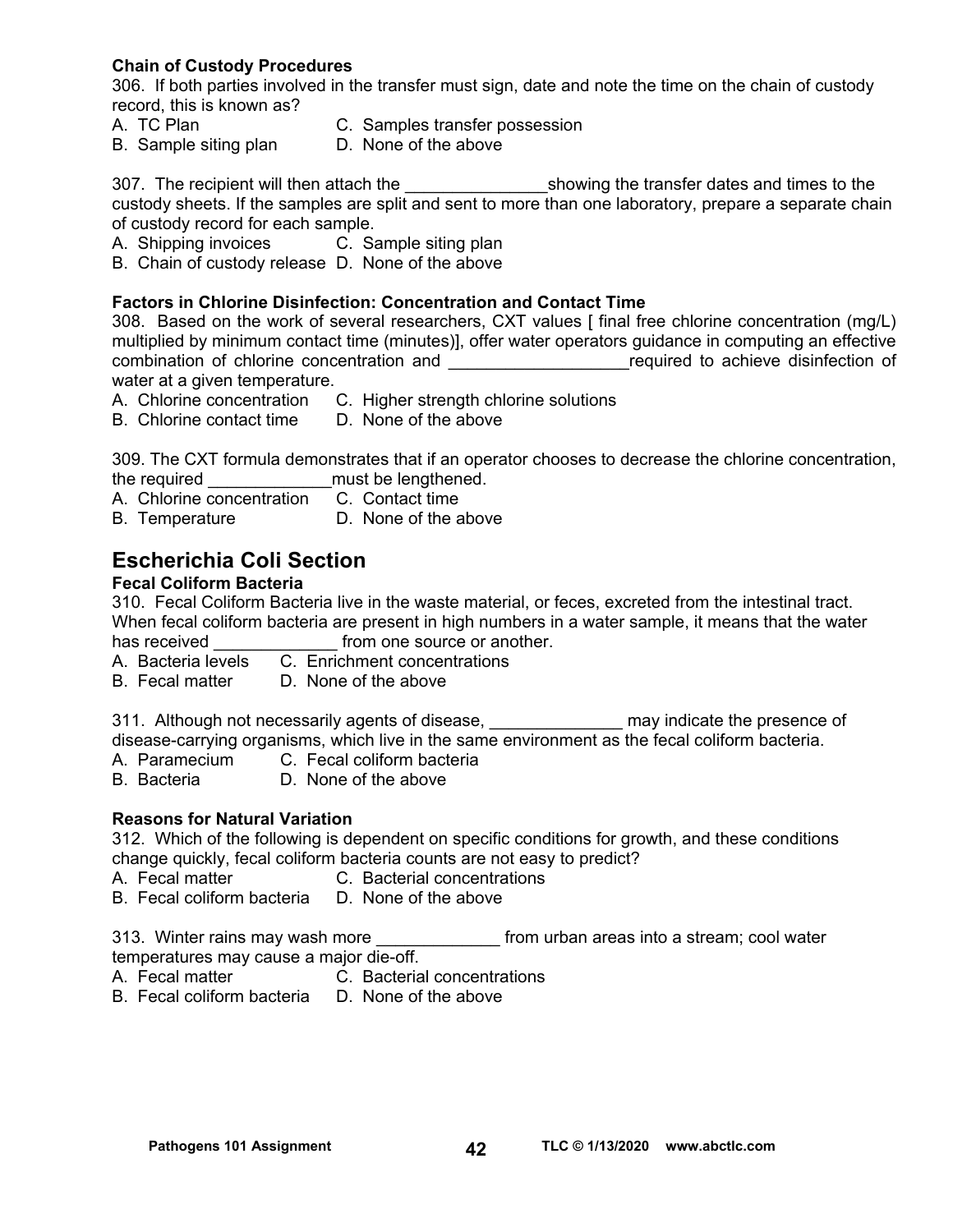**Chain of Custody Procedures**

306. If both parties involved in the transfer must sign, date and note the time on the chain of custody record, this is known as?

A. TC Plan
B. Sample siting plan
C. Samples transfer possession
D. None of the above

307. The recipient will then attach the _______________showing the transfer dates and times to the custody sheets. If the samples are split and sent to more than one laboratory, prepare a separate chain of custody record for each sample.

A. Shipping invoices
B. Chain of custody release
C. Sample siting plan
D. None of the above

**Factors in Chlorine Disinfection: Concentration and Contact Time**

308. Based on the work of several researchers, CXT values [ final free chlorine concentration (mg/L) multiplied by minimum contact time (minutes)], offer water operators guidance in computing an effective combination of chlorine concentration and ___________________required to achieve disinfection of water at a given temperature.

A. Chlorine concentration
B. Chlorine contact time
C. Higher strength chlorine solutions
D. None of the above

309. The CXT formula demonstrates that if an operator chooses to decrease the chlorine concentration, the required _____________must be lengthened.

A. Chlorine concentration
B. Temperature
C. Contact time
D. None of the above

## Escherichia Coli Section

**Fecal Coliform Bacteria**

310. Fecal Coliform Bacteria live in the waste material, or feces, excreted from the intestinal tract. When fecal coliform bacteria are present in high numbers in a water sample, it means that the water has received _____________ from one source or another.

A. Bacteria levels
B. Fecal matter
C. Enrichment concentrations
D. None of the above

311. Although not necessarily agents of disease, ______________ may indicate the presence of disease-carrying organisms, which live in the same environment as the fecal coliform bacteria.

A. Paramecium
B. Bacteria
C. Fecal coliform bacteria
D. None of the above

**Reasons for Natural Variation**

312. Which of the following is dependent on specific conditions for growth, and these conditions change quickly, fecal coliform bacteria counts are not easy to predict?

A. Fecal matter
B. Fecal coliform bacteria
C. Bacterial concentrations
D. None of the above

313. Winter rains may wash more _____________ from urban areas into a stream; cool water temperatures may cause a major die-off.

A. Fecal matter
B. Fecal coliform bacteria
C. Bacterial concentrations
D. None of the above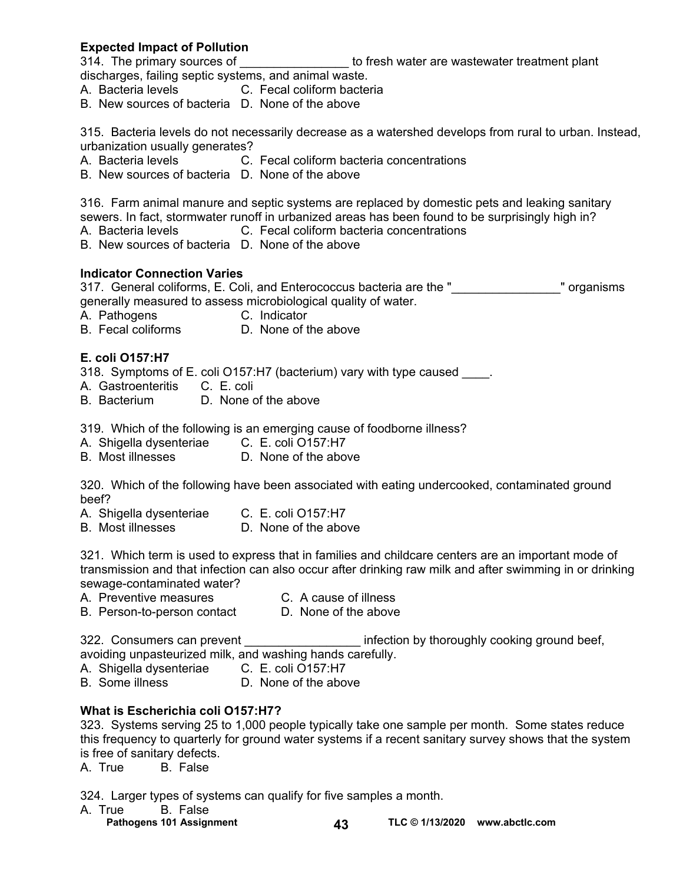**Expected Impact of Pollution**

314. The primary sources of ________________ to fresh water are wastewater treatment plant discharges, failing septic systems, and animal waste.

A. Bacteria levels
B. New sources of bacteria
C. Fecal coliform bacteria
D. None of the above

315. Bacteria levels do not necessarily decrease as a watershed develops from rural to urban. Instead, urbanization usually generates?

A. Bacteria levels
B. New sources of bacteria
C. Fecal coliform bacteria concentrations
D. None of the above

316. Farm animal manure and septic systems are replaced by domestic pets and leaking sanitary sewers. In fact, stormwater runoff in urbanized areas has been found to be surprisingly high in?

A. Bacteria levels
B. New sources of bacteria
C. Fecal coliform bacteria concentrations
D. None of the above

**Indicator Connection Varies**

317. General coliforms, E. Coli, and Enterococcus bacteria are the "________________" organisms generally measured to assess microbiological quality of water.

A. Pathogens
B. Fecal coliforms
C. Indicator
D. None of the above

**E. coli O157:H7**

318. Symptoms of E. coli O157:H7 (bacterium) vary with type caused ____.

A. Gastroenteritis
B. Bacterium
C. E. coli
D. None of the above

319. Which of the following is an emerging cause of foodborne illness?

A. Shigella dysenteriae
B. Most illnesses
C. E. coli O157:H7
D. None of the above

320. Which of the following have been associated with eating undercooked, contaminated ground beef?

A. Shigella dysenteriae
B. Most illnesses
C. E. coli O157:H7
D. None of the above

321. Which term is used to express that in families and childcare centers are an important mode of transmission and that infection can also occur after drinking raw milk and after swimming in or drinking sewage-contaminated water?

A. Preventive measures
B. Person-to-person contact
C. A cause of illness
D. None of the above

322. Consumers can prevent _________________ infection by thoroughly cooking ground beef, avoiding unpasteurized milk, and washing hands carefully.

A. Shigella dysenteriae
B. Some illness
C. E. coli O157:H7
D. None of the above

**What is Escherichia coli O157:H7?**

323. Systems serving 25 to 1,000 people typically take one sample per month. Some states reduce this frequency to quarterly for ground water systems if a recent sanitary survey shows that the system is free of sanitary defects.

A. True B. False

324. Larger types of systems can qualify for five samples a month.

A. True B. False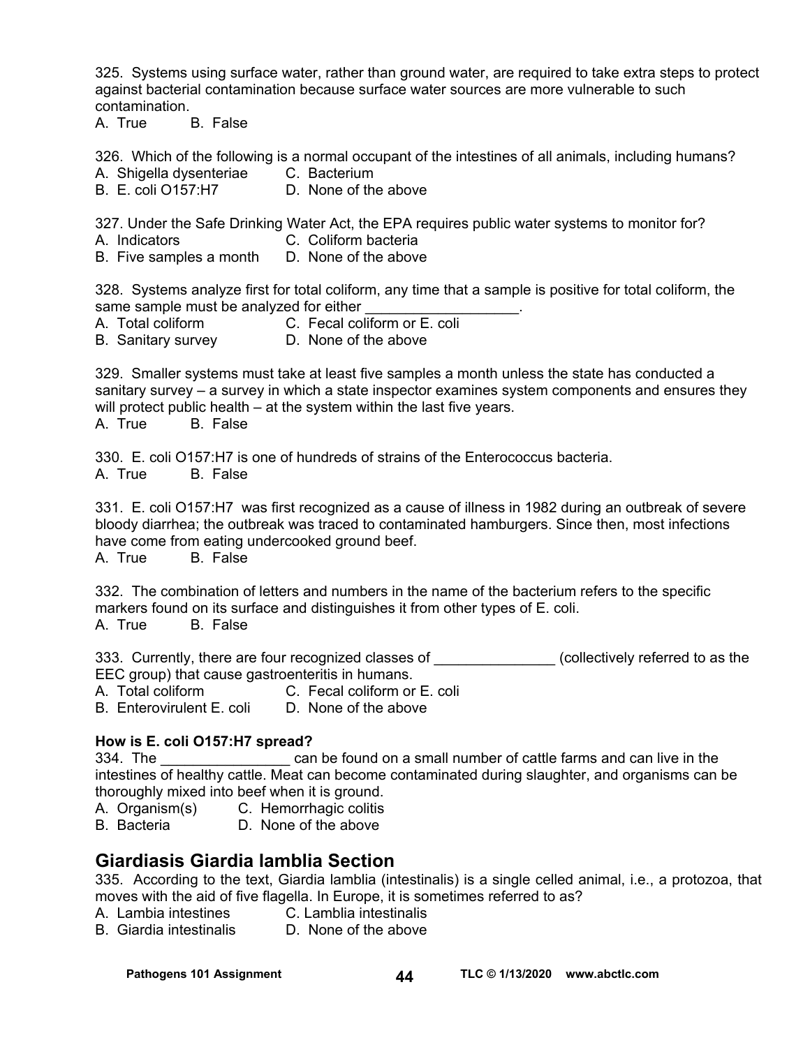325. Systems using surface water, rather than ground water, are required to take extra steps to protect against bacterial contamination because surface water sources are more vulnerable to such contamination.
A. True B. False

326. Which of the following is a normal occupant of the intestines of all animals, including humans?
A. Shigella dysenteriae C. Bacterium
B. E. coli O157:H7 D. None of the above

327. Under the Safe Drinking Water Act, the EPA requires public water systems to monitor for?
A. Indicators C. Coliform bacteria
B. Five samples a month D. None of the above

328. Systems analyze first for total coliform, any time that a sample is positive for total coliform, the same sample must be analyzed for either ___________________.
A. Total coliform C. Fecal coliform or E. coli
B. Sanitary survey D. None of the above

329. Smaller systems must take at least five samples a month unless the state has conducted a sanitary survey – a survey in which a state inspector examines system components and ensures they will protect public health – at the system within the last five years.
A. True B. False

330. E. coli O157:H7 is one of hundreds of strains of the Enterococcus bacteria.
A. True B. False

331. E. coli O157:H7 was first recognized as a cause of illness in 1982 during an outbreak of severe bloody diarrhea; the outbreak was traced to contaminated hamburgers. Since then, most infections have come from eating undercooked ground beef.
A. True B. False

332. The combination of letters and numbers in the name of the bacterium refers to the specific markers found on its surface and distinguishes it from other types of E. coli.
A. True B. False

333. Currently, there are four recognized classes of _______________ (collectively referred to as the EEC group) that cause gastroenteritis in humans.
A. Total coliform C. Fecal coliform or E. coli
B. Enterovirulent E. coli D. None of the above

**How is E. coli O157:H7 spread?**

334. The ________________ can be found on a small number of cattle farms and can live in the intestines of healthy cattle. Meat can become contaminated during slaughter, and organisms can be thoroughly mixed into beef when it is ground.
A. Organism(s) C. Hemorrhagic colitis
B. Bacteria D. None of the above

## Giardiasis Giardia lamblia Section

335. According to the text, Giardia lamblia (intestinalis) is a single celled animal, i.e., a protozoa, that moves with the aid of five flagella. In Europe, it is sometimes referred to as?
A. Lambia intestines C. Lamblia intestinalis
B. Giardia intestinalis D. None of the above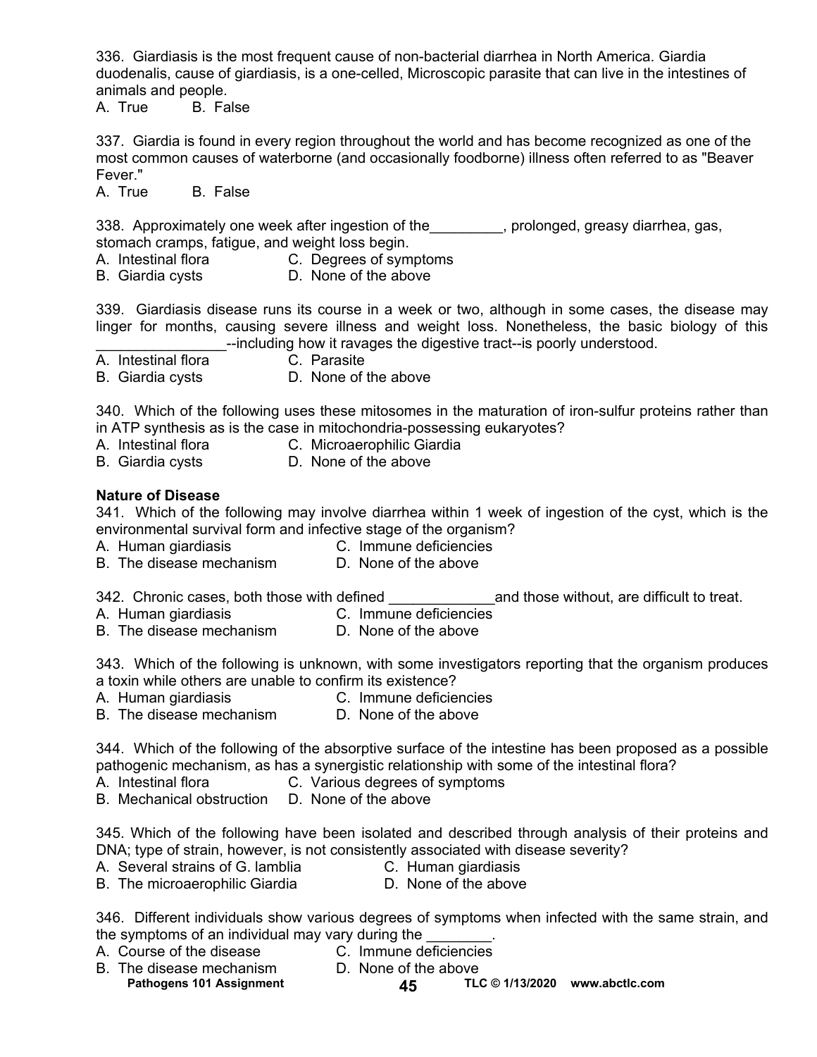336. Giardiasis is the most frequent cause of non-bacterial diarrhea in North America. Giardia duodenalis, cause of giardiasis, is a one-celled, Microscopic parasite that can live in the intestines of animals and people.
A. True  B. False

337. Giardia is found in every region throughout the world and has become recognized as one of the most common causes of waterborne (and occasionally foodborne) illness often referred to as "Beaver Fever."
A. True  B. False

338. Approximately one week after ingestion of the_________, prolonged, greasy diarrhea, gas, stomach cramps, fatigue, and weight loss begin.
A. Intestinal flora  C. Degrees of symptoms
B. Giardia cysts  D. None of the above

339. Giardiasis disease runs its course in a week or two, although in some cases, the disease may linger for months, causing severe illness and weight loss. Nonetheless, the basic biology of this ________________--including how it ravages the digestive tract--is poorly understood.
A. Intestinal flora  C. Parasite
B. Giardia cysts  D. None of the above

340. Which of the following uses these mitosomes in the maturation of iron-sulfur proteins rather than in ATP synthesis as is the case in mitochondria-possessing eukaryotes?
A. Intestinal flora  C. Microaerophilic Giardia
B. Giardia cysts  D. None of the above

**Nature of Disease**

341. Which of the following may involve diarrhea within 1 week of ingestion of the cyst, which is the environmental survival form and infective stage of the organism?
A. Human giardiasis  C. Immune deficiencies
B. The disease mechanism  D. None of the above

342. Chronic cases, both those with defined _____________and those without, are difficult to treat.
A. Human giardiasis  C. Immune deficiencies
B. The disease mechanism  D. None of the above

343. Which of the following is unknown, with some investigators reporting that the organism produces a toxin while others are unable to confirm its existence?
A. Human giardiasis  C. Immune deficiencies
B. The disease mechanism  D. None of the above

344. Which of the following of the absorptive surface of the intestine has been proposed as a possible pathogenic mechanism, as has a synergistic relationship with some of the intestinal flora?
A. Intestinal flora  C. Various degrees of symptoms
B. Mechanical obstruction  D. None of the above

345. Which of the following have been isolated and described through analysis of their proteins and DNA; type of strain, however, is not consistently associated with disease severity?
A. Several strains of G. lamblia  C. Human giardiasis
B. The microaerophilic Giardia  D. None of the above

346. Different individuals show various degrees of symptoms when infected with the same strain, and the symptoms of an individual may vary during the ________.
A. Course of the disease  C. Immune deficiencies
B. The disease mechanism  D. None of the above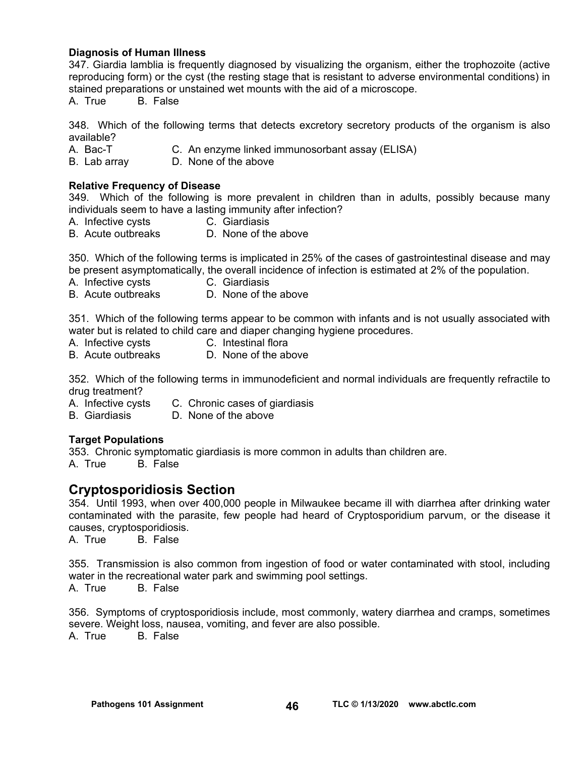**Diagnosis of Human Illness**

347. Giardia lamblia is frequently diagnosed by visualizing the organism, either the trophozoite (active reproducing form) or the cyst (the resting stage that is resistant to adverse environmental conditions) in stained preparations or unstained wet mounts with the aid of a microscope.

A. True B. False

348. Which of the following terms that detects excretory secretory products of the organism is also available?

A. Bac-T C. An enzyme linked immunosorbant assay (ELISA)
B. Lab array D. None of the above

**Relative Frequency of Disease**

349. Which of the following is more prevalent in children than in adults, possibly because many individuals seem to have a lasting immunity after infection?

A. Infective cysts C. Giardiasis
B. Acute outbreaks D. None of the above

350. Which of the following terms is implicated in 25% of the cases of gastrointestinal disease and may be present asymptomatically, the overall incidence of infection is estimated at 2% of the population.

A. Infective cysts C. Giardiasis
B. Acute outbreaks D. None of the above

351. Which of the following terms appear to be common with infants and is not usually associated with water but is related to child care and diaper changing hygiene procedures.

A. Infective cysts C. Intestinal flora
B. Acute outbreaks D. None of the above

352. Which of the following terms in immunodeficient and normal individuals are frequently refractile to drug treatment?

A. Infective cysts C. Chronic cases of giardiasis
B. Giardiasis D. None of the above

**Target Populations**

353. Chronic symptomatic giardiasis is more common in adults than children are.

A. True B. False

## Cryptosporidiosis Section

354. Until 1993, when over 400,000 people in Milwaukee became ill with diarrhea after drinking water contaminated with the parasite, few people had heard of Cryptosporidium parvum, or the disease it causes, cryptosporidiosis.

A. True B. False

355. Transmission is also common from ingestion of food or water contaminated with stool, including water in the recreational water park and swimming pool settings.

A. True B. False

356. Symptoms of cryptosporidiosis include, most commonly, watery diarrhea and cramps, sometimes severe. Weight loss, nausea, vomiting, and fever are also possible.

A. True B. False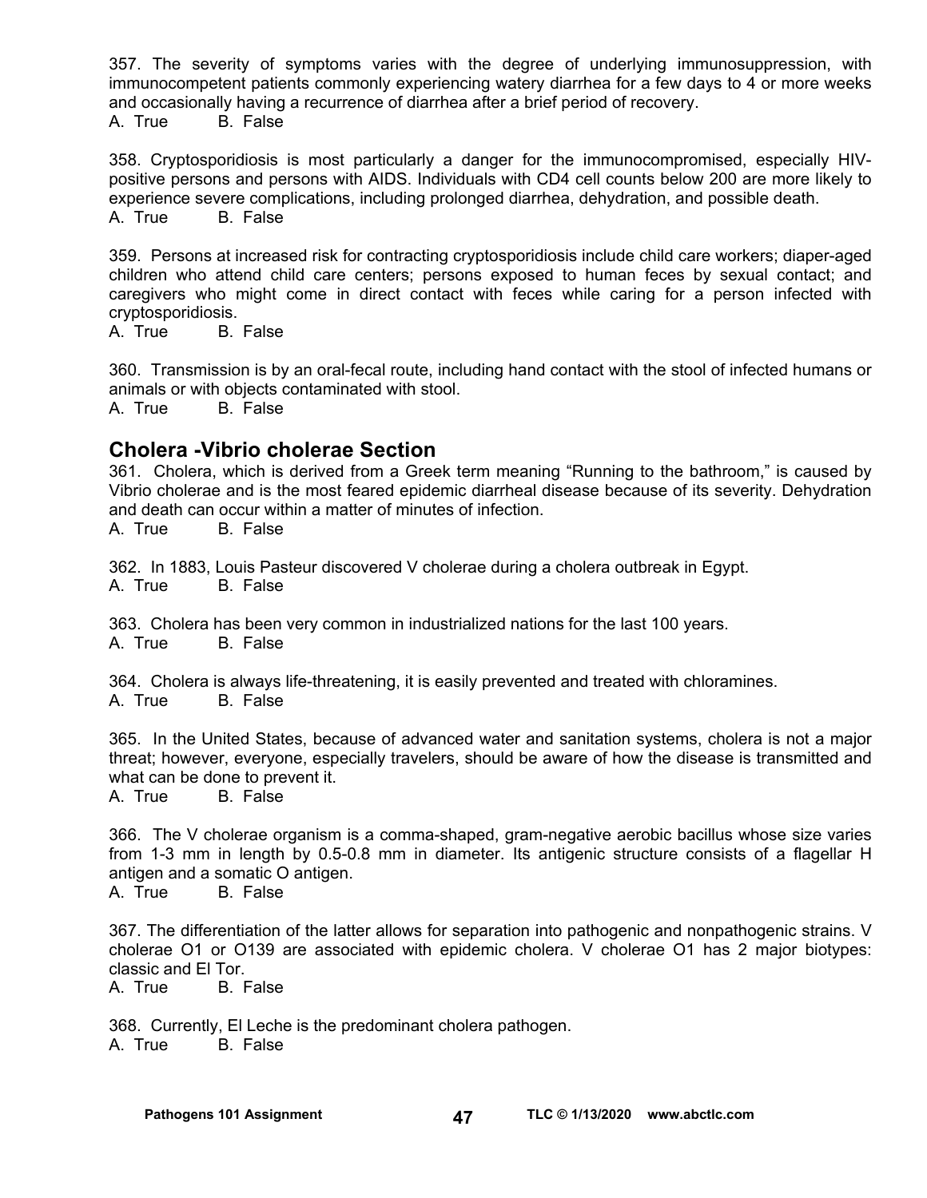357. The severity of symptoms varies with the degree of underlying immunosuppression, with immunocompetent patients commonly experiencing watery diarrhea for a few days to 4 or more weeks and occasionally having a recurrence of diarrhea after a brief period of recovery.
A. True B. False

358. Cryptosporidiosis is most particularly a danger for the immunocompromised, especially HIV-positive persons and persons with AIDS. Individuals with CD4 cell counts below 200 are more likely to experience severe complications, including prolonged diarrhea, dehydration, and possible death.
A. True B. False

359. Persons at increased risk for contracting cryptosporidiosis include child care workers; diaper-aged children who attend child care centers; persons exposed to human feces by sexual contact; and caregivers who might come in direct contact with feces while caring for a person infected with cryptosporidiosis.
A. True B. False

360. Transmission is by an oral-fecal route, including hand contact with the stool of infected humans or animals or with objects contaminated with stool.
A. True B. False

## Cholera -Vibrio cholerae Section

361. Cholera, which is derived from a Greek term meaning "Running to the bathroom," is caused by Vibrio cholerae and is the most feared epidemic diarrheal disease because of its severity. Dehydration and death can occur within a matter of minutes of infection.
A. True B. False

362. In 1883, Louis Pasteur discovered V cholerae during a cholera outbreak in Egypt.
A. True B. False

363. Cholera has been very common in industrialized nations for the last 100 years.
A. True B. False

364. Cholera is always life-threatening, it is easily prevented and treated with chloramines.
A. True B. False

365. In the United States, because of advanced water and sanitation systems, cholera is not a major threat; however, everyone, especially travelers, should be aware of how the disease is transmitted and what can be done to prevent it.
A. True B. False

366. The V cholerae organism is a comma-shaped, gram-negative aerobic bacillus whose size varies from 1-3 mm in length by 0.5-0.8 mm in diameter. Its antigenic structure consists of a flagellar H antigen and a somatic O antigen.
A. True B. False

367. The differentiation of the latter allows for separation into pathogenic and nonpathogenic strains. V cholerae O1 or O139 are associated with epidemic cholera. V cholerae O1 has 2 major biotypes: classic and El Tor.
A. True B. False

368. Currently, El Leche is the predominant cholera pathogen.
A. True B. False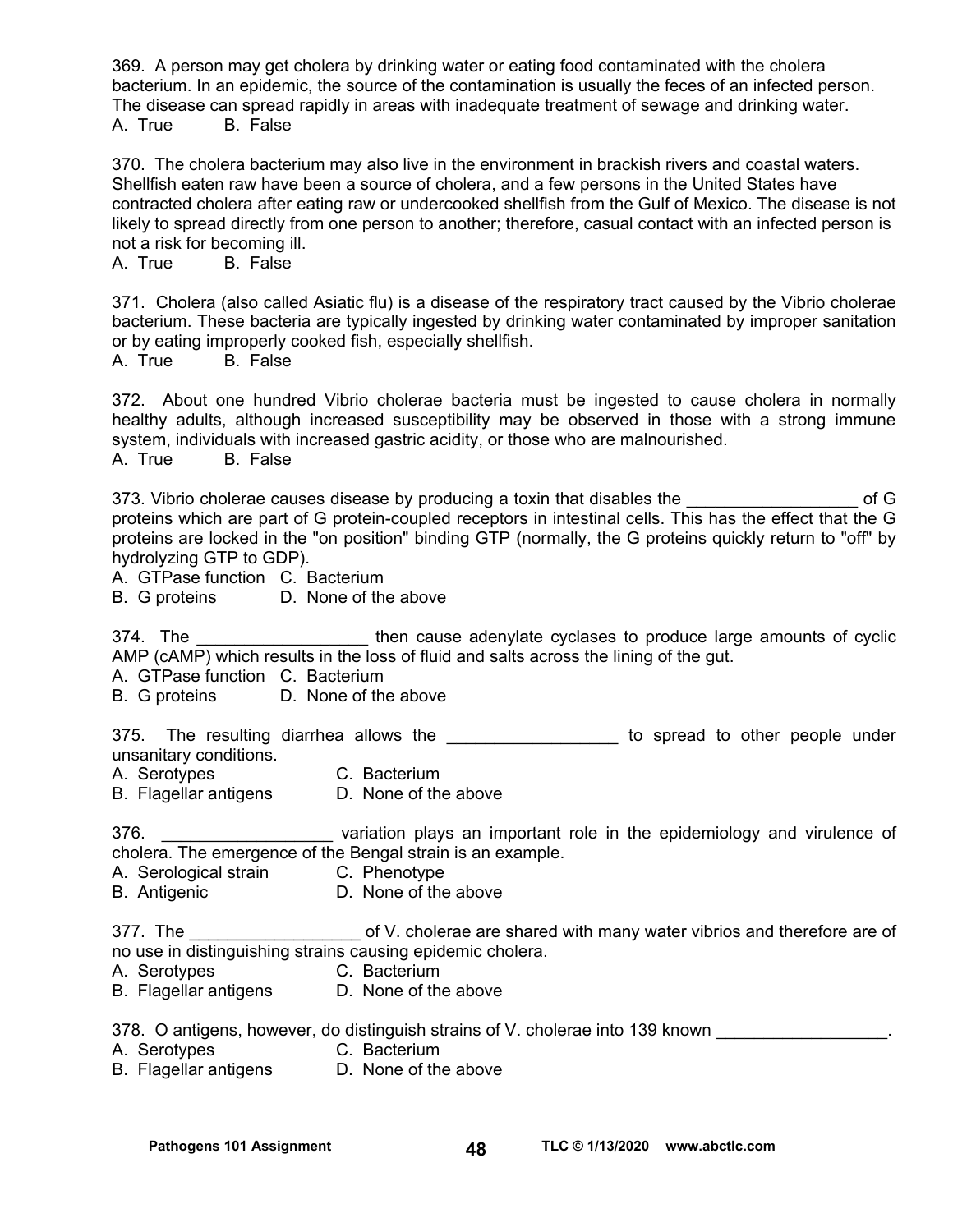369. A person may get cholera by drinking water or eating food contaminated with the cholera bacterium. In an epidemic, the source of the contamination is usually the feces of an infected person. The disease can spread rapidly in areas with inadequate treatment of sewage and drinking water.
A. True B. False

370. The cholera bacterium may also live in the environment in brackish rivers and coastal waters. Shellfish eaten raw have been a source of cholera, and a few persons in the United States have contracted cholera after eating raw or undercooked shellfish from the Gulf of Mexico. The disease is not likely to spread directly from one person to another; therefore, casual contact with an infected person is not a risk for becoming ill.
A. True B. False

371. Cholera (also called Asiatic flu) is a disease of the respiratory tract caused by the Vibrio cholerae bacterium. These bacteria are typically ingested by drinking water contaminated by improper sanitation or by eating improperly cooked fish, especially shellfish.
A. True B. False

372. About one hundred Vibrio cholerae bacteria must be ingested to cause cholera in normally healthy adults, although increased susceptibility may be observed in those with a strong immune system, individuals with increased gastric acidity, or those who are malnourished.
A. True B. False

373. Vibrio cholerae causes disease by producing a toxin that disables the __________________ of G proteins which are part of G protein-coupled receptors in intestinal cells. This has the effect that the G proteins are locked in the "on position" binding GTP (normally, the G proteins quickly return to "off" by hydrolyzing GTP to GDP).
A. GTPase function C. Bacterium
B. G proteins D. None of the above

374. The __________________ then cause adenylate cyclases to produce large amounts of cyclic AMP (cAMP) which results in the loss of fluid and salts across the lining of the gut.
A. GTPase function C. Bacterium
B. G proteins D. None of the above

375. The resulting diarrhea allows the __________________ to spread to other people under unsanitary conditions.
A. Serotypes C. Bacterium
B. Flagellar antigens D. None of the above

376. __________________ variation plays an important role in the epidemiology and virulence of cholera. The emergence of the Bengal strain is an example.
A. Serological strain C. Phenotype
B. Antigenic D. None of the above

377. The __________________ of V. cholerae are shared with many water vibrios and therefore are of no use in distinguishing strains causing epidemic cholera.
A. Serotypes C. Bacterium
B. Flagellar antigens D. None of the above

378. O antigens, however, do distinguish strains of V. cholerae into 139 known __________________.
A. Serotypes C. Bacterium
B. Flagellar antigens D. None of the above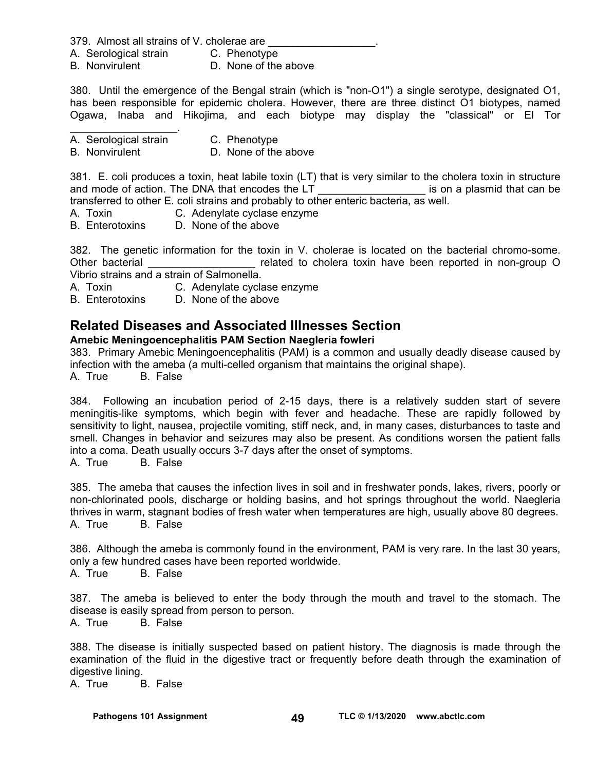379. Almost all strains of V. cholerae are __________________.

A. Serological strain    C. Phenotype
B. Nonvirulent    D. None of the above

380. Until the emergence of the Bengal strain (which is "non-O1") a single serotype, designated O1, has been responsible for epidemic cholera. However, there are three distinct O1 biotypes, named Ogawa, Inaba and Hikojima, and each biotype may display the "classical" or El Tor __________________.

A. Serological strain    C. Phenotype
B. Nonvirulent    D. None of the above

381. E. coli produces a toxin, heat labile toxin (LT) that is very similar to the cholera toxin in structure and mode of action. The DNA that encodes the LT __________________ is on a plasmid that can be transferred to other E. coli strains and probably to other enteric bacteria, as well.

A. Toxin    C. Adenylate cyclase enzyme
B. Enterotoxins    D. None of the above

382. The genetic information for the toxin in V. cholerae is located on the bacterial chromo-some. Other bacterial __________________ related to cholera toxin have been reported in non-group O Vibrio strains and a strain of Salmonella.

A. Toxin    C. Adenylate cyclase enzyme
B. Enterotoxins    D. None of the above

## Related Diseases and Associated Illnesses Section

**Amebic Meningoencephalitis PAM Section Naegleria fowleri**

383. Primary Amebic Meningoencephalitis (PAM) is a common and usually deadly disease caused by infection with the ameba (a multi-celled organism that maintains the original shape).

A. True    B. False

384. Following an incubation period of 2-15 days, there is a relatively sudden start of severe meningitis-like symptoms, which begin with fever and headache. These are rapidly followed by sensitivity to light, nausea, projectile vomiting, stiff neck, and, in many cases, disturbances to taste and smell. Changes in behavior and seizures may also be present. As conditions worsen the patient falls into a coma. Death usually occurs 3-7 days after the onset of symptoms.

A. True    B. False

385. The ameba that causes the infection lives in soil and in freshwater ponds, lakes, rivers, poorly or non-chlorinated pools, discharge or holding basins, and hot springs throughout the world. Naegleria thrives in warm, stagnant bodies of fresh water when temperatures are high, usually above 80 degrees.

A. True    B. False

386. Although the ameba is commonly found in the environment, PAM is very rare. In the last 30 years, only a few hundred cases have been reported worldwide.

A. True    B. False

387. The ameba is believed to enter the body through the mouth and travel to the stomach. The disease is easily spread from person to person.

A. True    B. False

388. The disease is initially suspected based on patient history. The diagnosis is made through the examination of the fluid in the digestive tract or frequently before death through the examination of digestive lining.

A. True    B. False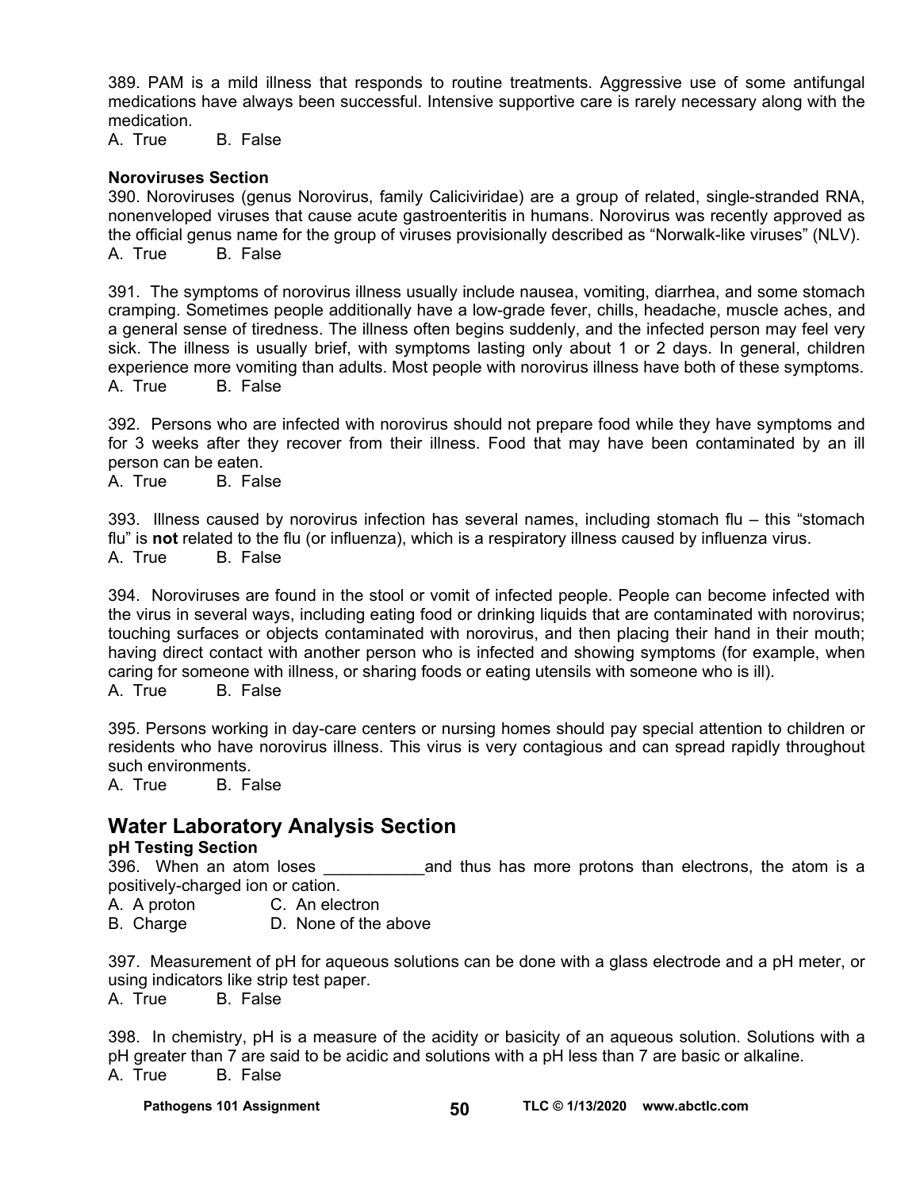389. PAM is a mild illness that responds to routine treatments. Aggressive use of some antifungal medications have always been successful. Intensive supportive care is rarely necessary along with the medication.

A. True B. False

**Noroviruses Section**

390. Noroviruses (genus Norovirus, family Caliciviridae) are a group of related, single-stranded RNA, nonenveloped viruses that cause acute gastroenteritis in humans. Norovirus was recently approved as the official genus name for the group of viruses provisionally described as "Norwalk-like viruses" (NLV).

A. True B. False

391. The symptoms of norovirus illness usually include nausea, vomiting, diarrhea, and some stomach cramping. Sometimes people additionally have a low-grade fever, chills, headache, muscle aches, and a general sense of tiredness. The illness often begins suddenly, and the infected person may feel very sick. The illness is usually brief, with symptoms lasting only about 1 or 2 days. In general, children experience more vomiting than adults. Most people with norovirus illness have both of these symptoms.

A. True B. False

392. Persons who are infected with norovirus should not prepare food while they have symptoms and for 3 weeks after they recover from their illness. Food that may have been contaminated by an ill person can be eaten.

A. True B. False

393. Illness caused by norovirus infection has several names, including stomach flu – this "stomach flu" is **not** related to the flu (or influenza), which is a respiratory illness caused by influenza virus.

A. True B. False

394. Noroviruses are found in the stool or vomit of infected people. People can become infected with the virus in several ways, including eating food or drinking liquids that are contaminated with norovirus; touching surfaces or objects contaminated with norovirus, and then placing their hand in their mouth; having direct contact with another person who is infected and showing symptoms (for example, when caring for someone with illness, or sharing foods or eating utensils with someone who is ill).

A. True B. False

395. Persons working in day-care centers or nursing homes should pay special attention to children or residents who have norovirus illness. This virus is very contagious and can spread rapidly throughout such environments.

A. True B. False

## Water Laboratory Analysis Section

**pH Testing Section**

396. When an atom loses ___________and thus has more protons than electrons, the atom is a positively-charged ion or cation.

A. A proton C. An electron
B. Charge D. None of the above

397. Measurement of pH for aqueous solutions can be done with a glass electrode and a pH meter, or using indicators like strip test paper.

A. True B. False

398. In chemistry, pH is a measure of the acidity or basicity of an aqueous solution. Solutions with a pH greater than 7 are said to be acidic and solutions with a pH less than 7 are basic or alkaline.

A. True B. False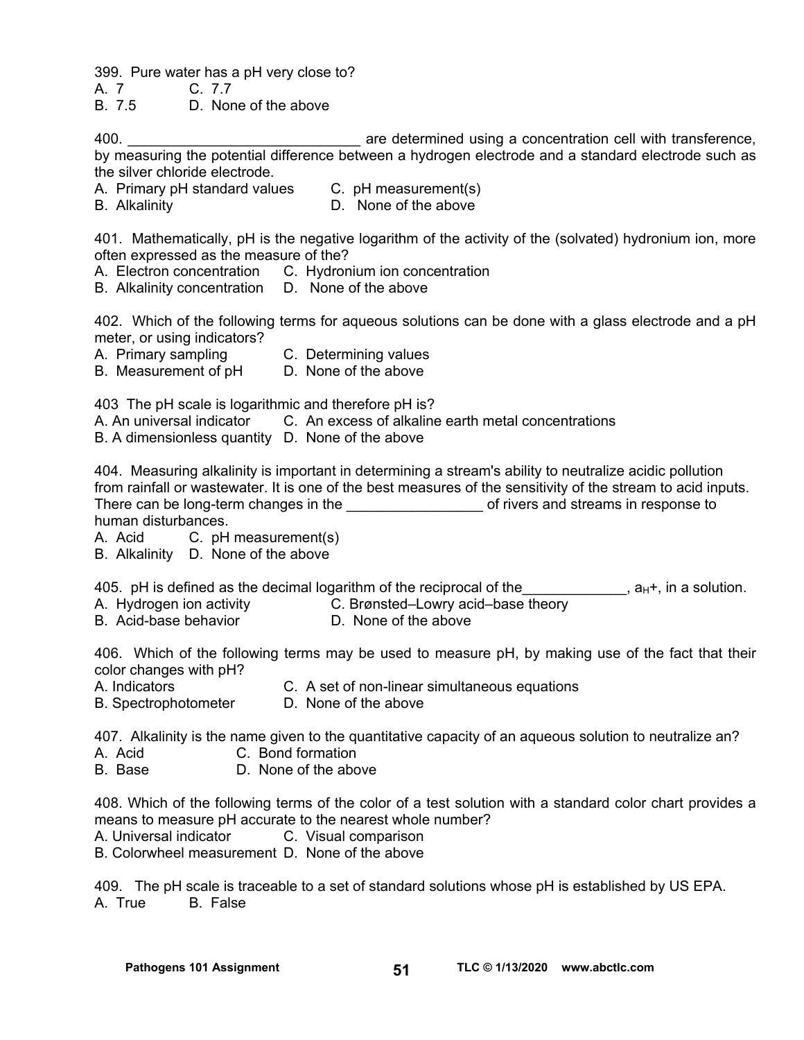399. Pure water has a pH very close to?

A. 7 C. 7.7
B. 7.5 D. None of the above

400. _____________________________ are determined using a concentration cell with transference, by measuring the potential difference between a hydrogen electrode and a standard electrode such as the silver chloride electrode.

A. Primary pH standard values C. pH measurement(s)
B. Alkalinity D. None of the above

401. Mathematically, pH is the negative logarithm of the activity of the (solvated) hydronium ion, more often expressed as the measure of the?

A. Electron concentration C. Hydronium ion concentration
B. Alkalinity concentration D. None of the above

402. Which of the following terms for aqueous solutions can be done with a glass electrode and a pH meter, or using indicators?

A. Primary sampling C. Determining values
B. Measurement of pH D. None of the above

403 The pH scale is logarithmic and therefore pH is?

A. An universal indicator C. An excess of alkaline earth metal concentrations
B. A dimensionless quantity D. None of the above

404. Measuring alkalinity is important in determining a stream's ability to neutralize acidic pollution from rainfall or wastewater. It is one of the best measures of the sensitivity of the stream to acid inputs. There can be long-term changes in the _________________ of rivers and streams in response to human disturbances.

A. Acid C. pH measurement(s)
B. Alkalinity D. None of the above

405. pH is defined as the decimal logarithm of the reciprocal of the_____________, $a_H$+, in a solution.

A. Hydrogen ion activity C. Brønsted–Lowry acid–base theory
B. Acid-base behavior D. None of the above

406. Which of the following terms may be used to measure pH, by making use of the fact that their color changes with pH?

A. Indicators C. A set of non-linear simultaneous equations
B. Spectrophotometer D. None of the above

407. Alkalinity is the name given to the quantitative capacity of an aqueous solution to neutralize an?

A. Acid C. Bond formation
B. Base D. None of the above

408. Which of the following terms of the color of a test solution with a standard color chart provides a means to measure pH accurate to the nearest whole number?

A. Universal indicator C. Visual comparison
B. Colorwheel measurement D. None of the above

409. The pH scale is traceable to a set of standard solutions whose pH is established by US EPA.

A. True B. False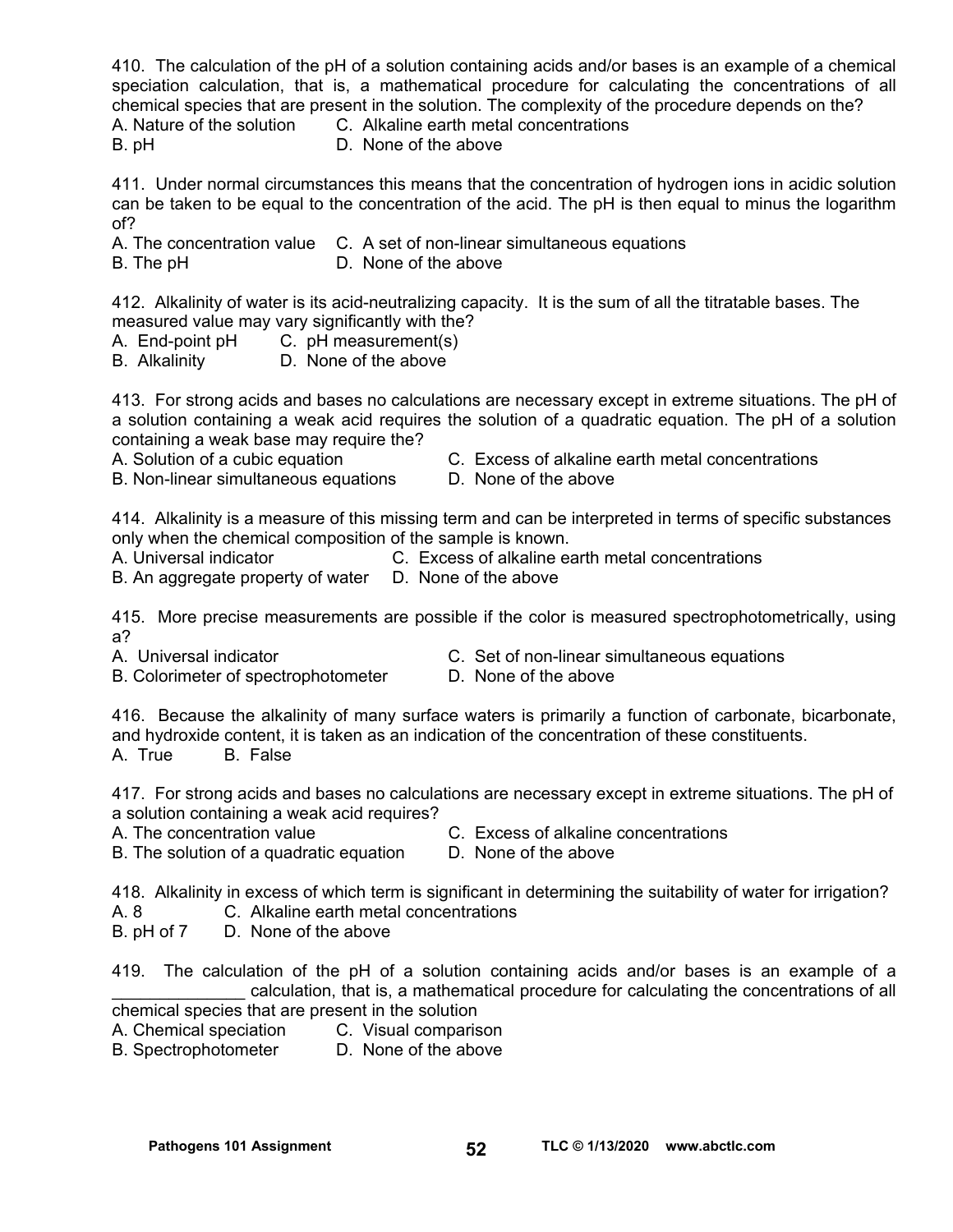410. The calculation of the pH of a solution containing acids and/or bases is an example of a chemical speciation calculation, that is, a mathematical procedure for calculating the concentrations of all chemical species that are present in the solution. The complexity of the procedure depends on the?

A. Nature of the solution C. Alkaline earth metal concentrations
B. pH D. None of the above

411. Under normal circumstances this means that the concentration of hydrogen ions in acidic solution can be taken to be equal to the concentration of the acid. The pH is then equal to minus the logarithm of?

A. The concentration value C. A set of non-linear simultaneous equations
B. The pH D. None of the above

412. Alkalinity of water is its acid-neutralizing capacity. It is the sum of all the titratable bases. The measured value may vary significantly with the?

A. End-point pH C. pH measurement(s)
B. Alkalinity D. None of the above

413. For strong acids and bases no calculations are necessary except in extreme situations. The pH of a solution containing a weak acid requires the solution of a quadratic equation. The pH of a solution containing a weak base may require the?

A. Solution of a cubic equation C. Excess of alkaline earth metal concentrations
B. Non-linear simultaneous equations D. None of the above

414. Alkalinity is a measure of this missing term and can be interpreted in terms of specific substances only when the chemical composition of the sample is known.

A. Universal indicator C. Excess of alkaline earth metal concentrations
B. An aggregate property of water D. None of the above

415. More precise measurements are possible if the color is measured spectrophotometrically, using a?

A. Universal indicator C. Set of non-linear simultaneous equations
B. Colorimeter of spectrophotometer D. None of the above

416. Because the alkalinity of many surface waters is primarily a function of carbonate, bicarbonate, and hydroxide content, it is taken as an indication of the concentration of these constituents.

A. True B. False

417. For strong acids and bases no calculations are necessary except in extreme situations. The pH of a solution containing a weak acid requires?

A. The concentration value C. Excess of alkaline concentrations
B. The solution of a quadratic equation D. None of the above

418. Alkalinity in excess of which term is significant in determining the suitability of water for irrigation?

A. 8 C. Alkaline earth metal concentrations
B. pH of 7 D. None of the above

419. The calculation of the pH of a solution containing acids and/or bases is an example of a ______________ calculation, that is, a mathematical procedure for calculating the concentrations of all chemical species that are present in the solution

A. Chemical speciation C. Visual comparison
B. Spectrophotometer D. None of the above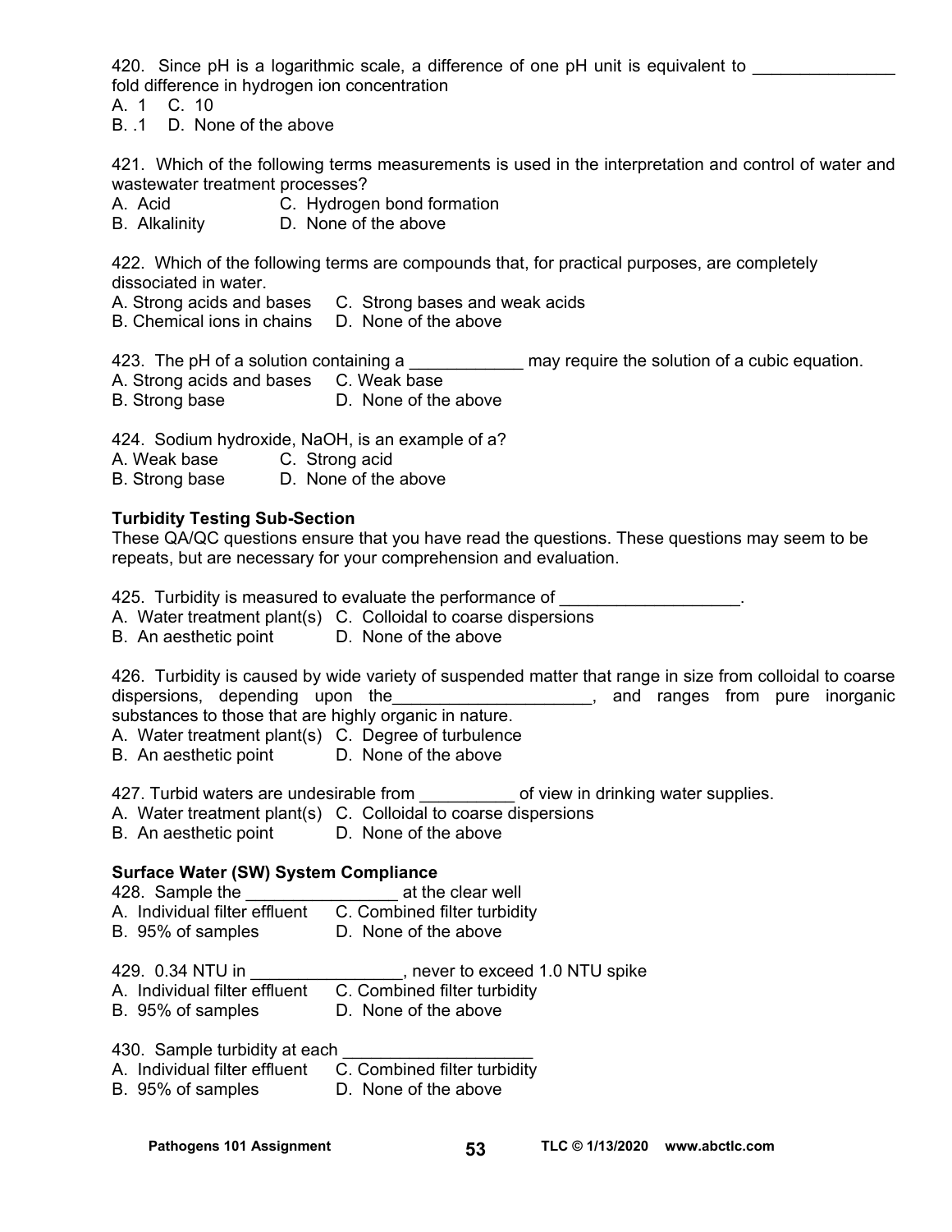420. Since pH is a logarithmic scale, a difference of one pH unit is equivalent to _______________ fold difference in hydrogen ion concentration

A. 1 C. 10
B. .1 D. None of the above

421. Which of the following terms measurements is used in the interpretation and control of water and wastewater treatment processes?

A. Acid C. Hydrogen bond formation
B. Alkalinity D. None of the above

422. Which of the following terms are compounds that, for practical purposes, are completely dissociated in water.

A. Strong acids and bases C. Strong bases and weak acids
B. Chemical ions in chains D. None of the above

423. The pH of a solution containing a ____________ may require the solution of a cubic equation.

A. Strong acids and bases C. Weak base
B. Strong base D. None of the above

424. Sodium hydroxide, NaOH, is an example of a?

A. Weak base C. Strong acid
B. Strong base D. None of the above

**Turbidity Testing Sub-Section**

These QA/QC questions ensure that you have read the questions. These questions may seem to be repeats, but are necessary for your comprehension and evaluation.

425. Turbidity is measured to evaluate the performance of ___________________.

A. Water treatment plant(s) C. Colloidal to coarse dispersions
B. An aesthetic point D. None of the above

426. Turbidity is caused by wide variety of suspended matter that range in size from colloidal to coarse dispersions, depending upon the_____________________, and ranges from pure inorganic substances to those that are highly organic in nature.

A. Water treatment plant(s) C. Degree of turbulence
B. An aesthetic point D. None of the above

427. Turbid waters are undesirable from __________ of view in drinking water supplies.

A. Water treatment plant(s) C. Colloidal to coarse dispersions
B. An aesthetic point D. None of the above

**Surface Water (SW) System Compliance**

428. Sample the ________________ at the clear well

A. Individual filter effluent C. Combined filter turbidity
B. 95% of samples D. None of the above

429. 0.34 NTU in ________________, never to exceed 1.0 NTU spike

A. Individual filter effluent C. Combined filter turbidity
B. 95% of samples D. None of the above

430. Sample turbidity at each ____________________

A. Individual filter effluent C. Combined filter turbidity
B. 95% of samples D. None of the above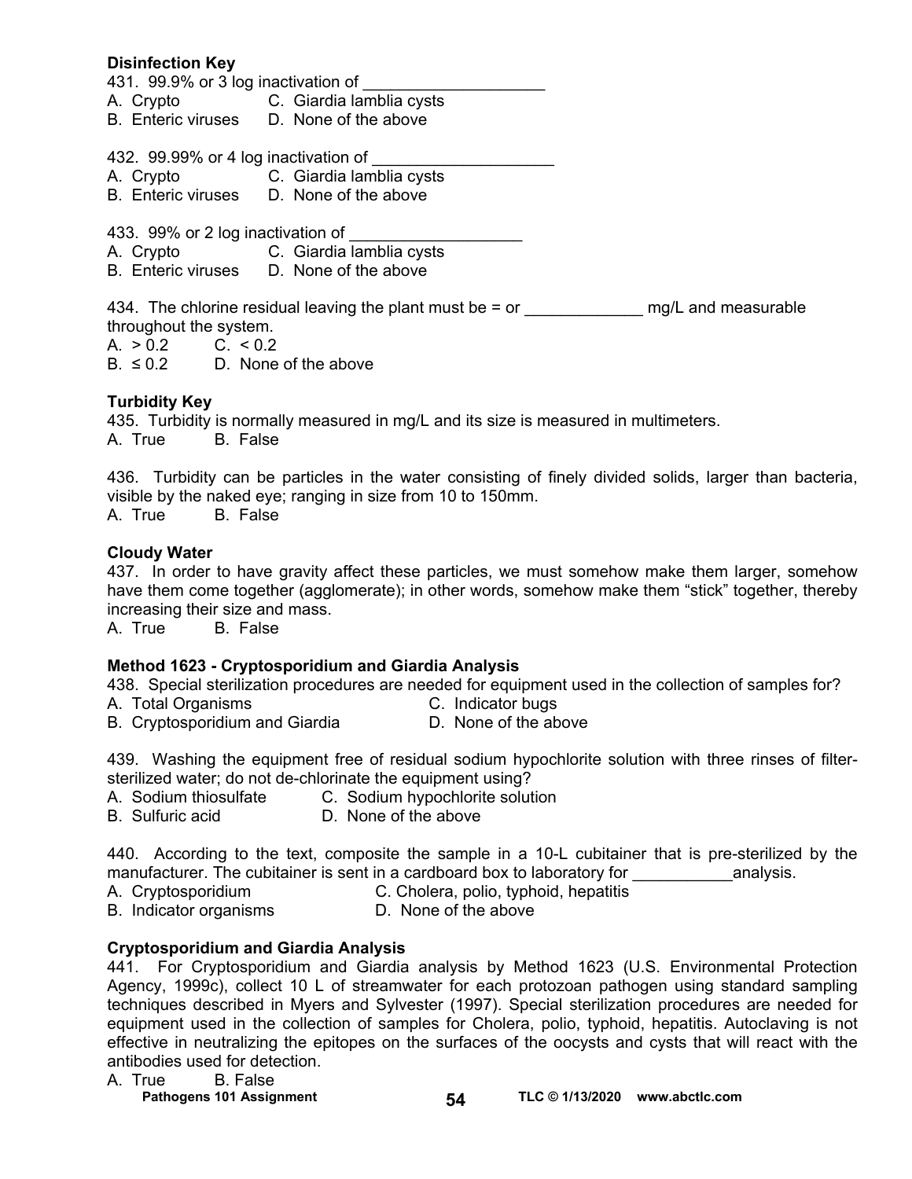**Disinfection Key**

431. 99.9% or 3 log inactivation of ____________________

A. Crypto C. Giardia lamblia cysts
B. Enteric viruses D. None of the above

432. 99.99% or 4 log inactivation of ____________________

A. Crypto C. Giardia lamblia cysts
B. Enteric viruses D. None of the above

433. 99% or 2 log inactivation of ___________________

A. Crypto C. Giardia lamblia cysts
B. Enteric viruses D. None of the above

434. The chlorine residual leaving the plant must be = or _____________ mg/L and measurable throughout the system.

A. > 0.2 C. < 0.2
B. ≤ 0.2 D. None of the above

**Turbidity Key**

435. Turbidity is normally measured in mg/L and its size is measured in multimeters.

A. True B. False

436. Turbidity can be particles in the water consisting of finely divided solids, larger than bacteria, visible by the naked eye; ranging in size from 10 to 150mm.

A. True B. False

**Cloudy Water**

437. In order to have gravity affect these particles, we must somehow make them larger, somehow have them come together (agglomerate); in other words, somehow make them "stick" together, thereby increasing their size and mass.

A. True B. False

**Method 1623 - Cryptosporidium and Giardia Analysis**

438. Special sterilization procedures are needed for equipment used in the collection of samples for?

A. Total Organisms C. Indicator bugs
B. Cryptosporidium and Giardia D. None of the above

439. Washing the equipment free of residual sodium hypochlorite solution with three rinses of filter-sterilized water; do not de-chlorinate the equipment using?

A. Sodium thiosulfate C. Sodium hypochlorite solution
B. Sulfuric acid D. None of the above

440. According to the text, composite the sample in a 10-L cubitainer that is pre-sterilized by the manufacturer. The cubitainer is sent in a cardboard box to laboratory for ___________analysis.

A. Cryptosporidium C. Cholera, polio, typhoid, hepatitis
B. Indicator organisms D. None of the above

**Cryptosporidium and Giardia Analysis**

441. For Cryptosporidium and Giardia analysis by Method 1623 (U.S. Environmental Protection Agency, 1999c), collect 10 L of streamwater for each protozoan pathogen using standard sampling techniques described in Myers and Sylvester (1997). Special sterilization procedures are needed for equipment used in the collection of samples for Cholera, polio, typhoid, hepatitis. Autoclaving is not effective in neutralizing the epitopes on the surfaces of the oocysts and cysts that will react with the antibodies used for detection.

A. True B. False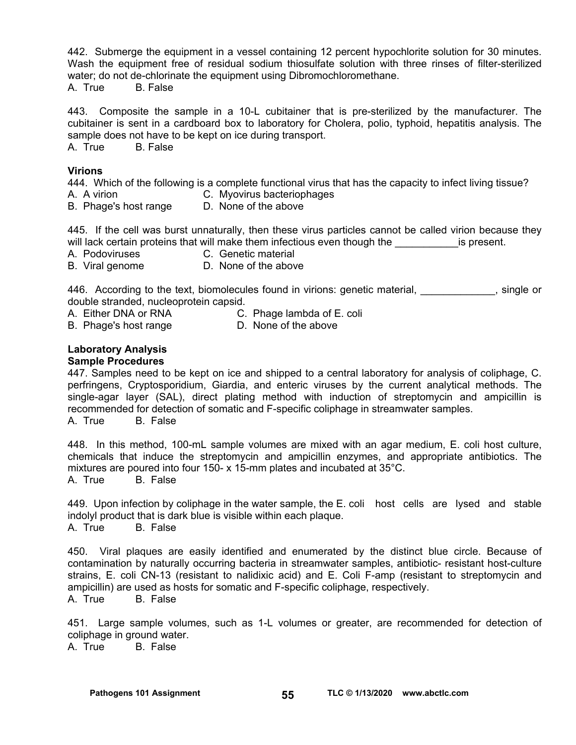442. Submerge the equipment in a vessel containing 12 percent hypochlorite solution for 30 minutes. Wash the equipment free of residual sodium thiosulfate solution with three rinses of filter-sterilized water; do not de-chlorinate the equipment using Dibromochloromethane.
A. True B. False

443. Composite the sample in a 10-L cubitainer that is pre-sterilized by the manufacturer. The cubitainer is sent in a cardboard box to laboratory for Cholera, polio, typhoid, hepatitis analysis. The sample does not have to be kept on ice during transport.
A. True B. False

**Virions**

444. Which of the following is a complete functional virus that has the capacity to infect living tissue?
A. A virion
B. Phage's host range
C. Myovirus bacteriophages
D. None of the above

445. If the cell was burst unnaturally, then these virus particles cannot be called virion because they will lack certain proteins that will make them infectious even though the ___________is present.
A. Podoviruses
B. Viral genome
C. Genetic material
D. None of the above

446. According to the text, biomolecules found in virions: genetic material, _____________, single or double stranded, nucleoprotein capsid.
A. Either DNA or RNA
B. Phage's host range
C. Phage lambda of E. coli
D. None of the above

**Laboratory Analysis**

**Sample Procedures**

447. Samples need to be kept on ice and shipped to a central laboratory for analysis of coliphage, C. perfringens, Cryptosporidium, Giardia, and enteric viruses by the current analytical methods. The single-agar layer (SAL), direct plating method with induction of streptomycin and ampicillin is recommended for detection of somatic and F-specific coliphage in streamwater samples.
A. True B. False

448. In this method, 100-mL sample volumes are mixed with an agar medium, E. coli host culture, chemicals that induce the streptomycin and ampicillin enzymes, and appropriate antibiotics. The mixtures are poured into four 150- x 15-mm plates and incubated at 35°C.
A. True B. False

449. Upon infection by coliphage in the water sample, the E. coli host cells are lysed and stable indolyl product that is dark blue is visible within each plaque.
A. True B. False

450. Viral plaques are easily identified and enumerated by the distinct blue circle. Because of contamination by naturally occurring bacteria in streamwater samples, antibiotic- resistant host-culture strains, E. coli CN-13 (resistant to nalidixic acid) and E. Coli F-amp (resistant to streptomycin and ampicillin) are used as hosts for somatic and F-specific coliphage, respectively.
A. True B. False

451. Large sample volumes, such as 1-L volumes or greater, are recommended for detection of coliphage in ground water.
A. True B. False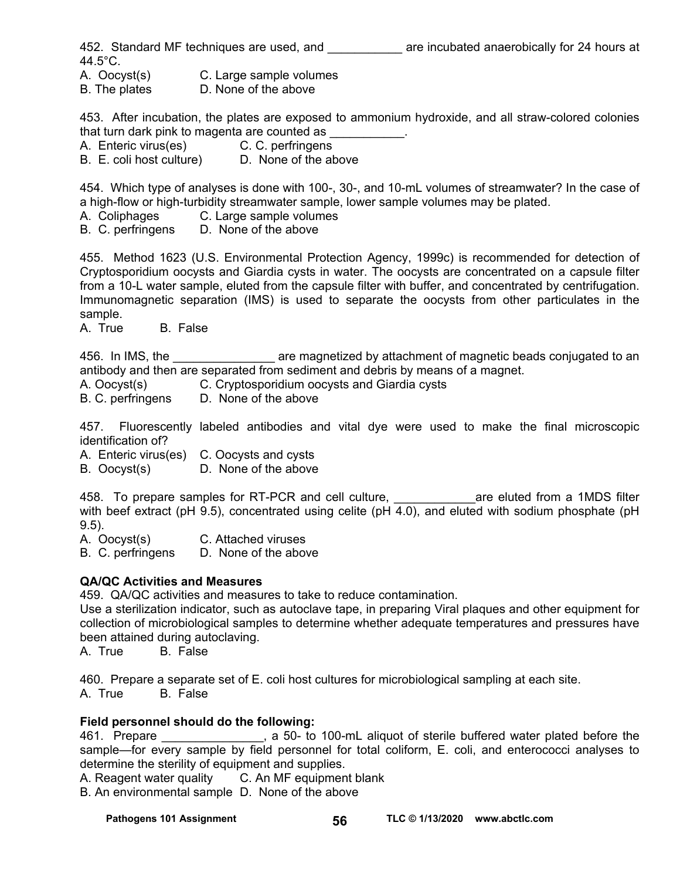452. Standard MF techniques are used, and ___________ are incubated anaerobically for 24 hours at 44.5°C.

A. Oocyst(s) C. Large sample volumes
B. The plates D. None of the above

453. After incubation, the plates are exposed to ammonium hydroxide, and all straw-colored colonies that turn dark pink to magenta are counted as ___________.

A. Enteric virus(es) C. C. perfringens
B. E. coli host culture) D. None of the above

454. Which type of analyses is done with 100-, 30-, and 10-mL volumes of streamwater? In the case of a high-flow or high-turbidity streamwater sample, lower sample volumes may be plated.

A. Coliphages C. Large sample volumes
B. C. perfringens D. None of the above

455. Method 1623 (U.S. Environmental Protection Agency, 1999c) is recommended for detection of Cryptosporidium oocysts and Giardia cysts in water. The oocysts are concentrated on a capsule filter from a 10-L water sample, eluted from the capsule filter with buffer, and concentrated by centrifugation. Immunomagnetic separation (IMS) is used to separate the oocysts from other particulates in the sample.

A. True B. False

456. In IMS, the _______________ are magnetized by attachment of magnetic beads conjugated to an antibody and then are separated from sediment and debris by means of a magnet.

A. Oocyst(s) C. Cryptosporidium oocysts and Giardia cysts
B. C. perfringens D. None of the above

457. Fluorescently labeled antibodies and vital dye were used to make the final microscopic identification of?

A. Enteric virus(es) C. Oocysts and cysts
B. Oocyst(s) D. None of the above

458. To prepare samples for RT-PCR and cell culture, ____________are eluted from a 1MDS filter with beef extract (pH 9.5), concentrated using celite (pH 4.0), and eluted with sodium phosphate (pH 9.5).

A. Oocyst(s) C. Attached viruses
B. C. perfringens D. None of the above

**QA/QC Activities and Measures**

459. QA/QC activities and measures to take to reduce contamination.
Use a sterilization indicator, such as autoclave tape, in preparing Viral plaques and other equipment for collection of microbiological samples to determine whether adequate temperatures and pressures have been attained during autoclaving.

A. True B. False

460. Prepare a separate set of E. coli host cultures for microbiological sampling at each site.

A. True B. False

**Field personnel should do the following:**

461. Prepare _______________, a 50- to 100-mL aliquot of sterile buffered water plated before the sample—for every sample by field personnel for total coliform, E. coli, and enterococci analyses to determine the sterility of equipment and supplies.

A. Reagent water quality C. An MF equipment blank
B. An environmental sample D. None of the above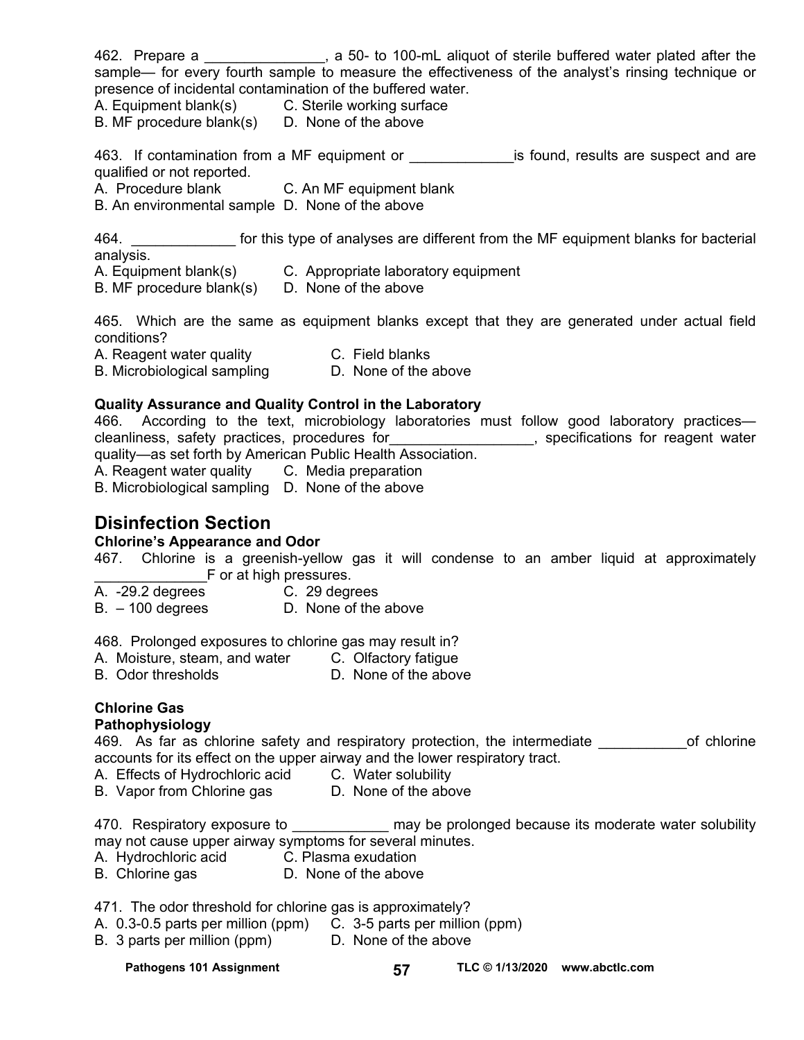462. Prepare a _______________, a 50- to 100-mL aliquot of sterile buffered water plated after the sample— for every fourth sample to measure the effectiveness of the analyst's rinsing technique or presence of incidental contamination of the buffered water.
A. Equipment blank(s) C. Sterile working surface
B. MF procedure blank(s) D. None of the above

463. If contamination from a MF equipment or _____________is found, results are suspect and are qualified or not reported.
A. Procedure blank C. An MF equipment blank
B. An environmental sample D. None of the above

464. _____________ for this type of analyses are different from the MF equipment blanks for bacterial analysis.
A. Equipment blank(s) C. Appropriate laboratory equipment
B. MF procedure blank(s) D. None of the above

465. Which are the same as equipment blanks except that they are generated under actual field conditions?
A. Reagent water quality C. Field blanks
B. Microbiological sampling D. None of the above

**Quality Assurance and Quality Control in the Laboratory**

466. According to the text, microbiology laboratories must follow good laboratory practices—cleanliness, safety practices, procedures for__________________, specifications for reagent water quality—as set forth by American Public Health Association.
A. Reagent water quality C. Media preparation
B. Microbiological sampling D. None of the above

## Disinfection Section

**Chlorine's Appearance and Odor**

467. Chlorine is a greenish-yellow gas it will condense to an amber liquid at approximately ______________F or at high pressures.
A. -29.2 degrees C. 29 degrees
B. – 100 degrees D. None of the above

468. Prolonged exposures to chlorine gas may result in?
A. Moisture, steam, and water C. Olfactory fatigue
B. Odor thresholds D. None of the above

**Chlorine Gas**

**Pathophysiology**

469. As far as chlorine safety and respiratory protection, the intermediate ___________of chlorine accounts for its effect on the upper airway and the lower respiratory tract.
A. Effects of Hydrochloric acid C. Water solubility
B. Vapor from Chlorine gas D. None of the above

470. Respiratory exposure to ____________ may be prolonged because its moderate water solubility may not cause upper airway symptoms for several minutes.
A. Hydrochloric acid C. Plasma exudation
B. Chlorine gas D. None of the above

471. The odor threshold for chlorine gas is approximately?
A. 0.3-0.5 parts per million (ppm) C. 3-5 parts per million (ppm)
B. 3 parts per million (ppm) D. None of the above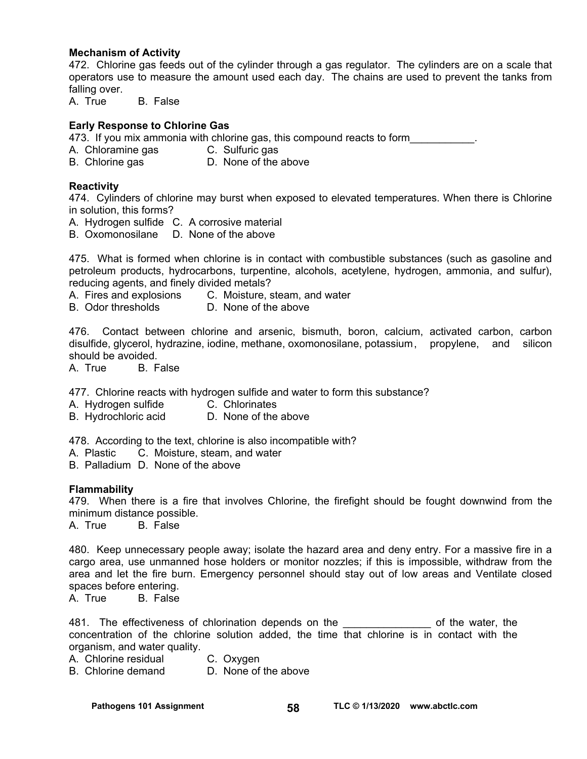**Mechanism of Activity**

472. Chlorine gas feeds out of the cylinder through a gas regulator. The cylinders are on a scale that operators use to measure the amount used each day. The chains are used to prevent the tanks from falling over.

A. True B. False

**Early Response to Chlorine Gas**

473. If you mix ammonia with chlorine gas, this compound reacts to form___________.

A. Chloramine gas C. Sulfuric gas
B. Chlorine gas D. None of the above

**Reactivity**

474. Cylinders of chlorine may burst when exposed to elevated temperatures. When there is Chlorine in solution, this forms?

A. Hydrogen sulfide C. A corrosive material
B. Oxomonosilane D. None of the above

475. What is formed when chlorine is in contact with combustible substances (such as gasoline and petroleum products, hydrocarbons, turpentine, alcohols, acetylene, hydrogen, ammonia, and sulfur), reducing agents, and finely divided metals?

A. Fires and explosions C. Moisture, steam, and water
B. Odor thresholds D. None of the above

476. Contact between chlorine and arsenic, bismuth, boron, calcium, activated carbon, carbon disulfide, glycerol, hydrazine, iodine, methane, oxomonosilane, potassium, propylene, and silicon should be avoided.

A. True B. False

477. Chlorine reacts with hydrogen sulfide and water to form this substance?

A. Hydrogen sulfide C. Chlorinates
B. Hydrochloric acid D. None of the above

478. According to the text, chlorine is also incompatible with?

A. Plastic C. Moisture, steam, and water
B. Palladium D. None of the above

**Flammability**

479. When there is a fire that involves Chlorine, the firefight should be fought downwind from the minimum distance possible.

A. True B. False

480. Keep unnecessary people away; isolate the hazard area and deny entry. For a massive fire in a cargo area, use unmanned hose holders or monitor nozzles; if this is impossible, withdraw from the area and let the fire burn. Emergency personnel should stay out of low areas and Ventilate closed spaces before entering.

A. True B. False

481. The effectiveness of chlorination depends on the _______________ of the water, the concentration of the chlorine solution added, the time that chlorine is in contact with the organism, and water quality.

A. Chlorine residual C. Oxygen
B. Chlorine demand D. None of the above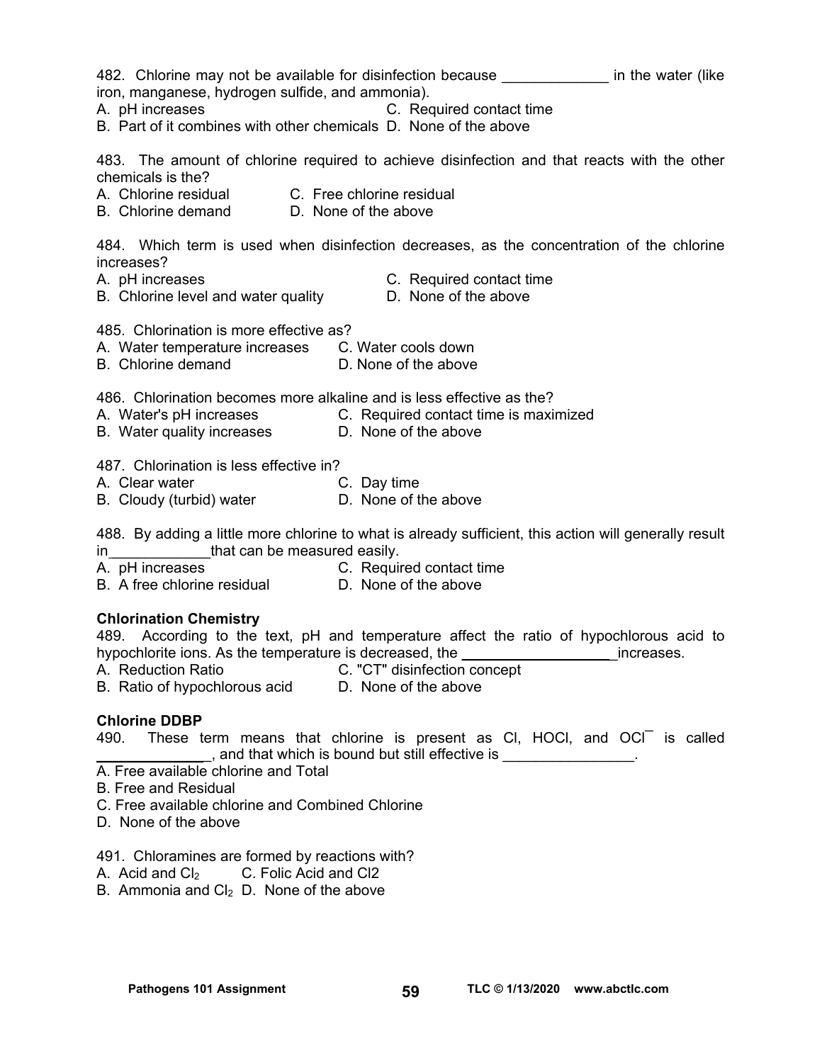482. Chlorine may not be available for disinfection because _____________ in the water (like iron, manganese, hydrogen sulfide, and ammonia).

A. pH increases
B. Part of it combines with other chemicals
C. Required contact time
D. None of the above

483. The amount of chlorine required to achieve disinfection and that reacts with the other chemicals is the?

A. Chlorine residual
B. Chlorine demand
C. Free chlorine residual
D. None of the above

484. Which term is used when disinfection decreases, as the concentration of the chlorine increases?

A. pH increases
B. Chlorine level and water quality
C. Required contact time
D. None of the above

485. Chlorination is more effective as?

A. Water temperature increases
B. Chlorine demand
C. Water cools down
D. None of the above

486. Chlorination becomes more alkaline and is less effective as the?

A. Water's pH increases
B. Water quality increases
C. Required contact time is maximized
D. None of the above

487. Chlorination is less effective in?

A. Clear water
B. Cloudy (turbid) water
C. Day time
D. None of the above

488. By adding a little more chlorine to what is already sufficient, this action will generally result in____________that can be measured easily.

A. pH increases
B. A free chlorine residual
C. Required contact time
D. None of the above

**Chlorination Chemistry**

489. According to the text, pH and temperature affect the ratio of hypochlorous acid to hypochlorite ions. As the temperature is decreased, the __________________ increases.

A. Reduction Ratio
B. Ratio of hypochlorous acid
C. "CT" disinfection concept
D. None of the above

**Chlorine DDBP**

490. These term means that chlorine is present as Cl, HOCl, and $OCl^-$ is called _____________, and that which is bound but still effective is ________________.

A. Free available chlorine and Total
B. Free and Residual
C. Free available chlorine and Combined Chlorine
D. None of the above

491. Chloramines are formed by reactions with?

A. Acid and $Cl_2$
B. Ammonia and $Cl_2$
C. Folic Acid and Cl2
D. None of the above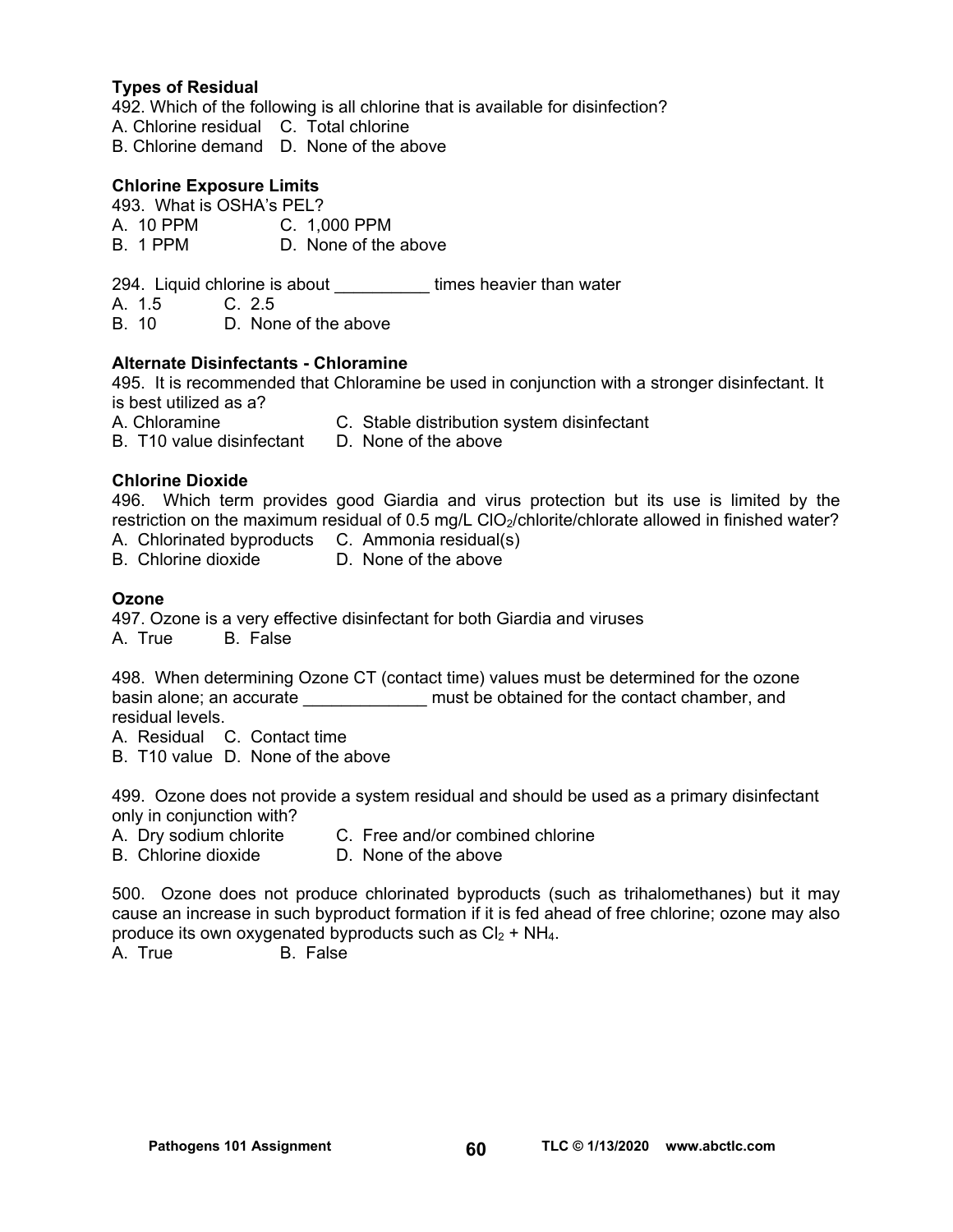**Types of Residual**

492. Which of the following is all chlorine that is available for disinfection?
A. Chlorine residual C. Total chlorine
B. Chlorine demand D. None of the above

**Chlorine Exposure Limits**

493. What is OSHA's PEL?
A. 10 PPM C. 1,000 PPM
B. 1 PPM D. None of the above

294. Liquid chlorine is about __________ times heavier than water
A. 1.5 C. 2.5
B. 10 D. None of the above

**Alternate Disinfectants - Chloramine**

495. It is recommended that Chloramine be used in conjunction with a stronger disinfectant. It is best utilized as a?
A. Chloramine C. Stable distribution system disinfectant
B. T10 value disinfectant D. None of the above

**Chlorine Dioxide**

496. Which term provides good Giardia and virus protection but its use is limited by the restriction on the maximum residual of 0.5 mg/L $ClO_2$/chlorite/chlorate allowed in finished water?
A. Chlorinated byproducts C. Ammonia residual(s)
B. Chlorine dioxide D. None of the above

**Ozone**

497. Ozone is a very effective disinfectant for both Giardia and viruses
A. True B. False

498. When determining Ozone CT (contact time) values must be determined for the ozone basin alone; an accurate _____________ must be obtained for the contact chamber, and residual levels.
A. Residual C. Contact time
B. T10 value D. None of the above

499. Ozone does not provide a system residual and should be used as a primary disinfectant only in conjunction with?
A. Dry sodium chlorite C. Free and/or combined chlorine
B. Chlorine dioxide D. None of the above

500. Ozone does not produce chlorinated byproducts (such as trihalomethanes) but it may cause an increase in such byproduct formation if it is fed ahead of free chlorine; ozone may also produce its own oxygenated byproducts such as $Cl_2 + NH_4$.
A. True B. False